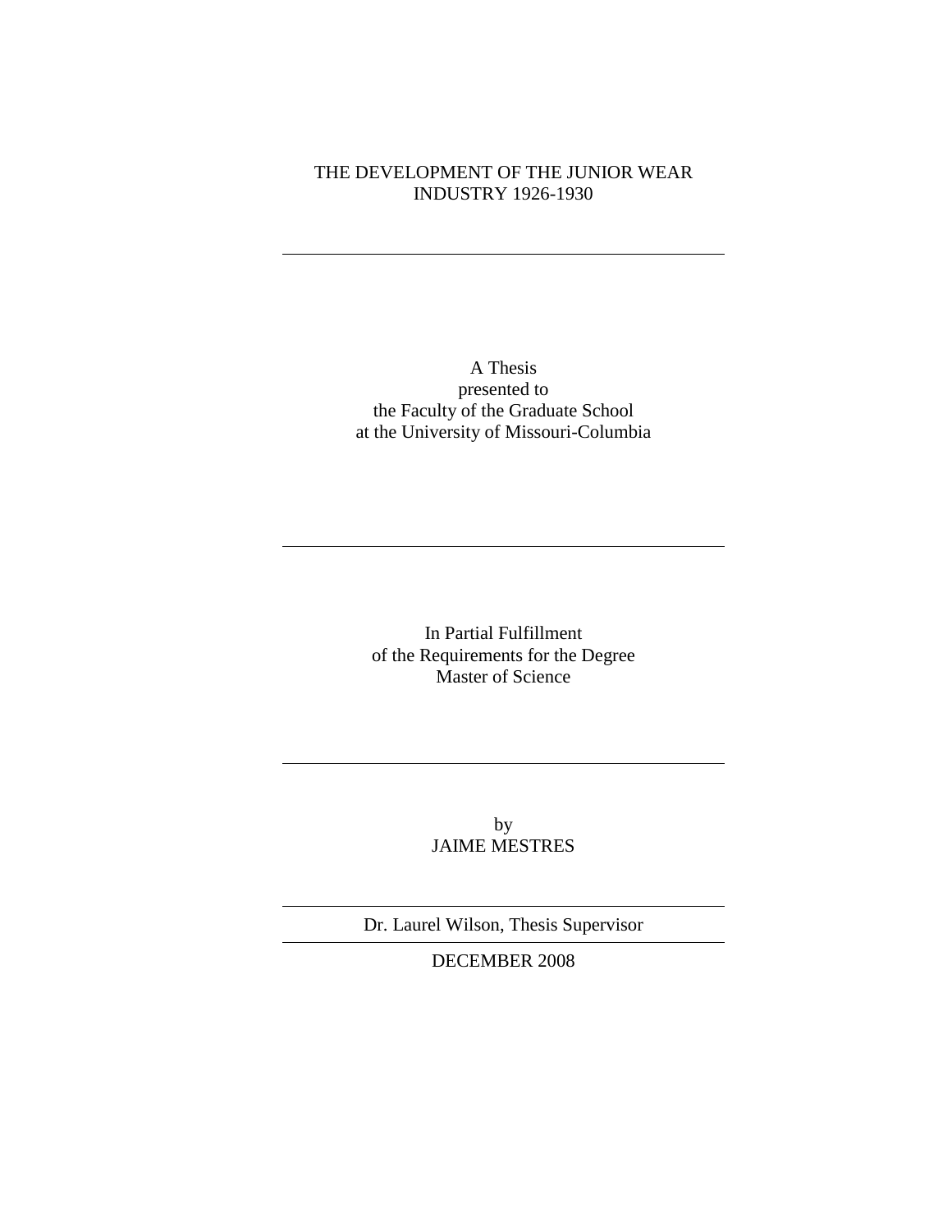# THE DEVELOPMENT OF THE JUNIOR WEAR INDUSTRY 1926-1930

---

A Thesis
presented to
the Faculty of the Graduate School
at the University of Missouri-Columbia

---

In Partial Fulfillment
of the Requirements for the Degree
Master of Science

---

by
JAIME MESTRES

---

Dr. Laurel Wilson, Thesis Supervisor

---

DECEMBER 2008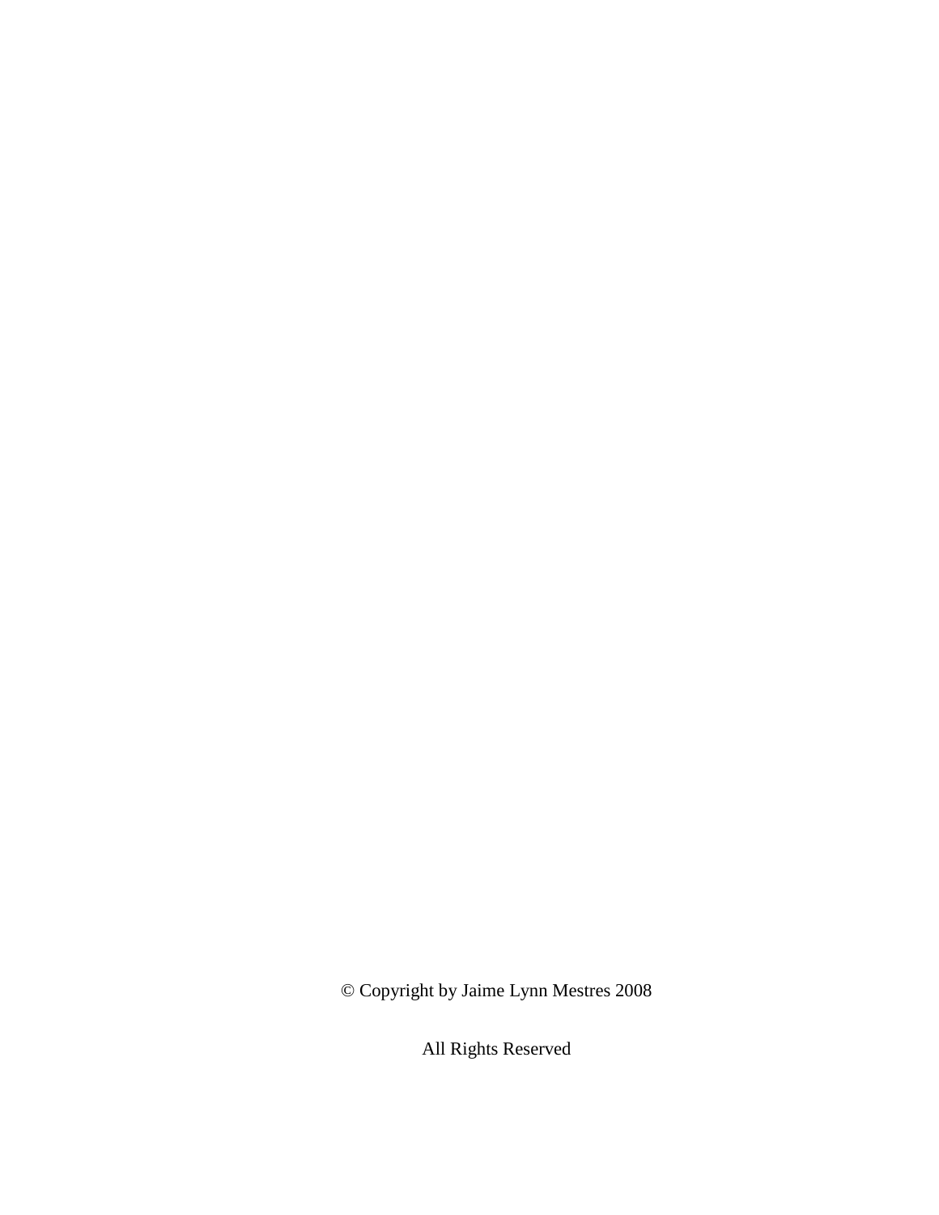© Copyright by Jaime Lynn Mestres 2008

All Rights Reserved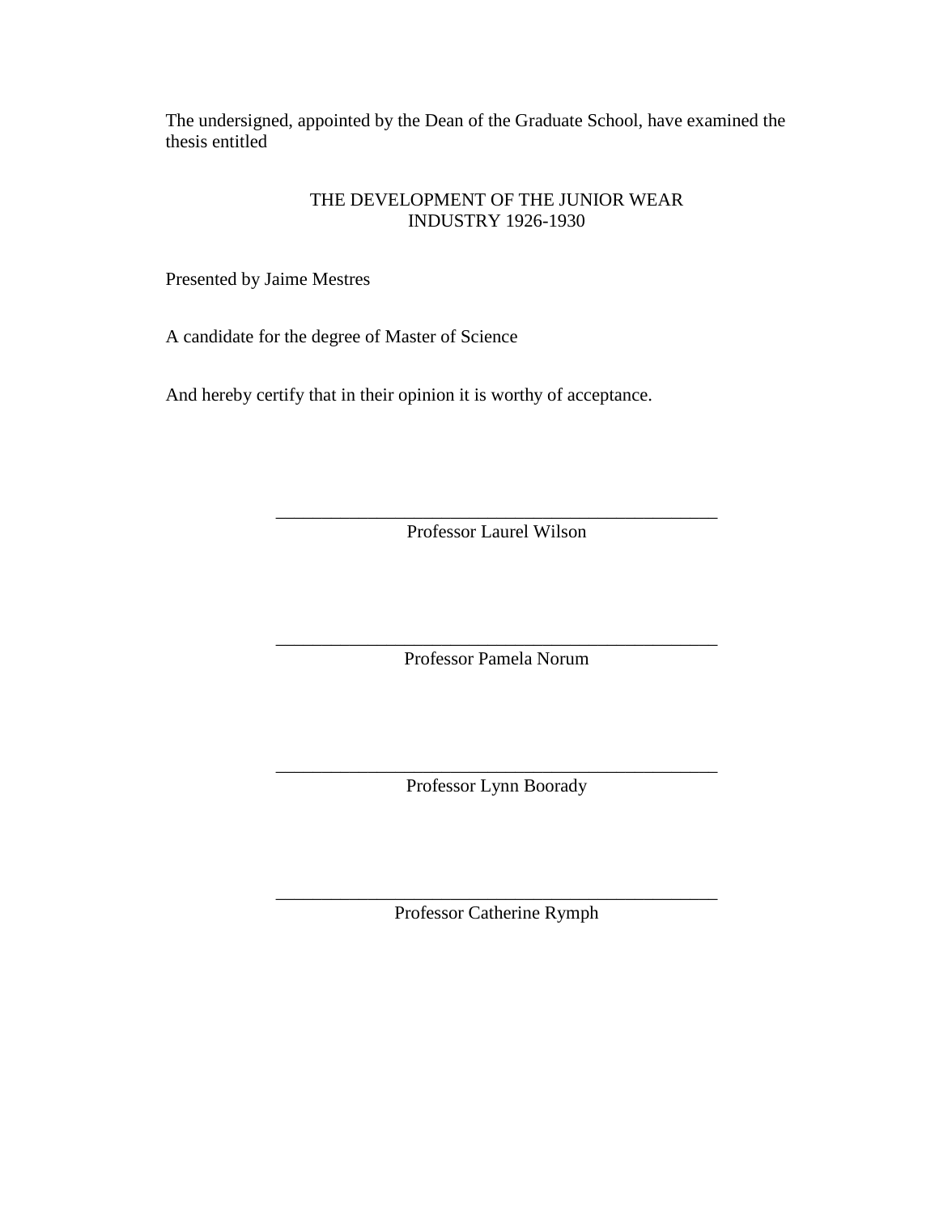The undersigned, appointed by the Dean of the Graduate School, have examined the thesis entitled

THE DEVELOPMENT OF THE JUNIOR WEAR INDUSTRY 1926-1930

Presented by Jaime Mestres

A candidate for the degree of Master of Science

And hereby certify that in their opinion it is worthy of acceptance.

\_\_\_\_\_\_\_\_\_\_\_\_\_\_\_\_\_\_\_\_\_\_\_\_\_\_\_\_\_\_\_\_\_\_\_\_\_\_\_\_\_\_\_\_\_\_\_\_

Professor Laurel Wilson

\_\_\_\_\_\_\_\_\_\_\_\_\_\_\_\_\_\_\_\_\_\_\_\_\_\_\_\_\_\_\_\_\_\_\_\_\_\_\_\_\_\_\_\_\_\_\_\_

Professor Pamela Norum

\_\_\_\_\_\_\_\_\_\_\_\_\_\_\_\_\_\_\_\_\_\_\_\_\_\_\_\_\_\_\_\_\_\_\_\_\_\_\_\_\_\_\_\_\_\_\_\_

Professor Lynn Boorady

\_\_\_\_\_\_\_\_\_\_\_\_\_\_\_\_\_\_\_\_\_\_\_\_\_\_\_\_\_\_\_\_\_\_\_\_\_\_\_\_\_\_\_\_\_\_\_\_

Professor Catherine Rymph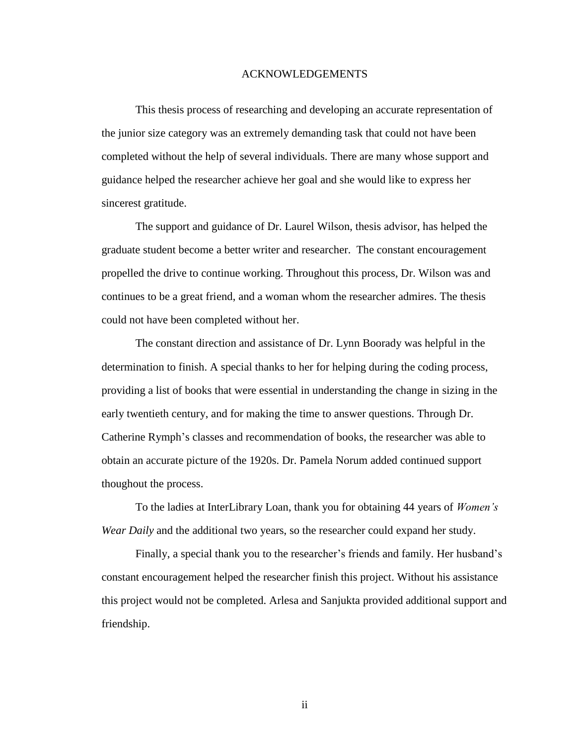# ACKNOWLEDGEMENTS

This thesis process of researching and developing an accurate representation of the junior size category was an extremely demanding task that could not have been completed without the help of several individuals. There are many whose support and guidance helped the researcher achieve her goal and she would like to express her sincerest gratitude.

The support and guidance of Dr. Laurel Wilson, thesis advisor, has helped the graduate student become a better writer and researcher. The constant encouragement propelled the drive to continue working. Throughout this process, Dr. Wilson was and continues to be a great friend, and a woman whom the researcher admires. The thesis could not have been completed without her.

The constant direction and assistance of Dr. Lynn Boorady was helpful in the determination to finish. A special thanks to her for helping during the coding process, providing a list of books that were essential in understanding the change in sizing in the early twentieth century, and for making the time to answer questions. Through Dr. Catherine Rymph's classes and recommendation of books, the researcher was able to obtain an accurate picture of the 1920s. Dr. Pamela Norum added continued support thoughout the process.

To the ladies at InterLibrary Loan, thank you for obtaining 44 years of *Women's Wear Daily* and the additional two years, so the researcher could expand her study.

Finally, a special thank you to the researcher's friends and family. Her husband's constant encouragement helped the researcher finish this project. Without his assistance this project would not be completed. Arlesa and Sanjukta provided additional support and friendship.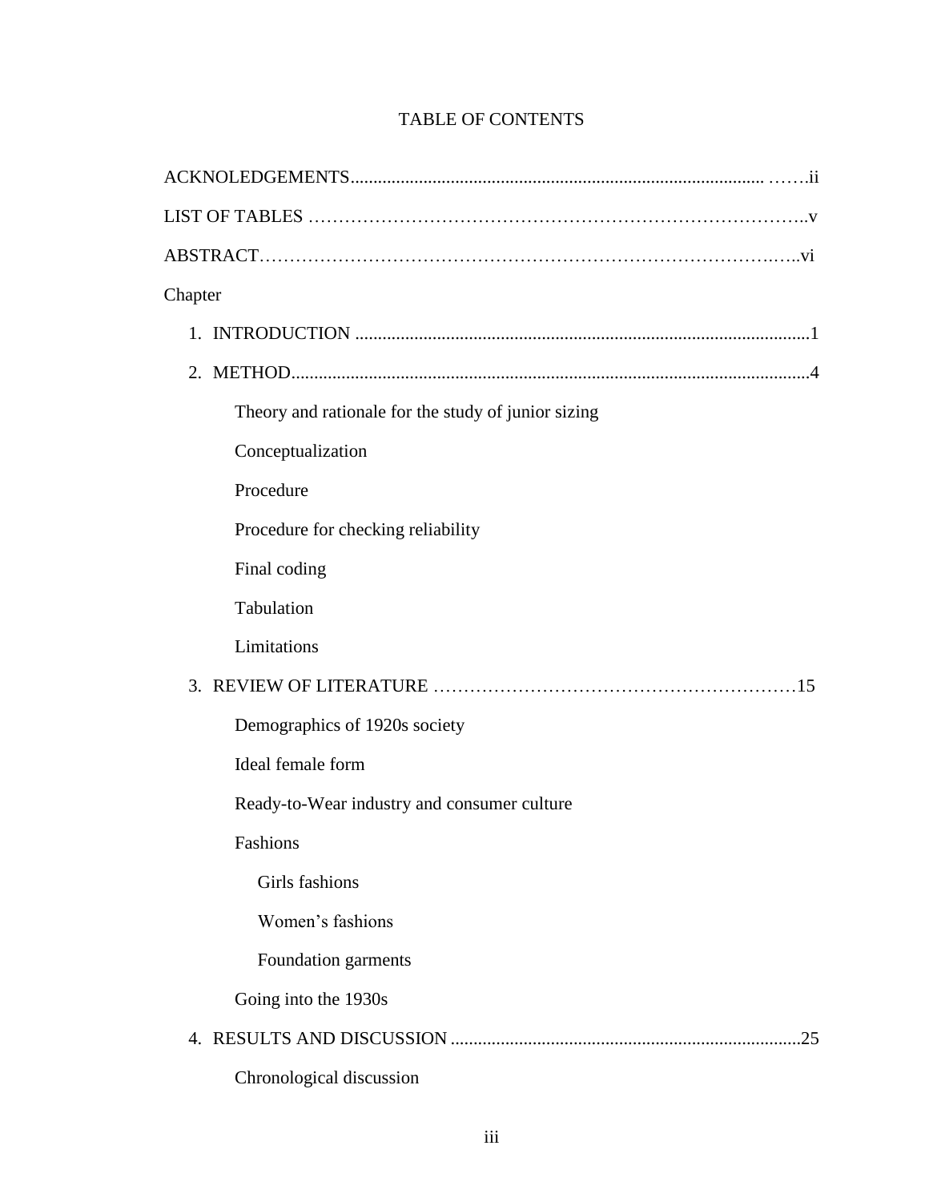# TABLE OF CONTENTS

ACKNOLEDGEMENTS........................................................................................... …….ii

LIST OF TABLES …………………………………………………………………..v

ABSTRACT…………………………………………………………………….….vi

Chapter

1. INTRODUCTION ....................................................................................................1
2. METHOD.................................................................................................................4
   - Theory and rationale for the study of junior sizing
   - Conceptualization
   - Procedure
   - Procedure for checking reliability
   - Final coding
   - Tabulation
   - Limitations
3. REVIEW OF LITERATURE ……………………………………………………15
   - Demographics of 1920s society
   - Ideal female form
   - Ready-to-Wear industry and consumer culture
   - Fashions
     - Girls fashions
     - Women's fashions
     - Foundation garments
   - Going into the 1930s
4. RESULTS AND DISCUSSION .............................................................................25
   - Chronological discussion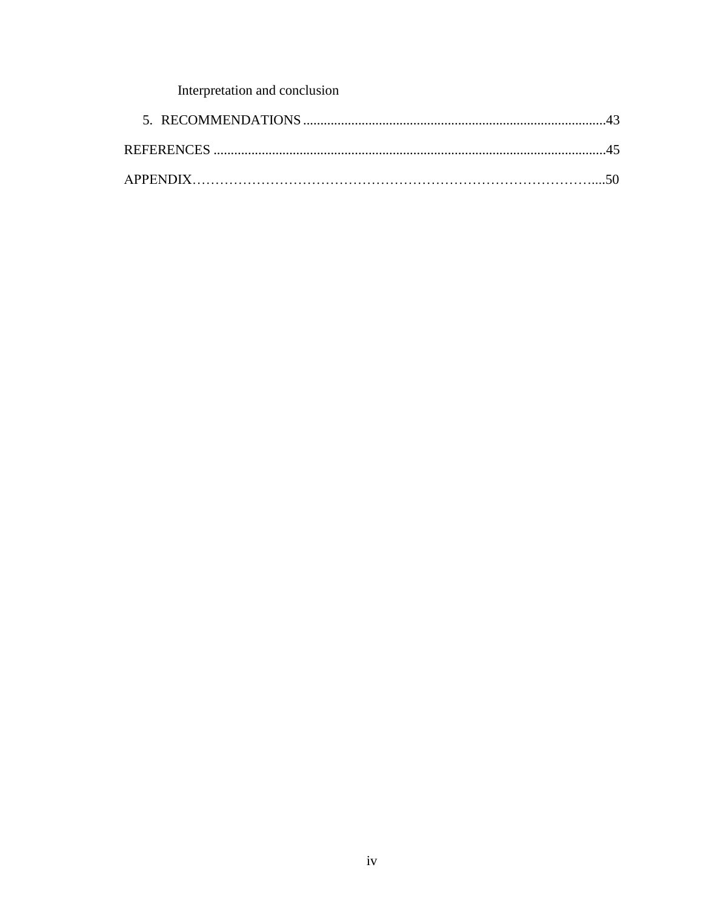Interpretation and conclusion

5. RECOMMENDATIONS ........................................................................................43

REFERENCES ..................................................................................................................45

APPENDIX…………………………………………………………………………......50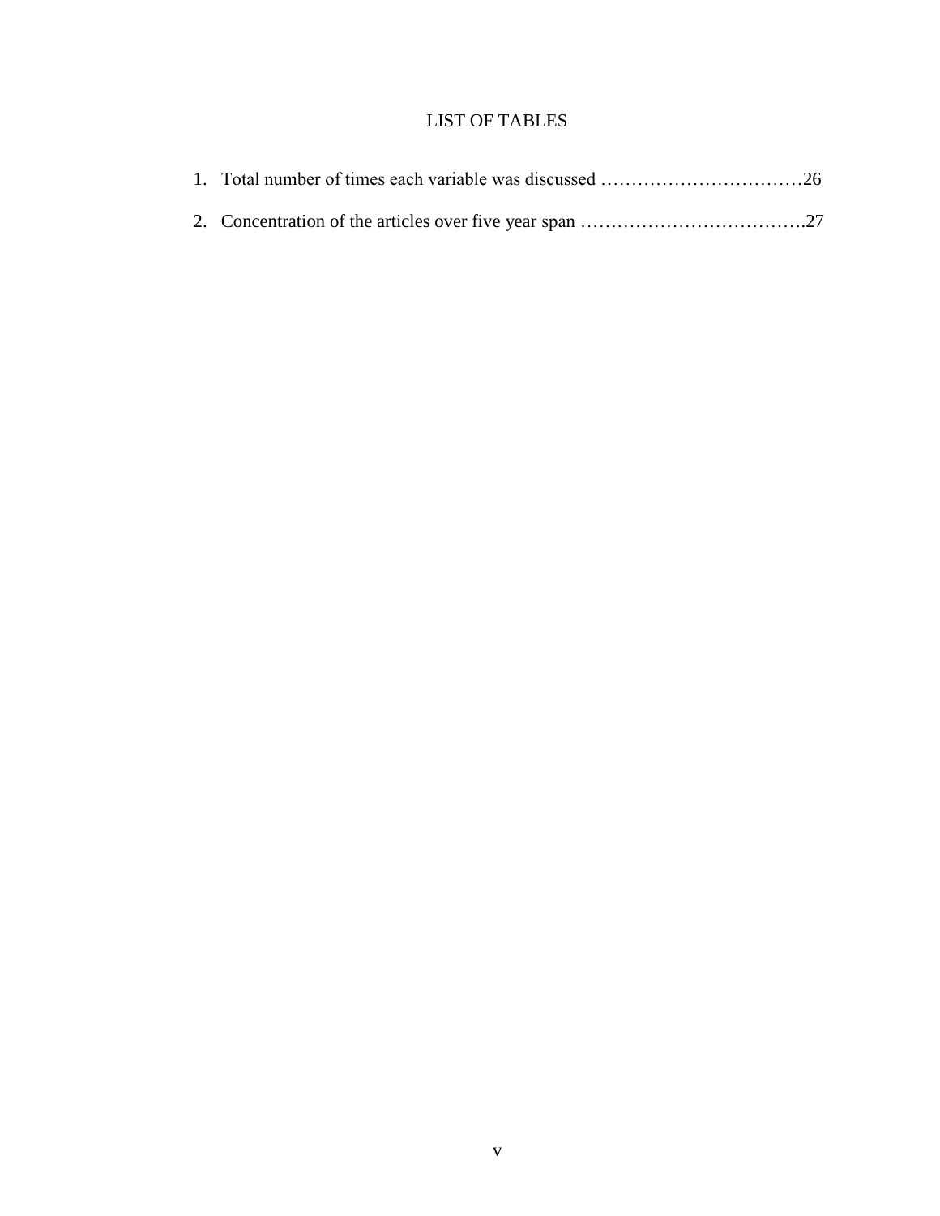# LIST OF TABLES

1. Total number of times each variable was discussed ……………………………26
2. Concentration of the articles over five year span ……………………………….27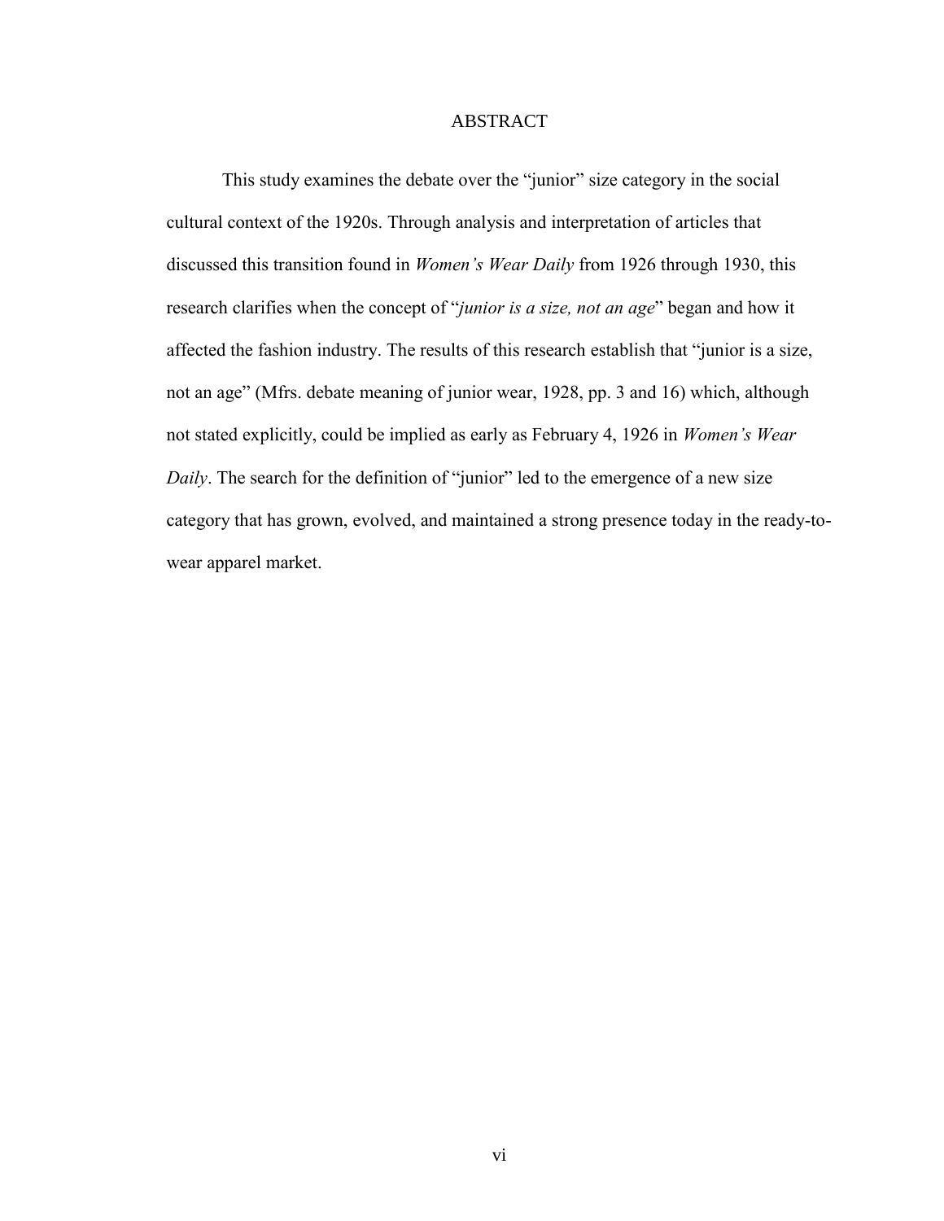# ABSTRACT

This study examines the debate over the "junior" size category in the social cultural context of the 1920s. Through analysis and interpretation of articles that discussed this transition found in *Women's Wear Daily* from 1926 through 1930, this research clarifies when the concept of "*junior is a size, not an age*" began and how it affected the fashion industry. The results of this research establish that "junior is a size, not an age" (Mfrs. debate meaning of junior wear, 1928, pp. 3 and 16) which, although not stated explicitly, could be implied as early as February 4, 1926 in *Women's Wear Daily*. The search for the definition of "junior" led to the emergence of a new size category that has grown, evolved, and maintained a strong presence today in the ready-to-wear apparel market.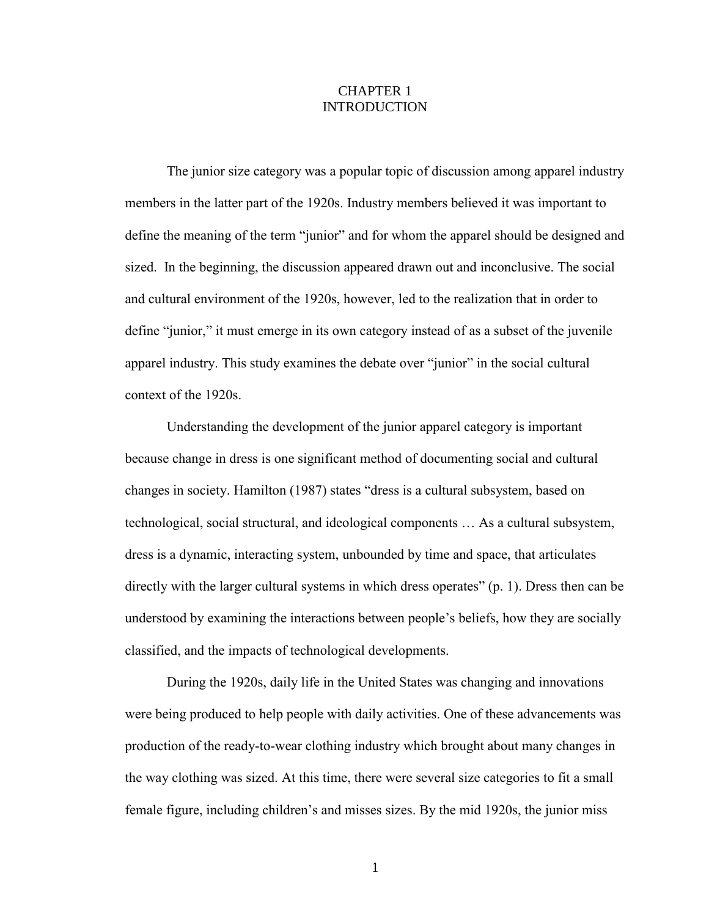# CHAPTER 1
# INTRODUCTION

The junior size category was a popular topic of discussion among apparel industry members in the latter part of the 1920s. Industry members believed it was important to define the meaning of the term "junior" and for whom the apparel should be designed and sized. In the beginning, the discussion appeared drawn out and inconclusive. The social and cultural environment of the 1920s, however, led to the realization that in order to define "junior," it must emerge in its own category instead of as a subset of the juvenile apparel industry. This study examines the debate over "junior" in the social cultural context of the 1920s.

Understanding the development of the junior apparel category is important because change in dress is one significant method of documenting social and cultural changes in society. Hamilton (1987) states "dress is a cultural subsystem, based on technological, social structural, and ideological components … As a cultural subsystem, dress is a dynamic, interacting system, unbounded by time and space, that articulates directly with the larger cultural systems in which dress operates" (p. 1). Dress then can be understood by examining the interactions between people's beliefs, how they are socially classified, and the impacts of technological developments.

During the 1920s, daily life in the United States was changing and innovations were being produced to help people with daily activities. One of these advancements was production of the ready-to-wear clothing industry which brought about many changes in the way clothing was sized. At this time, there were several size categories to fit a small female figure, including children's and misses sizes. By the mid 1920s, the junior miss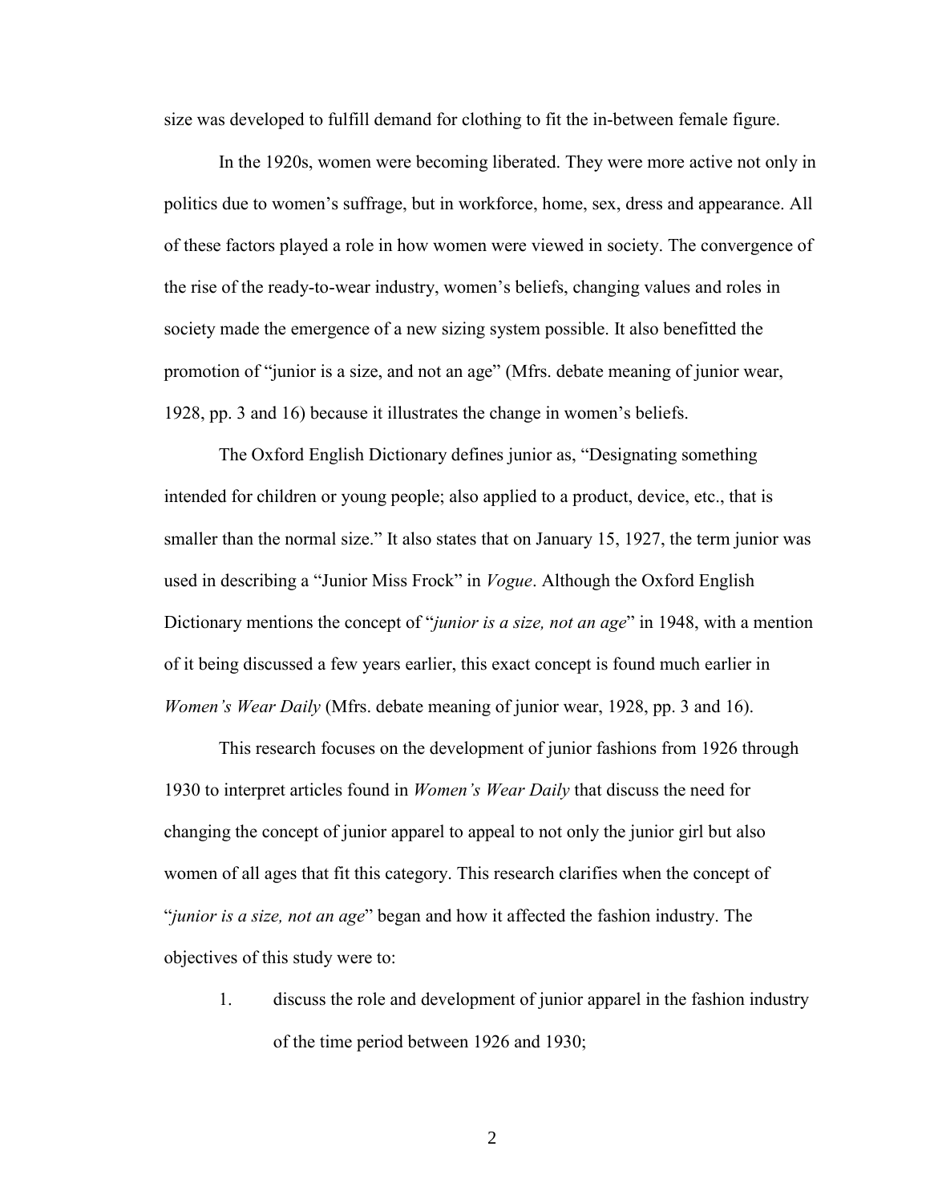size was developed to fulfill demand for clothing to fit the in-between female figure.

In the 1920s, women were becoming liberated. They were more active not only in politics due to women's suffrage, but in workforce, home, sex, dress and appearance. All of these factors played a role in how women were viewed in society. The convergence of the rise of the ready-to-wear industry, women's beliefs, changing values and roles in society made the emergence of a new sizing system possible. It also benefitted the promotion of "junior is a size, and not an age" (Mfrs. debate meaning of junior wear, 1928, pp. 3 and 16) because it illustrates the change in women's beliefs.

The Oxford English Dictionary defines junior as, "Designating something intended for children or young people; also applied to a product, device, etc., that is smaller than the normal size." It also states that on January 15, 1927, the term junior was used in describing a "Junior Miss Frock" in *Vogue*. Although the Oxford English Dictionary mentions the concept of "*junior is a size, not an age*" in 1948, with a mention of it being discussed a few years earlier, this exact concept is found much earlier in *Women's Wear Daily* (Mfrs. debate meaning of junior wear, 1928, pp. 3 and 16).

This research focuses on the development of junior fashions from 1926 through 1930 to interpret articles found in *Women's Wear Daily* that discuss the need for changing the concept of junior apparel to appeal to not only the junior girl but also women of all ages that fit this category. This research clarifies when the concept of "*junior is a size, not an age*" began and how it affected the fashion industry. The objectives of this study were to:

1. discuss the role and development of junior apparel in the fashion industry of the time period between 1926 and 1930;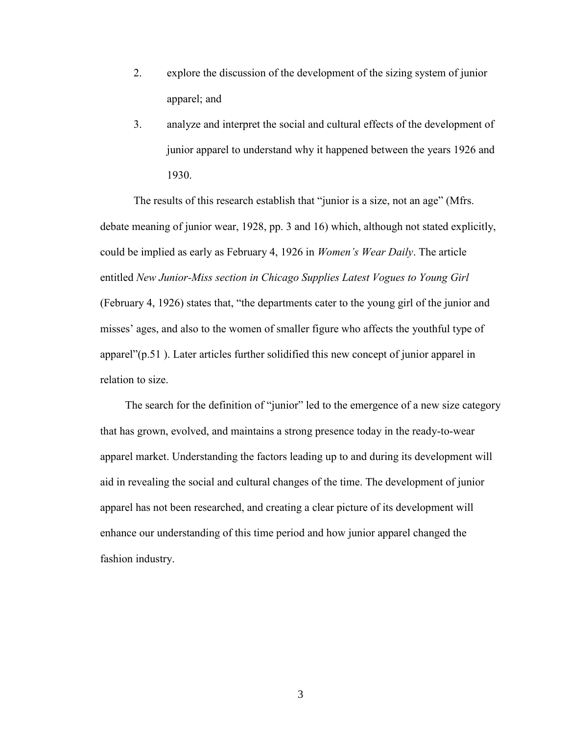2. explore the discussion of the development of the sizing system of junior apparel; and
3. analyze and interpret the social and cultural effects of the development of junior apparel to understand why it happened between the years 1926 and 1930.

The results of this research establish that "junior is a size, not an age" (Mfrs. debate meaning of junior wear, 1928, pp. 3 and 16) which, although not stated explicitly, could be implied as early as February 4, 1926 in *Women's Wear Daily*. The article entitled *New Junior-Miss section in Chicago Supplies Latest Vogues to Young Girl* (February 4, 1926) states that, "the departments cater to the young girl of the junior and misses' ages, and also to the women of smaller figure who affects the youthful type of apparel"(p.51 ). Later articles further solidified this new concept of junior apparel in relation to size.

The search for the definition of "junior" led to the emergence of a new size category that has grown, evolved, and maintains a strong presence today in the ready-to-wear apparel market. Understanding the factors leading up to and during its development will aid in revealing the social and cultural changes of the time. The development of junior apparel has not been researched, and creating a clear picture of its development will enhance our understanding of this time period and how junior apparel changed the fashion industry.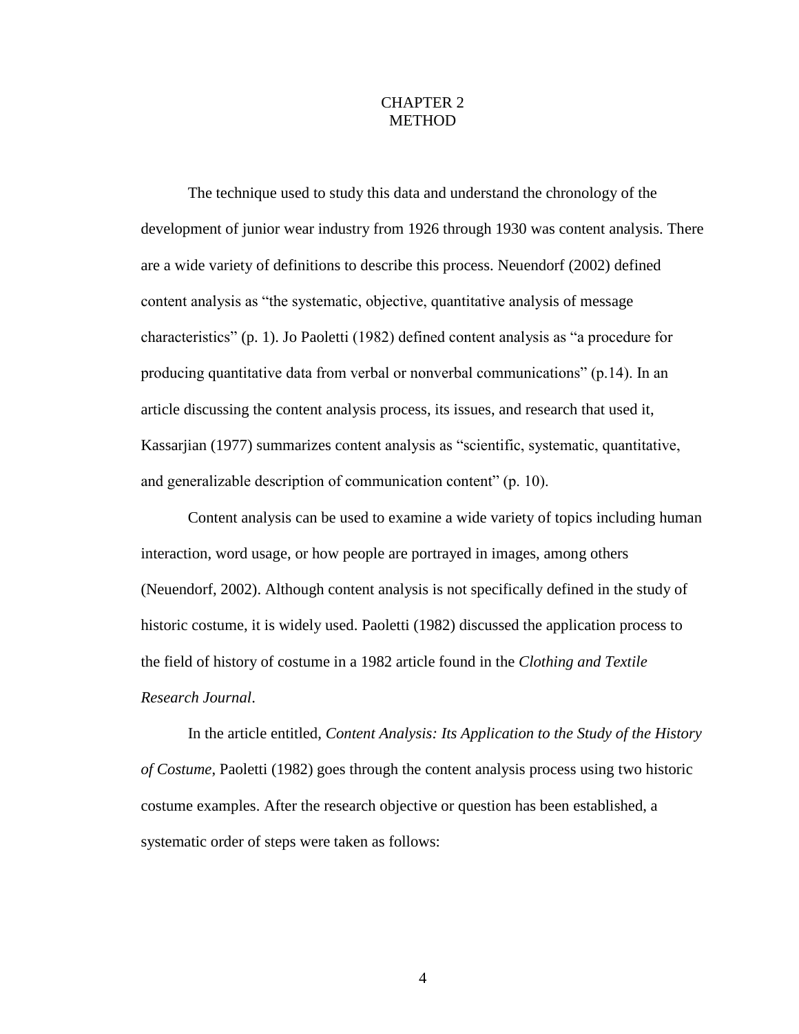# CHAPTER 2
# METHOD

The technique used to study this data and understand the chronology of the development of junior wear industry from 1926 through 1930 was content analysis. There are a wide variety of definitions to describe this process. Neuendorf (2002) defined content analysis as "the systematic, objective, quantitative analysis of message characteristics" (p. 1). Jo Paoletti (1982) defined content analysis as "a procedure for producing quantitative data from verbal or nonverbal communications" (p.14). In an article discussing the content analysis process, its issues, and research that used it, Kassarjian (1977) summarizes content analysis as "scientific, systematic, quantitative, and generalizable description of communication content" (p. 10).

Content analysis can be used to examine a wide variety of topics including human interaction, word usage, or how people are portrayed in images, among others (Neuendorf, 2002). Although content analysis is not specifically defined in the study of historic costume, it is widely used. Paoletti (1982) discussed the application process to the field of history of costume in a 1982 article found in the *Clothing and Textile Research Journal*.

In the article entitled, *Content Analysis: Its Application to the Study of the History of Costume*, Paoletti (1982) goes through the content analysis process using two historic costume examples. After the research objective or question has been established, a systematic order of steps were taken as follows: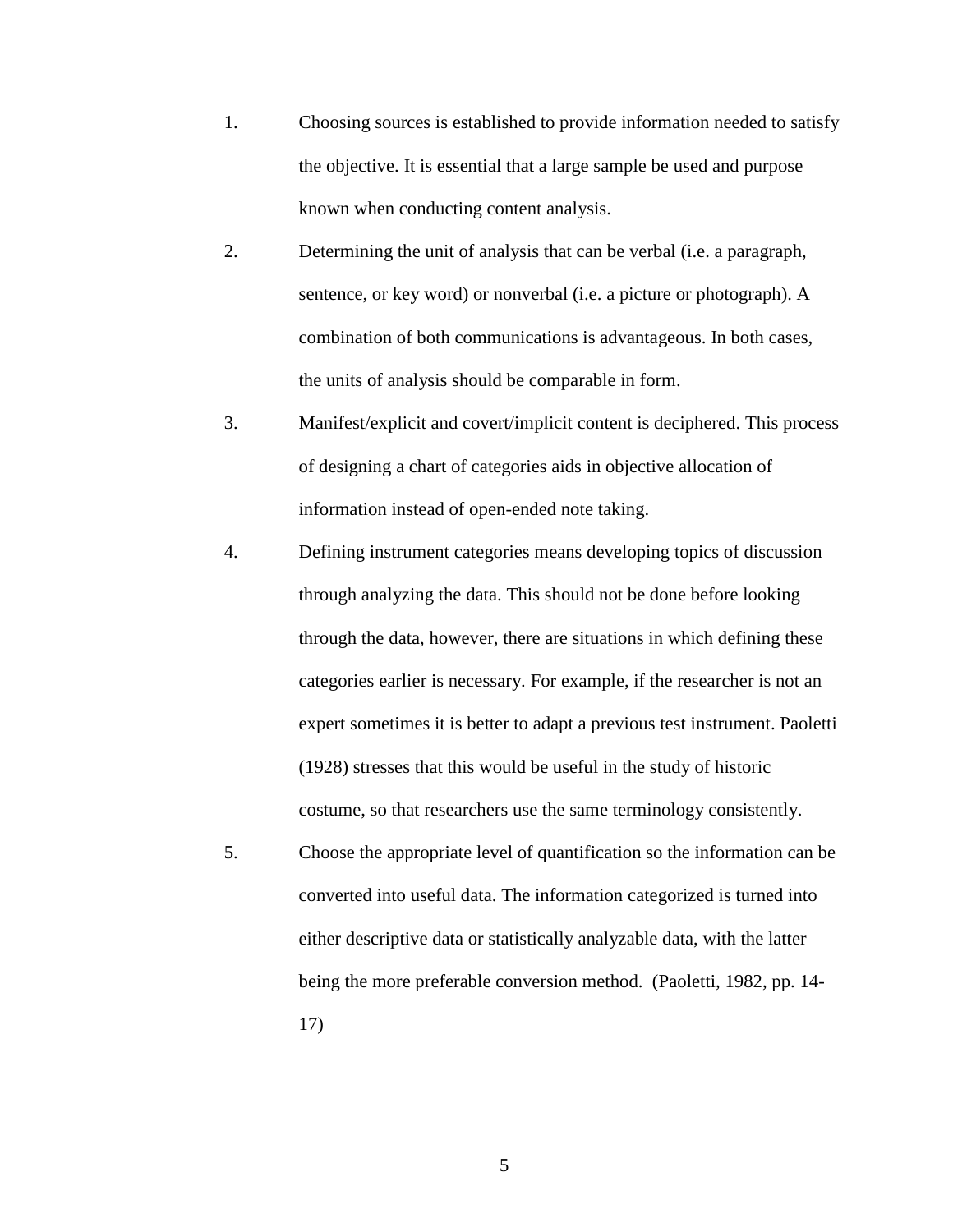1. Choosing sources is established to provide information needed to satisfy the objective. It is essential that a large sample be used and purpose known when conducting content analysis.
2. Determining the unit of analysis that can be verbal (i.e. a paragraph, sentence, or key word) or nonverbal (i.e. a picture or photograph). A combination of both communications is advantageous. In both cases, the units of analysis should be comparable in form.
3. Manifest/explicit and covert/implicit content is deciphered. This process of designing a chart of categories aids in objective allocation of information instead of open-ended note taking.
4. Defining instrument categories means developing topics of discussion through analyzing the data. This should not be done before looking through the data, however, there are situations in which defining these categories earlier is necessary. For example, if the researcher is not an expert sometimes it is better to adapt a previous test instrument. Paoletti (1928) stresses that this would be useful in the study of historic costume, so that researchers use the same terminology consistently.
5. Choose the appropriate level of quantification so the information can be converted into useful data. The information categorized is turned into either descriptive data or statistically analyzable data, with the latter being the more preferable conversion method. (Paoletti, 1982, pp. 14-17)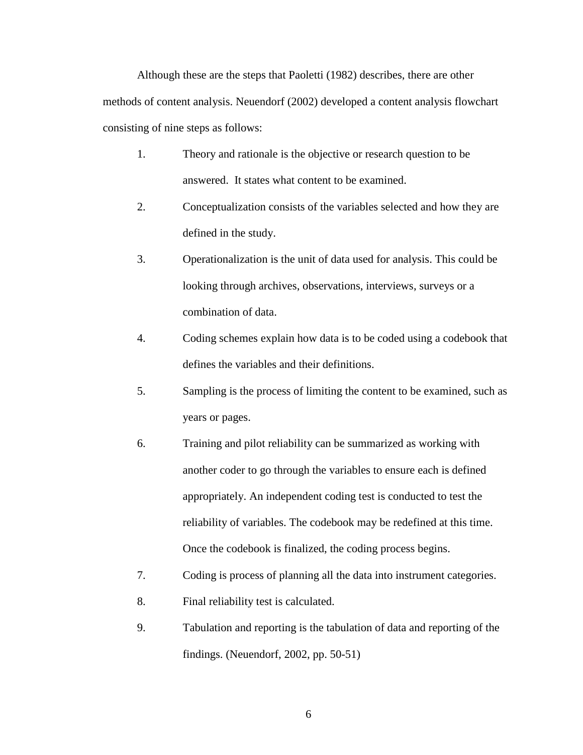Although these are the steps that Paoletti (1982) describes, there are other methods of content analysis. Neuendorf (2002) developed a content analysis flowchart consisting of nine steps as follows:

1. Theory and rationale is the objective or research question to be answered. It states what content to be examined.
2. Conceptualization consists of the variables selected and how they are defined in the study.
3. Operationalization is the unit of data used for analysis. This could be looking through archives, observations, interviews, surveys or a combination of data.
4. Coding schemes explain how data is to be coded using a codebook that defines the variables and their definitions.
5. Sampling is the process of limiting the content to be examined, such as years or pages.
6. Training and pilot reliability can be summarized as working with another coder to go through the variables to ensure each is defined appropriately. An independent coding test is conducted to test the reliability of variables. The codebook may be redefined at this time. Once the codebook is finalized, the coding process begins.
7. Coding is process of planning all the data into instrument categories.
8. Final reliability test is calculated.
9. Tabulation and reporting is the tabulation of data and reporting of the findings. (Neuendorf, 2002, pp. 50-51)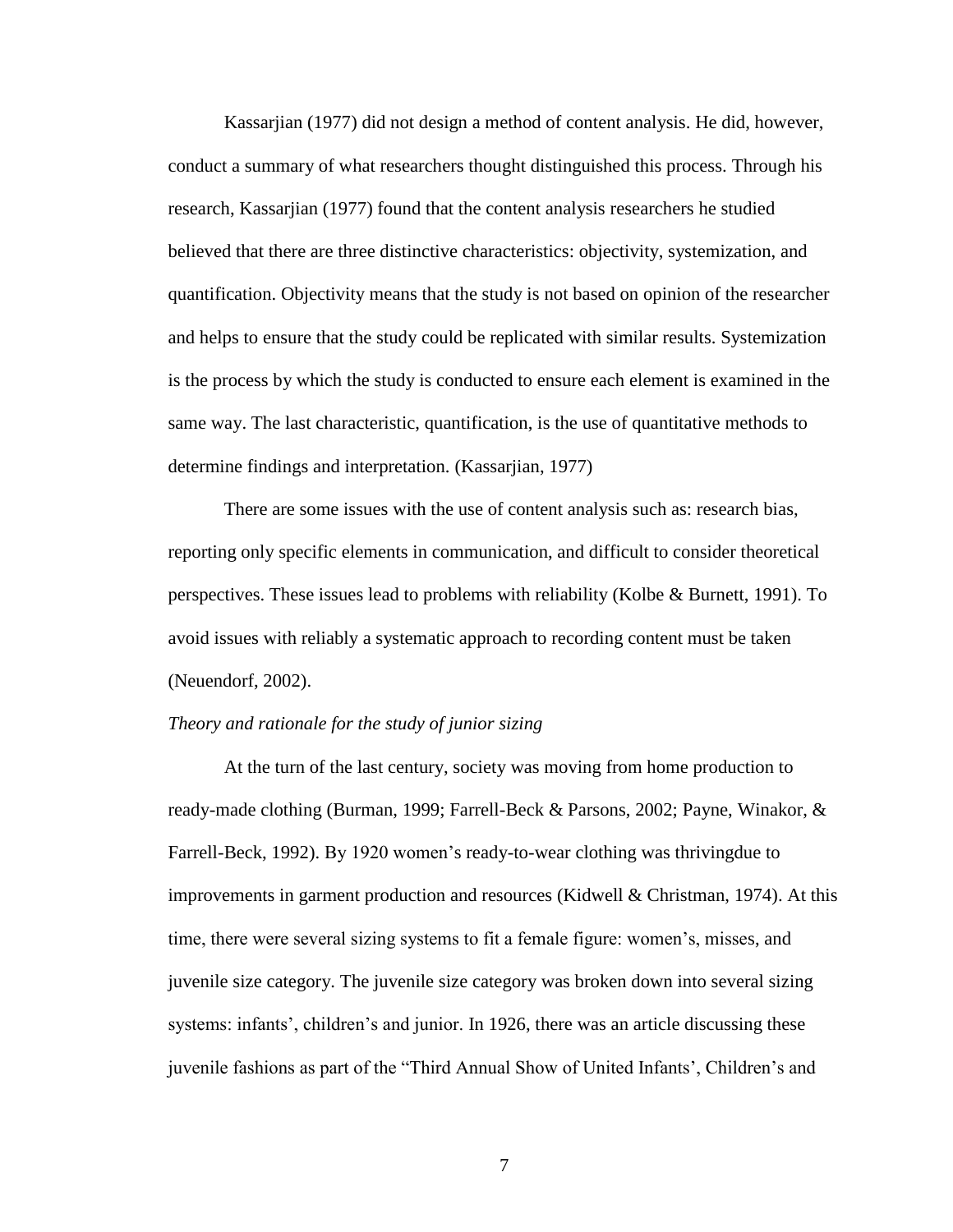Kassarjian (1977) did not design a method of content analysis. He did, however, conduct a summary of what researchers thought distinguished this process. Through his research, Kassarjian (1977) found that the content analysis researchers he studied believed that there are three distinctive characteristics: objectivity, systemization, and quantification. Objectivity means that the study is not based on opinion of the researcher and helps to ensure that the study could be replicated with similar results. Systemization is the process by which the study is conducted to ensure each element is examined in the same way. The last characteristic, quantification, is the use of quantitative methods to determine findings and interpretation. (Kassarjian, 1977)

There are some issues with the use of content analysis such as: research bias, reporting only specific elements in communication, and difficult to consider theoretical perspectives. These issues lead to problems with reliability (Kolbe & Burnett, 1991). To avoid issues with reliably a systematic approach to recording content must be taken (Neuendorf, 2002).

*Theory and rationale for the study of junior sizing*

At the turn of the last century, society was moving from home production to ready-made clothing (Burman, 1999; Farrell-Beck & Parsons, 2002; Payne, Winakor, & Farrell-Beck, 1992). By 1920 women's ready-to-wear clothing was thrivingdue to improvements in garment production and resources (Kidwell & Christman, 1974). At this time, there were several sizing systems to fit a female figure: women's, misses, and juvenile size category. The juvenile size category was broken down into several sizing systems: infants', children's and junior. In 1926, there was an article discussing these juvenile fashions as part of the "Third Annual Show of United Infants', Children's and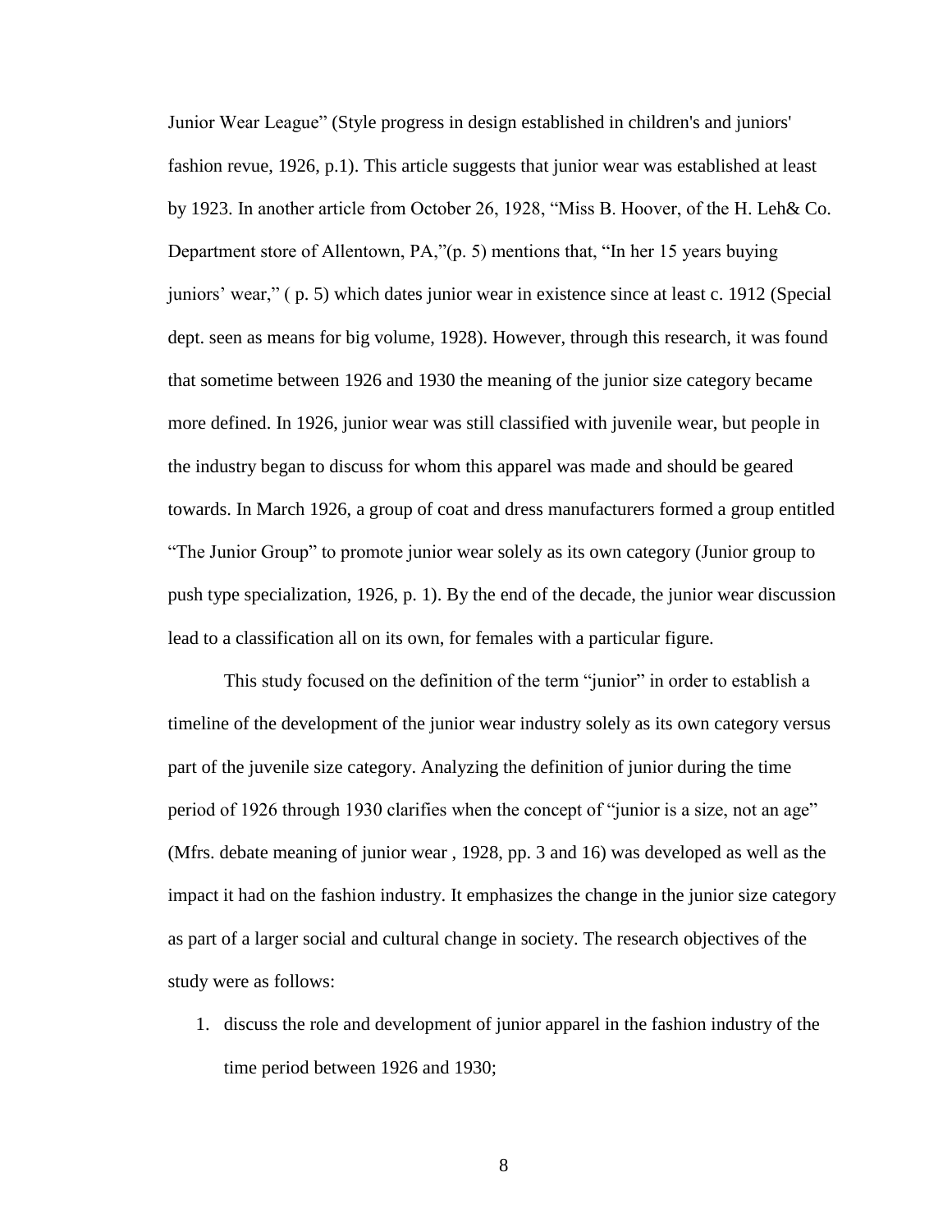Junior Wear League" (Style progress in design established in children's and juniors' fashion revue, 1926, p.1). This article suggests that junior wear was established at least by 1923. In another article from October 26, 1928, "Miss B. Hoover, of the H. Leh& Co. Department store of Allentown, PA,"(p. 5) mentions that, "In her 15 years buying juniors' wear," ( p. 5) which dates junior wear in existence since at least c. 1912 (Special dept. seen as means for big volume, 1928). However, through this research, it was found that sometime between 1926 and 1930 the meaning of the junior size category became more defined. In 1926, junior wear was still classified with juvenile wear, but people in the industry began to discuss for whom this apparel was made and should be geared towards. In March 1926, a group of coat and dress manufacturers formed a group entitled "The Junior Group" to promote junior wear solely as its own category (Junior group to push type specialization, 1926, p. 1). By the end of the decade, the junior wear discussion lead to a classification all on its own, for females with a particular figure.

This study focused on the definition of the term "junior" in order to establish a timeline of the development of the junior wear industry solely as its own category versus part of the juvenile size category. Analyzing the definition of junior during the time period of 1926 through 1930 clarifies when the concept of "junior is a size, not an age" (Mfrs. debate meaning of junior wear , 1928, pp. 3 and 16) was developed as well as the impact it had on the fashion industry. It emphasizes the change in the junior size category as part of a larger social and cultural change in society. The research objectives of the study were as follows:

1. discuss the role and development of junior apparel in the fashion industry of the time period between 1926 and 1930;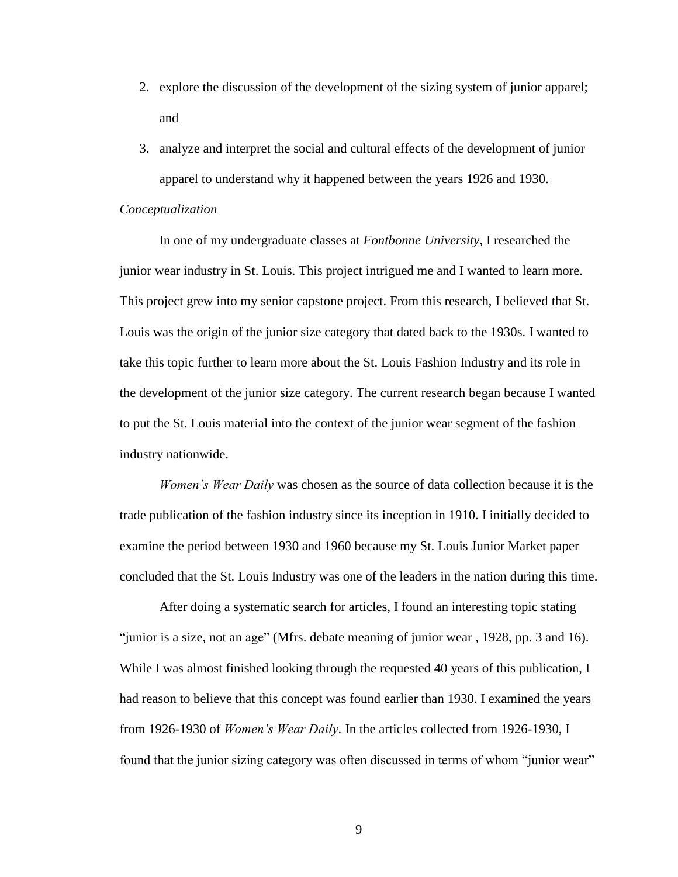2. explore the discussion of the development of the sizing system of junior apparel; and
3. analyze and interpret the social and cultural effects of the development of junior apparel to understand why it happened between the years 1926 and 1930.

*Conceptualization*

In one of my undergraduate classes at *Fontbonne University*, I researched the junior wear industry in St. Louis. This project intrigued me and I wanted to learn more. This project grew into my senior capstone project. From this research, I believed that St. Louis was the origin of the junior size category that dated back to the 1930s. I wanted to take this topic further to learn more about the St. Louis Fashion Industry and its role in the development of the junior size category. The current research began because I wanted to put the St. Louis material into the context of the junior wear segment of the fashion industry nationwide.

*Women's Wear Daily* was chosen as the source of data collection because it is the trade publication of the fashion industry since its inception in 1910. I initially decided to examine the period between 1930 and 1960 because my St. Louis Junior Market paper concluded that the St. Louis Industry was one of the leaders in the nation during this time.

After doing a systematic search for articles, I found an interesting topic stating "junior is a size, not an age" (Mfrs. debate meaning of junior wear , 1928, pp. 3 and 16). While I was almost finished looking through the requested 40 years of this publication, I had reason to believe that this concept was found earlier than 1930. I examined the years from 1926-1930 of *Women's Wear Daily*. In the articles collected from 1926-1930, I found that the junior sizing category was often discussed in terms of whom "junior wear"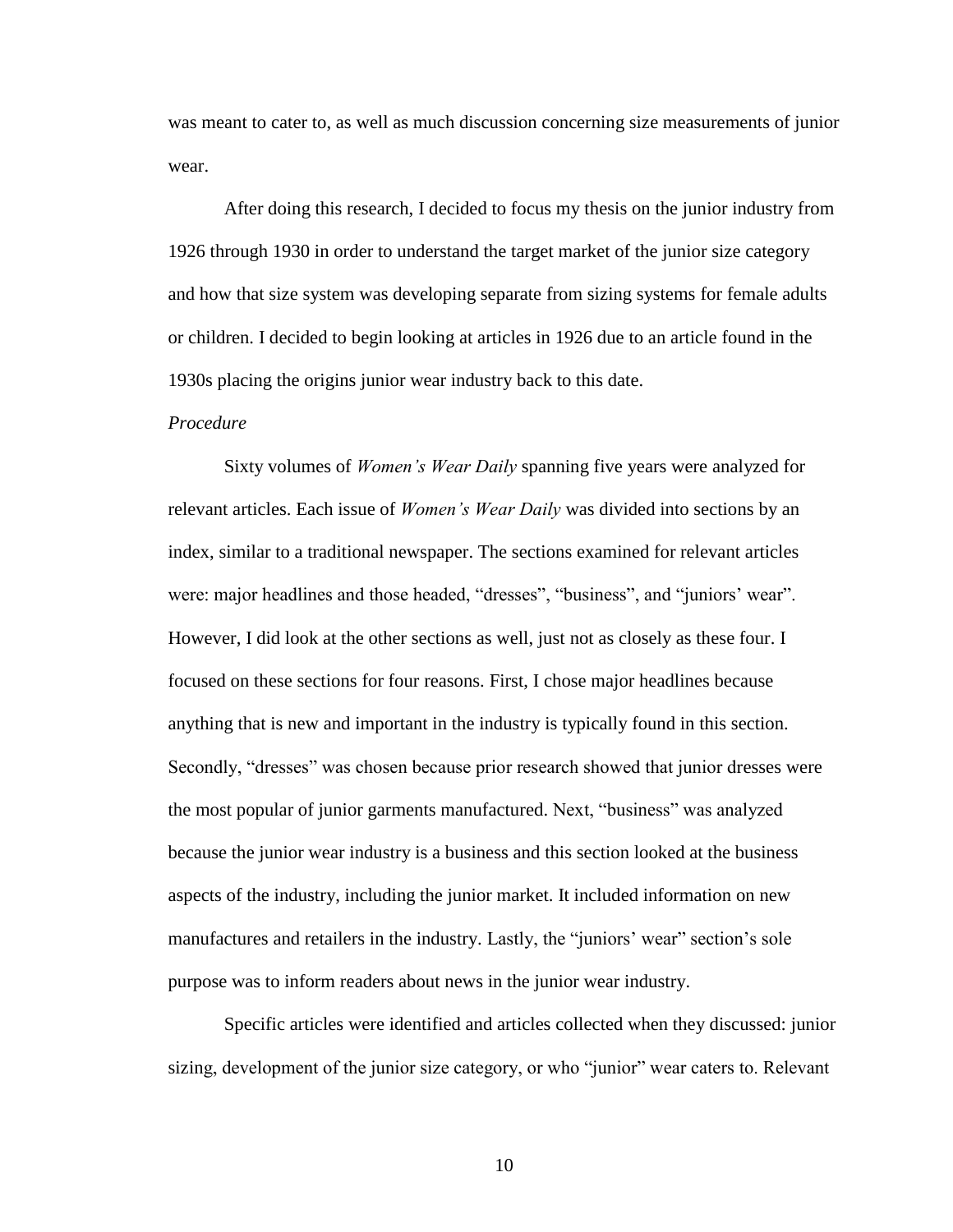was meant to cater to, as well as much discussion concerning size measurements of junior wear.

After doing this research, I decided to focus my thesis on the junior industry from 1926 through 1930 in order to understand the target market of the junior size category and how that size system was developing separate from sizing systems for female adults or children. I decided to begin looking at articles in 1926 due to an article found in the 1930s placing the origins junior wear industry back to this date.

*Procedure*

Sixty volumes of *Women's Wear Daily* spanning five years were analyzed for relevant articles. Each issue of *Women's Wear Daily* was divided into sections by an index, similar to a traditional newspaper. The sections examined for relevant articles were: major headlines and those headed, "dresses", "business", and "juniors' wear". However, I did look at the other sections as well, just not as closely as these four. I focused on these sections for four reasons. First, I chose major headlines because anything that is new and important in the industry is typically found in this section. Secondly, "dresses" was chosen because prior research showed that junior dresses were the most popular of junior garments manufactured. Next, "business" was analyzed because the junior wear industry is a business and this section looked at the business aspects of the industry, including the junior market. It included information on new manufactures and retailers in the industry. Lastly, the "juniors' wear" section's sole purpose was to inform readers about news in the junior wear industry.

Specific articles were identified and articles collected when they discussed: junior sizing, development of the junior size category, or who "junior" wear caters to. Relevant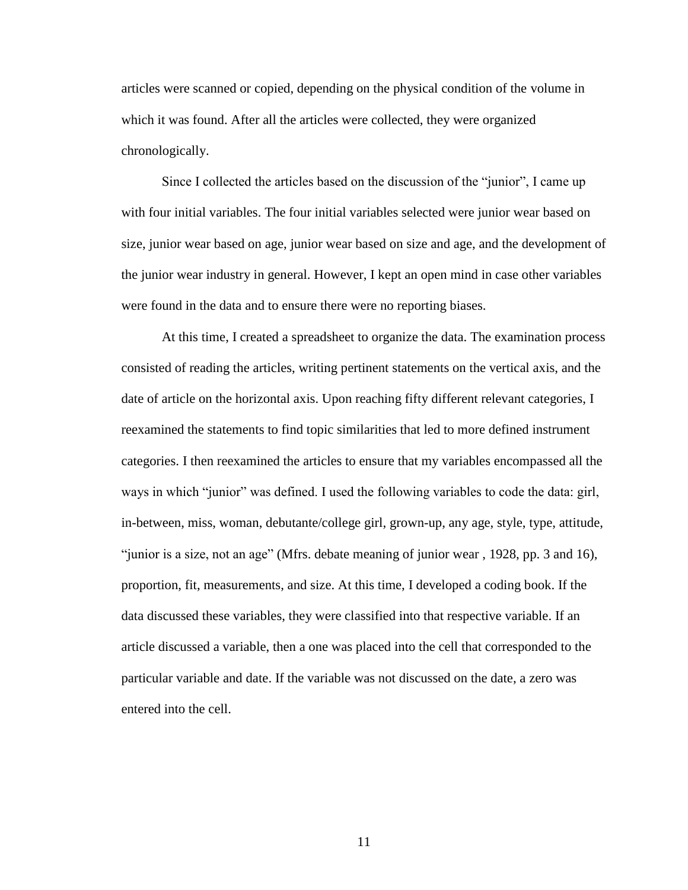articles were scanned or copied, depending on the physical condition of the volume in which it was found. After all the articles were collected, they were organized chronologically.

Since I collected the articles based on the discussion of the "junior", I came up with four initial variables. The four initial variables selected were junior wear based on size, junior wear based on age, junior wear based on size and age, and the development of the junior wear industry in general. However, I kept an open mind in case other variables were found in the data and to ensure there were no reporting biases.

At this time, I created a spreadsheet to organize the data. The examination process consisted of reading the articles, writing pertinent statements on the vertical axis, and the date of article on the horizontal axis. Upon reaching fifty different relevant categories, I reexamined the statements to find topic similarities that led to more defined instrument categories. I then reexamined the articles to ensure that my variables encompassed all the ways in which "junior" was defined. I used the following variables to code the data: girl, in-between, miss, woman, debutante/college girl, grown-up, any age, style, type, attitude, "junior is a size, not an age" (Mfrs. debate meaning of junior wear , 1928, pp. 3 and 16), proportion, fit, measurements, and size. At this time, I developed a coding book. If the data discussed these variables, they were classified into that respective variable. If an article discussed a variable, then a one was placed into the cell that corresponded to the particular variable and date. If the variable was not discussed on the date, a zero was entered into the cell.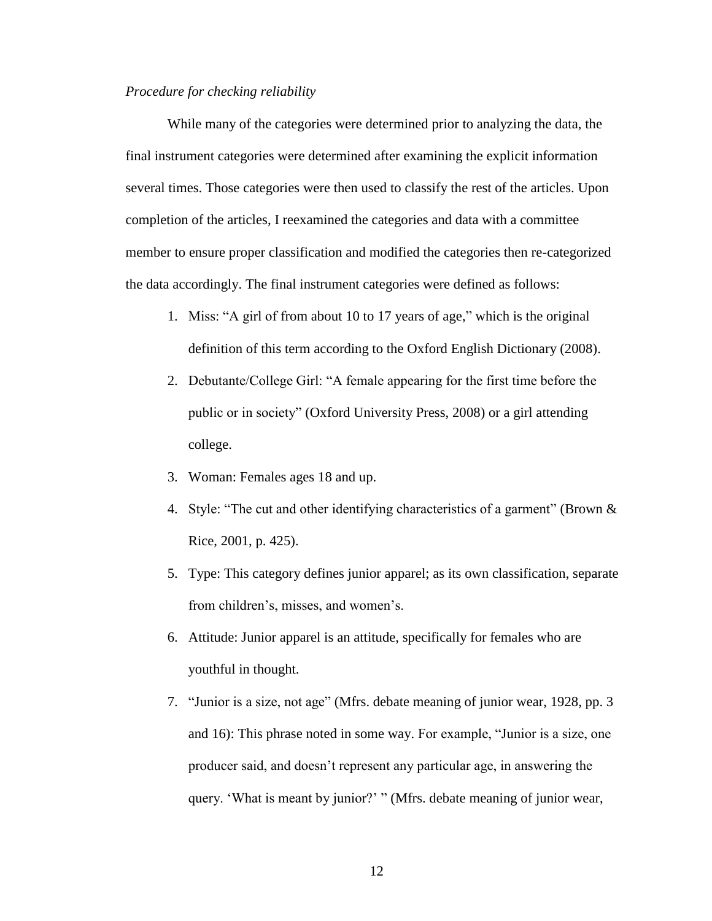*Procedure for checking reliability*

While many of the categories were determined prior to analyzing the data, the final instrument categories were determined after examining the explicit information several times. Those categories were then used to classify the rest of the articles. Upon completion of the articles, I reexamined the categories and data with a committee member to ensure proper classification and modified the categories then re-categorized the data accordingly. The final instrument categories were defined as follows:

1. Miss: "A girl of from about 10 to 17 years of age," which is the original definition of this term according to the Oxford English Dictionary (2008).
2. Debutante/College Girl: "A female appearing for the first time before the public or in society" (Oxford University Press, 2008) or a girl attending college.
3. Woman: Females ages 18 and up.
4. Style: "The cut and other identifying characteristics of a garment" (Brown & Rice, 2001, p. 425).
5. Type: This category defines junior apparel; as its own classification, separate from children's, misses, and women's.
6. Attitude: Junior apparel is an attitude, specifically for females who are youthful in thought.
7. "Junior is a size, not age" (Mfrs. debate meaning of junior wear, 1928, pp. 3 and 16): This phrase noted in some way. For example, "Junior is a size, one producer said, and doesn't represent any particular age, in answering the query. 'What is meant by junior?' " (Mfrs. debate meaning of junior wear,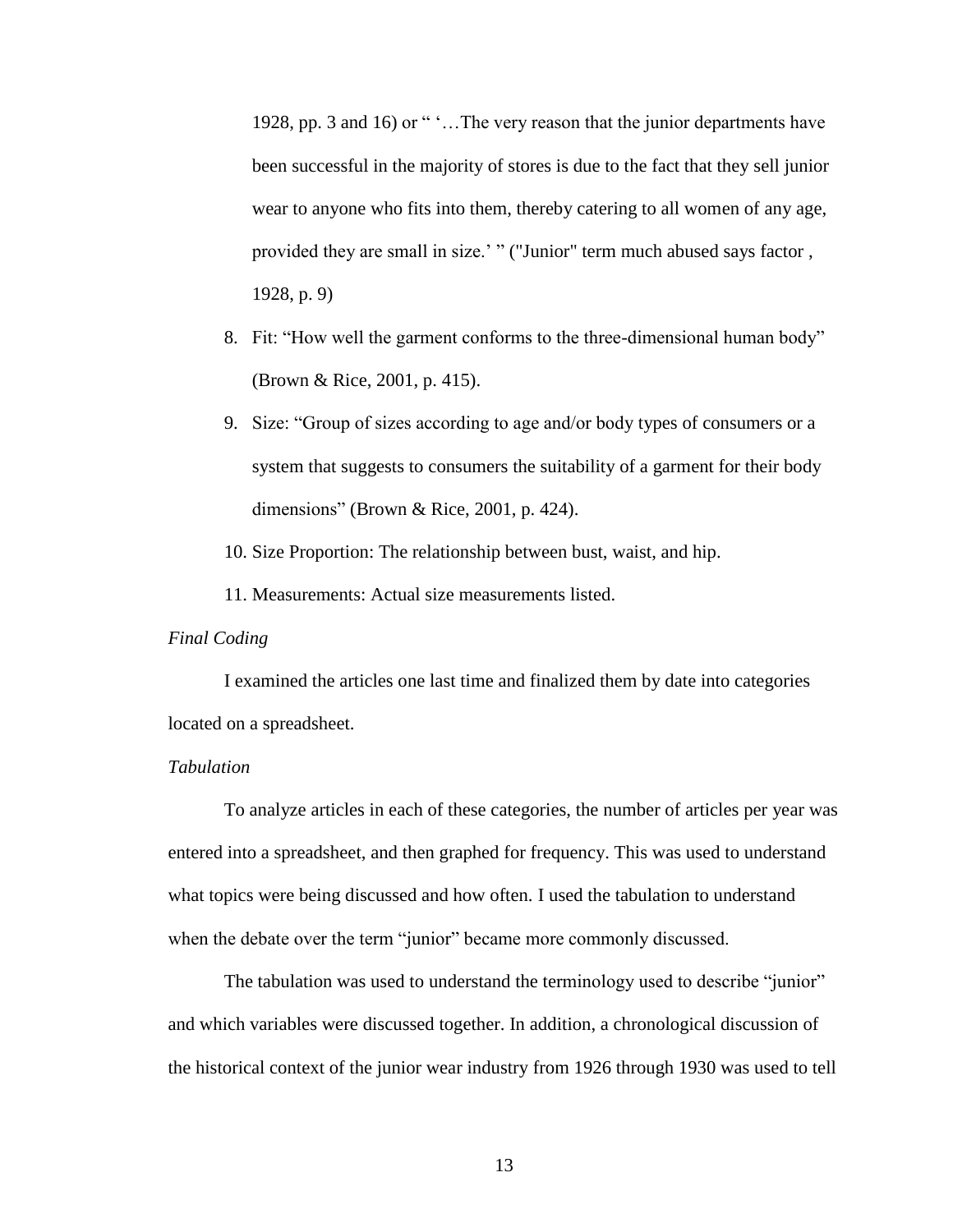1928, pp. 3 and 16) or " '…The very reason that the junior departments have been successful in the majority of stores is due to the fact that they sell junior wear to anyone who fits into them, thereby catering to all women of any age, provided they are small in size.' " ("Junior" term much abused says factor , 1928, p. 9)

8. Fit: "How well the garment conforms to the three-dimensional human body" (Brown & Rice, 2001, p. 415).
9. Size: "Group of sizes according to age and/or body types of consumers or a system that suggests to consumers the suitability of a garment for their body dimensions" (Brown & Rice, 2001, p. 424).
10. Size Proportion: The relationship between bust, waist, and hip.
11. Measurements: Actual size measurements listed.

*Final Coding*

I examined the articles one last time and finalized them by date into categories located on a spreadsheet.

*Tabulation*

To analyze articles in each of these categories, the number of articles per year was entered into a spreadsheet, and then graphed for frequency. This was used to understand what topics were being discussed and how often. I used the tabulation to understand when the debate over the term "junior" became more commonly discussed.

The tabulation was used to understand the terminology used to describe "junior" and which variables were discussed together. In addition, a chronological discussion of the historical context of the junior wear industry from 1926 through 1930 was used to tell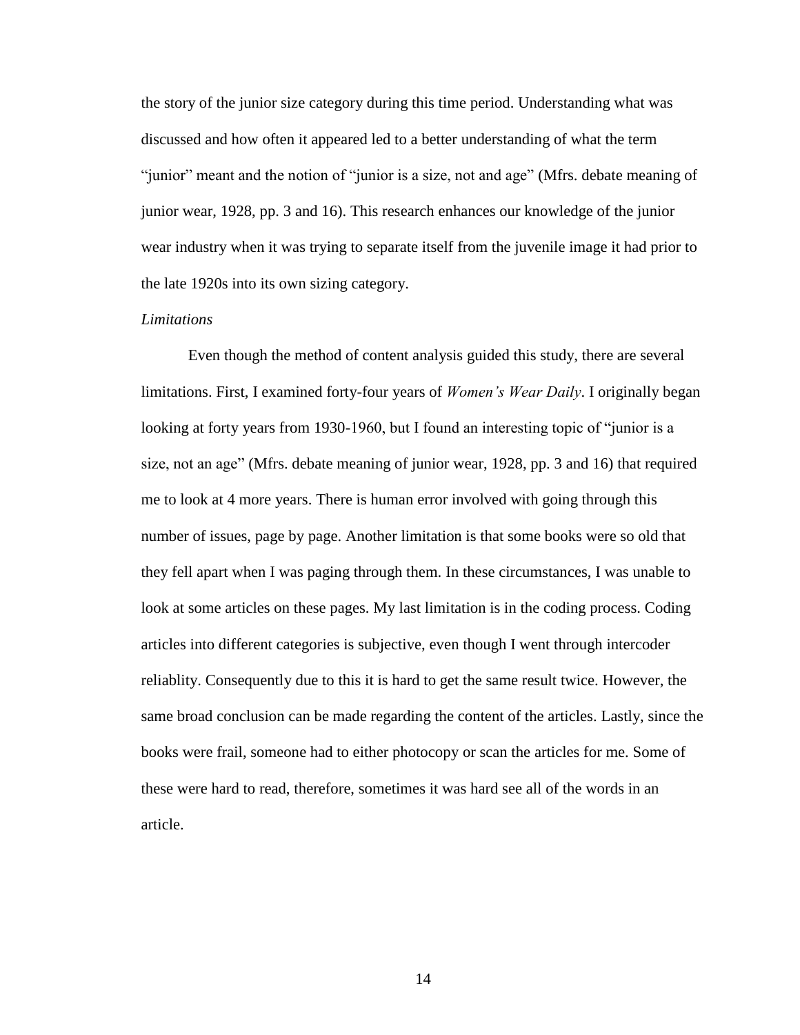the story of the junior size category during this time period. Understanding what was discussed and how often it appeared led to a better understanding of what the term "junior" meant and the notion of "junior is a size, not and age" (Mfrs. debate meaning of junior wear, 1928, pp. 3 and 16). This research enhances our knowledge of the junior wear industry when it was trying to separate itself from the juvenile image it had prior to the late 1920s into its own sizing category.

*Limitations*

Even though the method of content analysis guided this study, there are several limitations. First, I examined forty-four years of *Women's Wear Daily*. I originally began looking at forty years from 1930-1960, but I found an interesting topic of "junior is a size, not an age" (Mfrs. debate meaning of junior wear, 1928, pp. 3 and 16) that required me to look at 4 more years. There is human error involved with going through this number of issues, page by page. Another limitation is that some books were so old that they fell apart when I was paging through them. In these circumstances, I was unable to look at some articles on these pages. My last limitation is in the coding process. Coding articles into different categories is subjective, even though I went through intercoder reliablity. Consequently due to this it is hard to get the same result twice. However, the same broad conclusion can be made regarding the content of the articles. Lastly, since the books were frail, someone had to either photocopy or scan the articles for me. Some of these were hard to read, therefore, sometimes it was hard see all of the words in an article.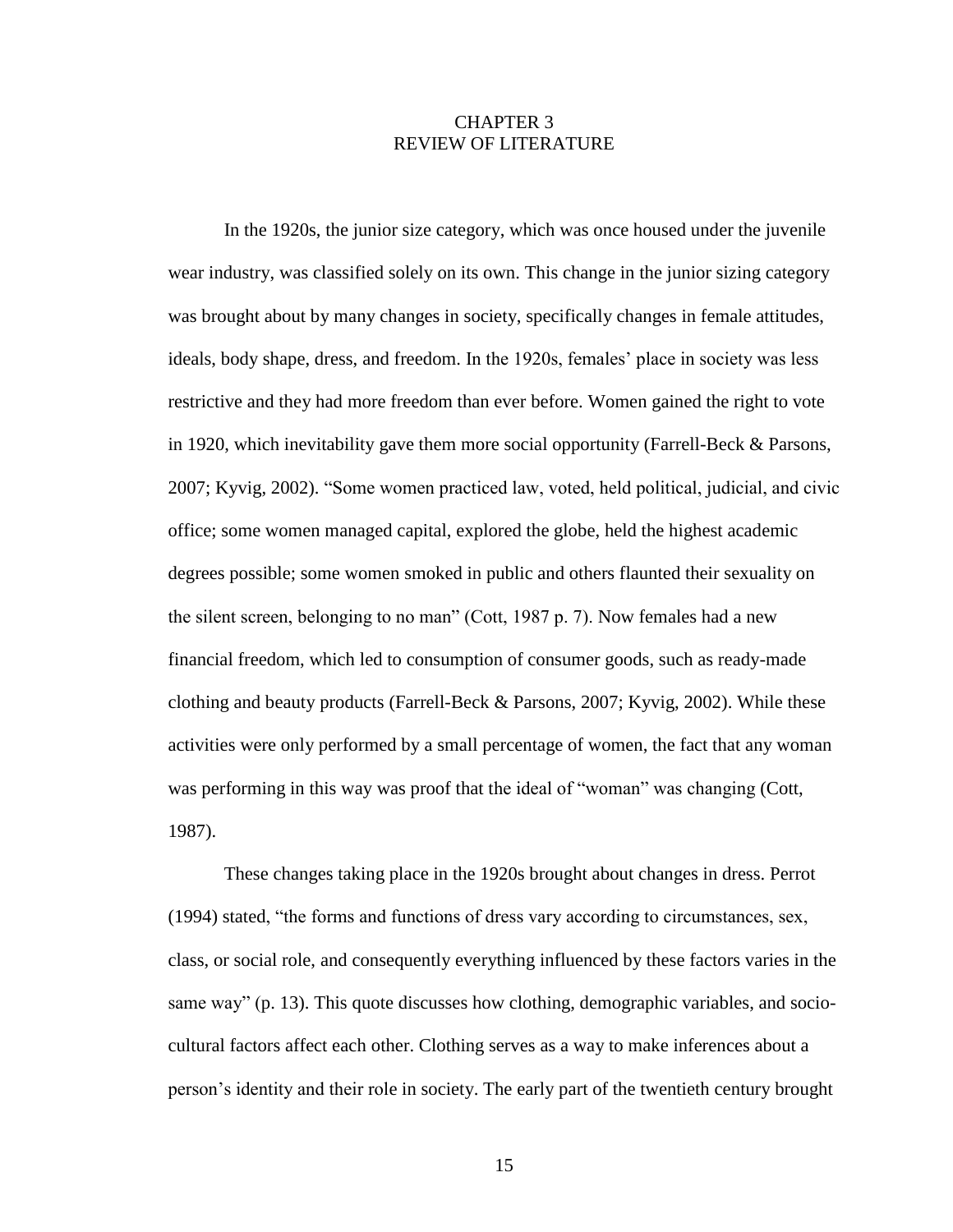# CHAPTER 3
# REVIEW OF LITERATURE

In the 1920s, the junior size category, which was once housed under the juvenile wear industry, was classified solely on its own. This change in the junior sizing category was brought about by many changes in society, specifically changes in female attitudes, ideals, body shape, dress, and freedom. In the 1920s, females' place in society was less restrictive and they had more freedom than ever before. Women gained the right to vote in 1920, which inevitability gave them more social opportunity (Farrell-Beck & Parsons, 2007; Kyvig, 2002). "Some women practiced law, voted, held political, judicial, and civic office; some women managed capital, explored the globe, held the highest academic degrees possible; some women smoked in public and others flaunted their sexuality on the silent screen, belonging to no man" (Cott, 1987 p. 7). Now females had a new financial freedom, which led to consumption of consumer goods, such as ready-made clothing and beauty products (Farrell-Beck & Parsons, 2007; Kyvig, 2002). While these activities were only performed by a small percentage of women, the fact that any woman was performing in this way was proof that the ideal of "woman" was changing (Cott, 1987).

These changes taking place in the 1920s brought about changes in dress. Perrot (1994) stated, "the forms and functions of dress vary according to circumstances, sex, class, or social role, and consequently everything influenced by these factors varies in the same way" (p. 13). This quote discusses how clothing, demographic variables, and socio-cultural factors affect each other. Clothing serves as a way to make inferences about a person's identity and their role in society. The early part of the twentieth century brought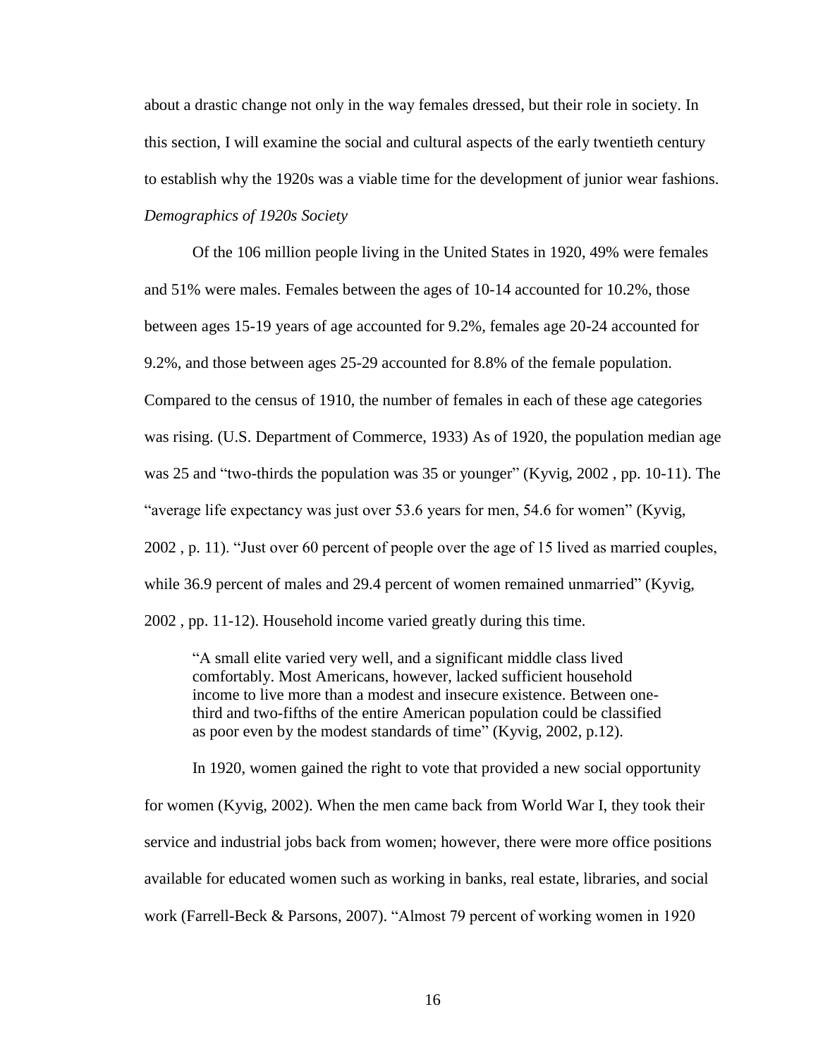about a drastic change not only in the way females dressed, but their role in society. In this section, I will examine the social and cultural aspects of the early twentieth century to establish why the 1920s was a viable time for the development of junior wear fashions.

*Demographics of 1920s Society*

Of the 106 million people living in the United States in 1920, 49% were females and 51% were males. Females between the ages of 10-14 accounted for 10.2%, those between ages 15-19 years of age accounted for 9.2%, females age 20-24 accounted for 9.2%, and those between ages 25-29 accounted for 8.8% of the female population. Compared to the census of 1910, the number of females in each of these age categories was rising. (U.S. Department of Commerce, 1933) As of 1920, the population median age was 25 and "two-thirds the population was 35 or younger" (Kyvig, 2002 , pp. 10-11). The "average life expectancy was just over 53.6 years for men, 54.6 for women" (Kyvig, 2002 , p. 11). "Just over 60 percent of people over the age of 15 lived as married couples, while 36.9 percent of males and 29.4 percent of women remained unmarried" (Kyvig, 2002 , pp. 11-12). Household income varied greatly during this time.

> "A small elite varied very well, and a significant middle class lived comfortably. Most Americans, however, lacked sufficient household income to live more than a modest and insecure existence. Between one-third and two-fifths of the entire American population could be classified as poor even by the modest standards of time" (Kyvig, 2002, p.12).

In 1920, women gained the right to vote that provided a new social opportunity for women (Kyvig, 2002). When the men came back from World War I, they took their service and industrial jobs back from women; however, there were more office positions available for educated women such as working in banks, real estate, libraries, and social work (Farrell-Beck & Parsons, 2007). "Almost 79 percent of working women in 1920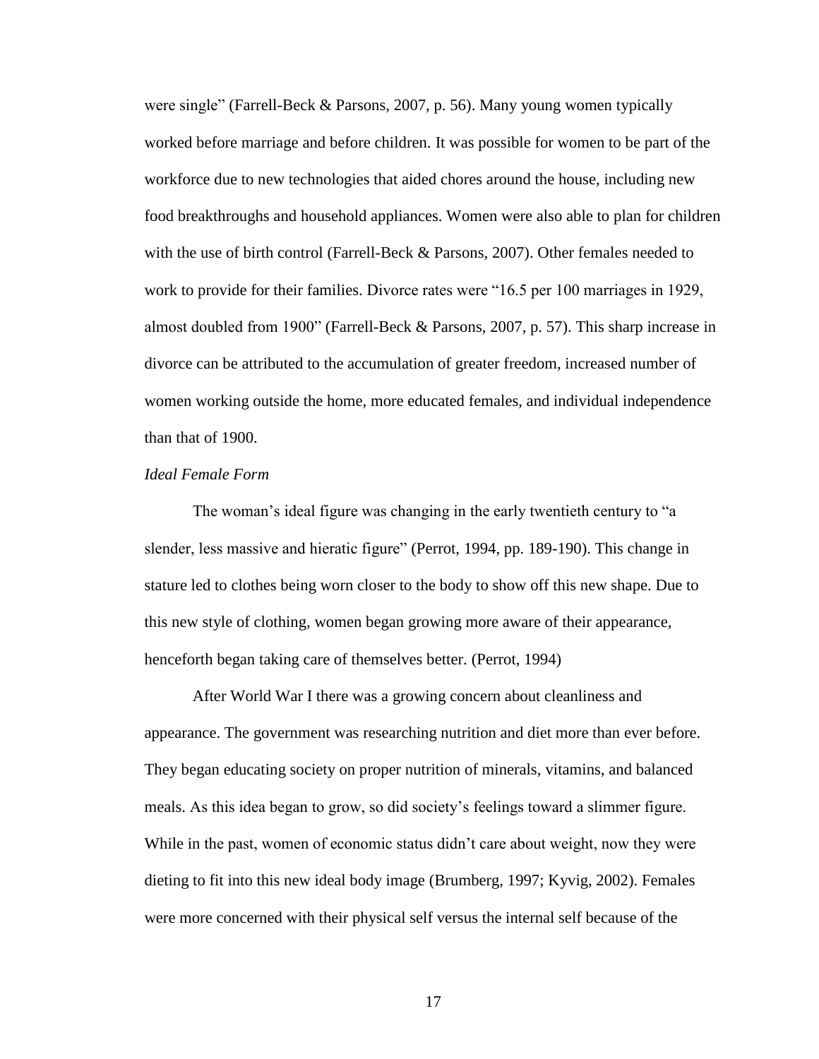were single" (Farrell-Beck & Parsons, 2007, p. 56). Many young women typically worked before marriage and before children. It was possible for women to be part of the workforce due to new technologies that aided chores around the house, including new food breakthroughs and household appliances. Women were also able to plan for children with the use of birth control (Farrell-Beck & Parsons, 2007). Other females needed to work to provide for their families. Divorce rates were "16.5 per 100 marriages in 1929, almost doubled from 1900" (Farrell-Beck & Parsons, 2007, p. 57). This sharp increase in divorce can be attributed to the accumulation of greater freedom, increased number of women working outside the home, more educated females, and individual independence than that of 1900.

*Ideal Female Form*

The woman's ideal figure was changing in the early twentieth century to "a slender, less massive and hieratic figure" (Perrot, 1994, pp. 189-190). This change in stature led to clothes being worn closer to the body to show off this new shape. Due to this new style of clothing, women began growing more aware of their appearance, henceforth began taking care of themselves better. (Perrot, 1994)

After World War I there was a growing concern about cleanliness and appearance. The government was researching nutrition and diet more than ever before. They began educating society on proper nutrition of minerals, vitamins, and balanced meals. As this idea began to grow, so did society's feelings toward a slimmer figure. While in the past, women of economic status didn't care about weight, now they were dieting to fit into this new ideal body image (Brumberg, 1997; Kyvig, 2002). Females were more concerned with their physical self versus the internal self because of the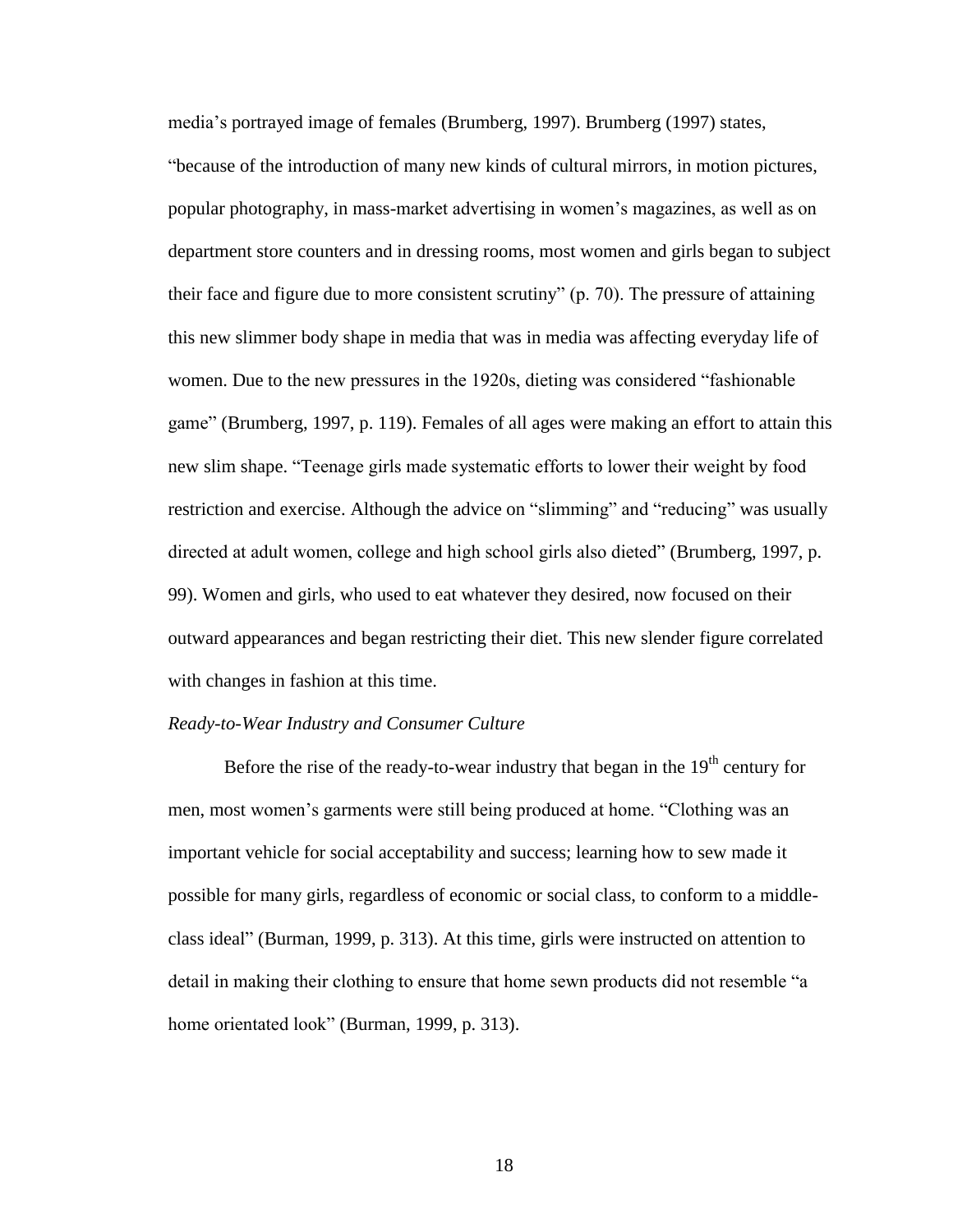media's portrayed image of females (Brumberg, 1997). Brumberg (1997) states, "because of the introduction of many new kinds of cultural mirrors, in motion pictures, popular photography, in mass-market advertising in women's magazines, as well as on department store counters and in dressing rooms, most women and girls began to subject their face and figure due to more consistent scrutiny" (p. 70). The pressure of attaining this new slimmer body shape in media that was in media was affecting everyday life of women. Due to the new pressures in the 1920s, dieting was considered "fashionable game" (Brumberg, 1997, p. 119). Females of all ages were making an effort to attain this new slim shape. "Teenage girls made systematic efforts to lower their weight by food restriction and exercise. Although the advice on "slimming" and "reducing" was usually directed at adult women, college and high school girls also dieted" (Brumberg, 1997, p. 99). Women and girls, who used to eat whatever they desired, now focused on their outward appearances and began restricting their diet. This new slender figure correlated with changes in fashion at this time.

*Ready-to-Wear Industry and Consumer Culture*

Before the rise of the ready-to-wear industry that began in the 19th century for men, most women's garments were still being produced at home. "Clothing was an important vehicle for social acceptability and success; learning how to sew made it possible for many girls, regardless of economic or social class, to conform to a middle-class ideal" (Burman, 1999, p. 313). At this time, girls were instructed on attention to detail in making their clothing to ensure that home sewn products did not resemble "a home orientated look" (Burman, 1999, p. 313).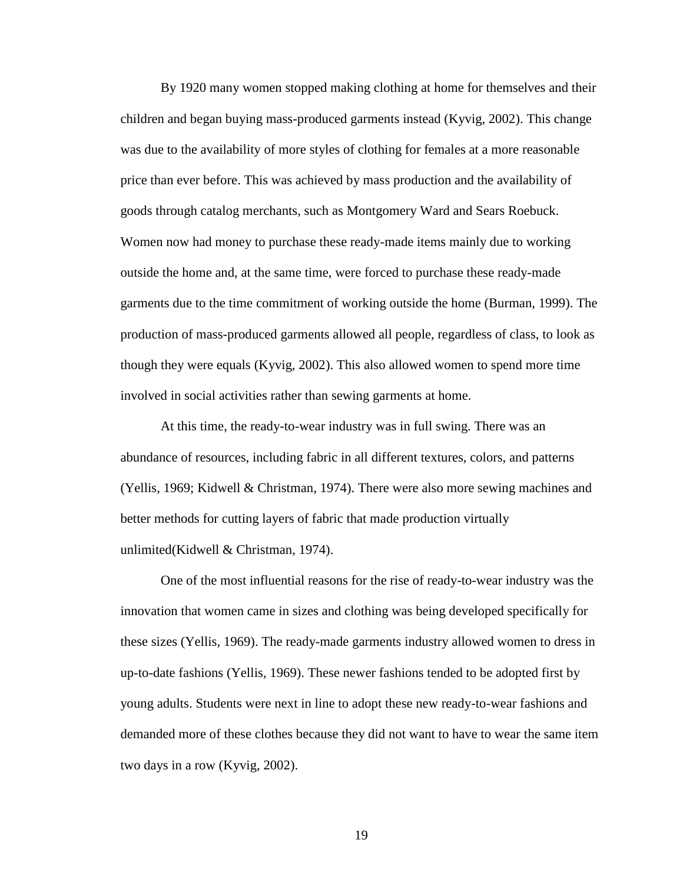By 1920 many women stopped making clothing at home for themselves and their children and began buying mass-produced garments instead (Kyvig, 2002). This change was due to the availability of more styles of clothing for females at a more reasonable price than ever before. This was achieved by mass production and the availability of goods through catalog merchants, such as Montgomery Ward and Sears Roebuck. Women now had money to purchase these ready-made items mainly due to working outside the home and, at the same time, were forced to purchase these ready-made garments due to the time commitment of working outside the home (Burman, 1999). The production of mass-produced garments allowed all people, regardless of class, to look as though they were equals (Kyvig, 2002). This also allowed women to spend more time involved in social activities rather than sewing garments at home.

At this time, the ready-to-wear industry was in full swing. There was an abundance of resources, including fabric in all different textures, colors, and patterns (Yellis, 1969; Kidwell & Christman, 1974). There were also more sewing machines and better methods for cutting layers of fabric that made production virtually unlimited(Kidwell & Christman, 1974).

One of the most influential reasons for the rise of ready-to-wear industry was the innovation that women came in sizes and clothing was being developed specifically for these sizes (Yellis, 1969). The ready-made garments industry allowed women to dress in up-to-date fashions (Yellis, 1969). These newer fashions tended to be adopted first by young adults. Students were next in line to adopt these new ready-to-wear fashions and demanded more of these clothes because they did not want to have to wear the same item two days in a row (Kyvig, 2002).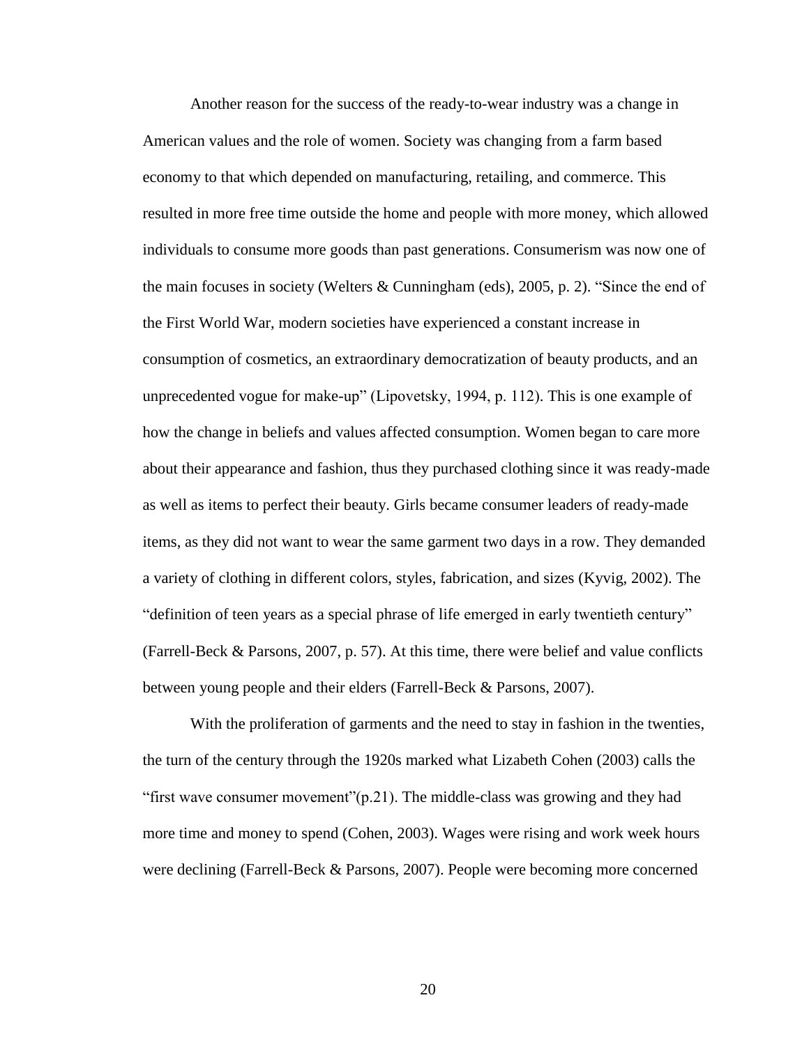Another reason for the success of the ready-to-wear industry was a change in American values and the role of women. Society was changing from a farm based economy to that which depended on manufacturing, retailing, and commerce. This resulted in more free time outside the home and people with more money, which allowed individuals to consume more goods than past generations. Consumerism was now one of the main focuses in society (Welters & Cunningham (eds), 2005, p. 2). "Since the end of the First World War, modern societies have experienced a constant increase in consumption of cosmetics, an extraordinary democratization of beauty products, and an unprecedented vogue for make-up" (Lipovetsky, 1994, p. 112). This is one example of how the change in beliefs and values affected consumption. Women began to care more about their appearance and fashion, thus they purchased clothing since it was ready-made as well as items to perfect their beauty. Girls became consumer leaders of ready-made items, as they did not want to wear the same garment two days in a row. They demanded a variety of clothing in different colors, styles, fabrication, and sizes (Kyvig, 2002). The "definition of teen years as a special phrase of life emerged in early twentieth century" (Farrell-Beck & Parsons, 2007, p. 57). At this time, there were belief and value conflicts between young people and their elders (Farrell-Beck & Parsons, 2007).

With the proliferation of garments and the need to stay in fashion in the twenties, the turn of the century through the 1920s marked what Lizabeth Cohen (2003) calls the "first wave consumer movement"(p.21). The middle-class was growing and they had more time and money to spend (Cohen, 2003). Wages were rising and work week hours were declining (Farrell-Beck & Parsons, 2007). People were becoming more concerned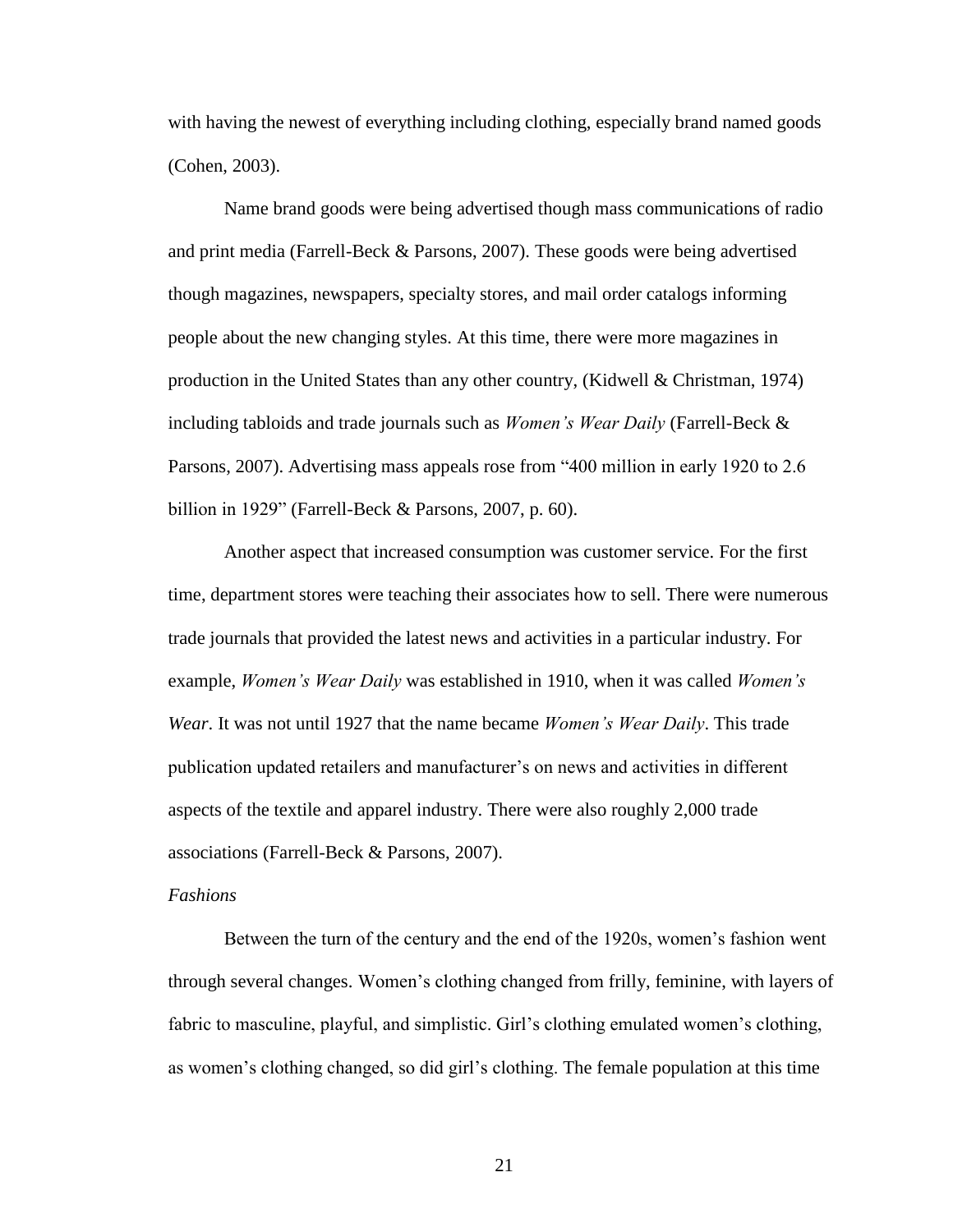with having the newest of everything including clothing, especially brand named goods (Cohen, 2003).

Name brand goods were being advertised though mass communications of radio and print media (Farrell-Beck & Parsons, 2007). These goods were being advertised though magazines, newspapers, specialty stores, and mail order catalogs informing people about the new changing styles. At this time, there were more magazines in production in the United States than any other country, (Kidwell & Christman, 1974) including tabloids and trade journals such as *Women's Wear Daily* (Farrell-Beck & Parsons, 2007). Advertising mass appeals rose from "400 million in early 1920 to 2.6 billion in 1929" (Farrell-Beck & Parsons, 2007, p. 60).

Another aspect that increased consumption was customer service. For the first time, department stores were teaching their associates how to sell. There were numerous trade journals that provided the latest news and activities in a particular industry. For example, *Women's Wear Daily* was established in 1910, when it was called *Women's Wear*. It was not until 1927 that the name became *Women's Wear Daily*. This trade publication updated retailers and manufacturer's on news and activities in different aspects of the textile and apparel industry. There were also roughly 2,000 trade associations (Farrell-Beck & Parsons, 2007).

### *Fashions*

Between the turn of the century and the end of the 1920s, women's fashion went through several changes. Women's clothing changed from frilly, feminine, with layers of fabric to masculine, playful, and simplistic. Girl's clothing emulated women's clothing, as women's clothing changed, so did girl's clothing. The female population at this time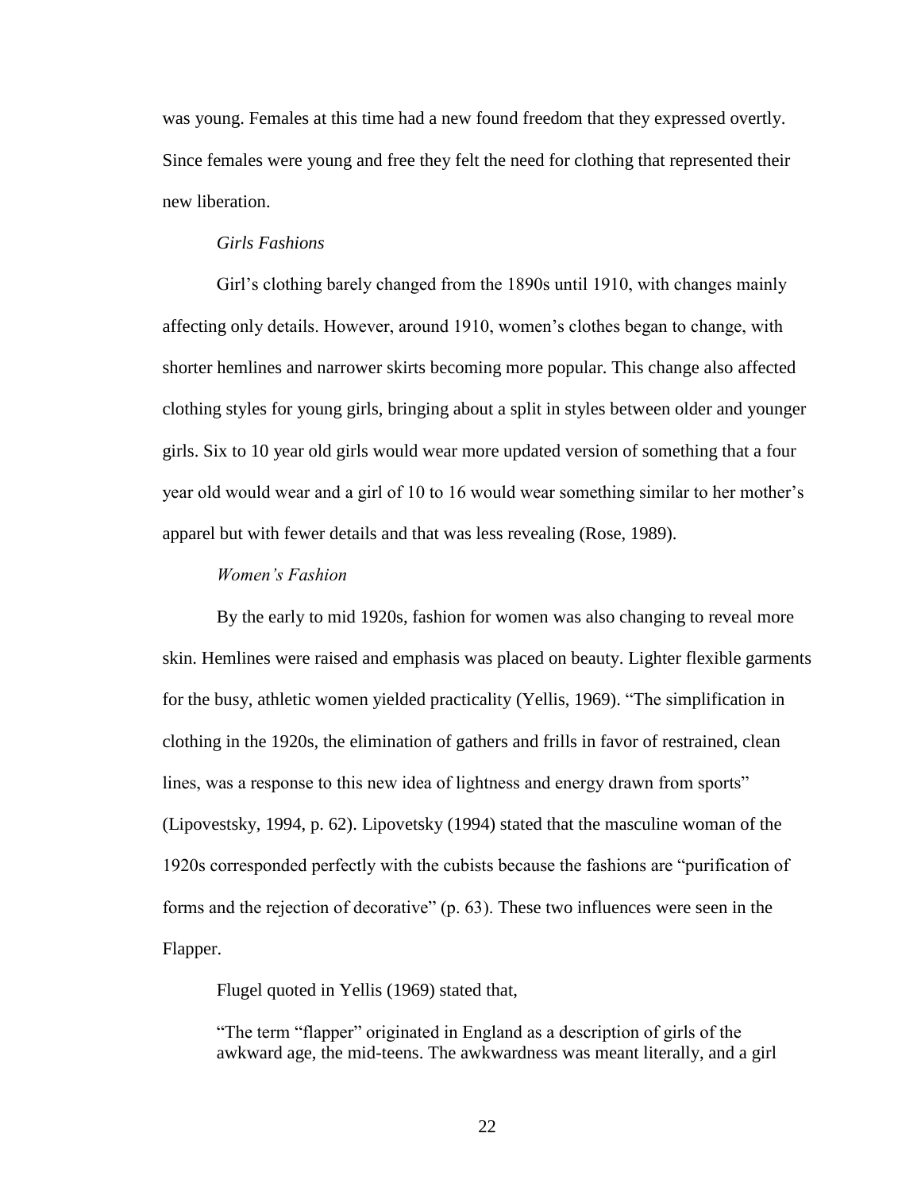was young. Females at this time had a new found freedom that they expressed overtly. Since females were young and free they felt the need for clothing that represented their new liberation.

*Girls Fashions*

Girl's clothing barely changed from the 1890s until 1910, with changes mainly affecting only details. However, around 1910, women's clothes began to change, with shorter hemlines and narrower skirts becoming more popular. This change also affected clothing styles for young girls, bringing about a split in styles between older and younger girls. Six to 10 year old girls would wear more updated version of something that a four year old would wear and a girl of 10 to 16 would wear something similar to her mother's apparel but with fewer details and that was less revealing (Rose, 1989).

*Women's Fashion*

By the early to mid 1920s, fashion for women was also changing to reveal more skin. Hemlines were raised and emphasis was placed on beauty. Lighter flexible garments for the busy, athletic women yielded practicality (Yellis, 1969). "The simplification in clothing in the 1920s, the elimination of gathers and frills in favor of restrained, clean lines, was a response to this new idea of lightness and energy drawn from sports" (Lipovestsky, 1994, p. 62). Lipovetsky (1994) stated that the masculine woman of the 1920s corresponded perfectly with the cubists because the fashions are "purification of forms and the rejection of decorative" (p. 63). These two influences were seen in the Flapper.

Flugel quoted in Yellis (1969) stated that,

> "The term "flapper" originated in England as a description of girls of the awkward age, the mid-teens. The awkwardness was meant literally, and a girl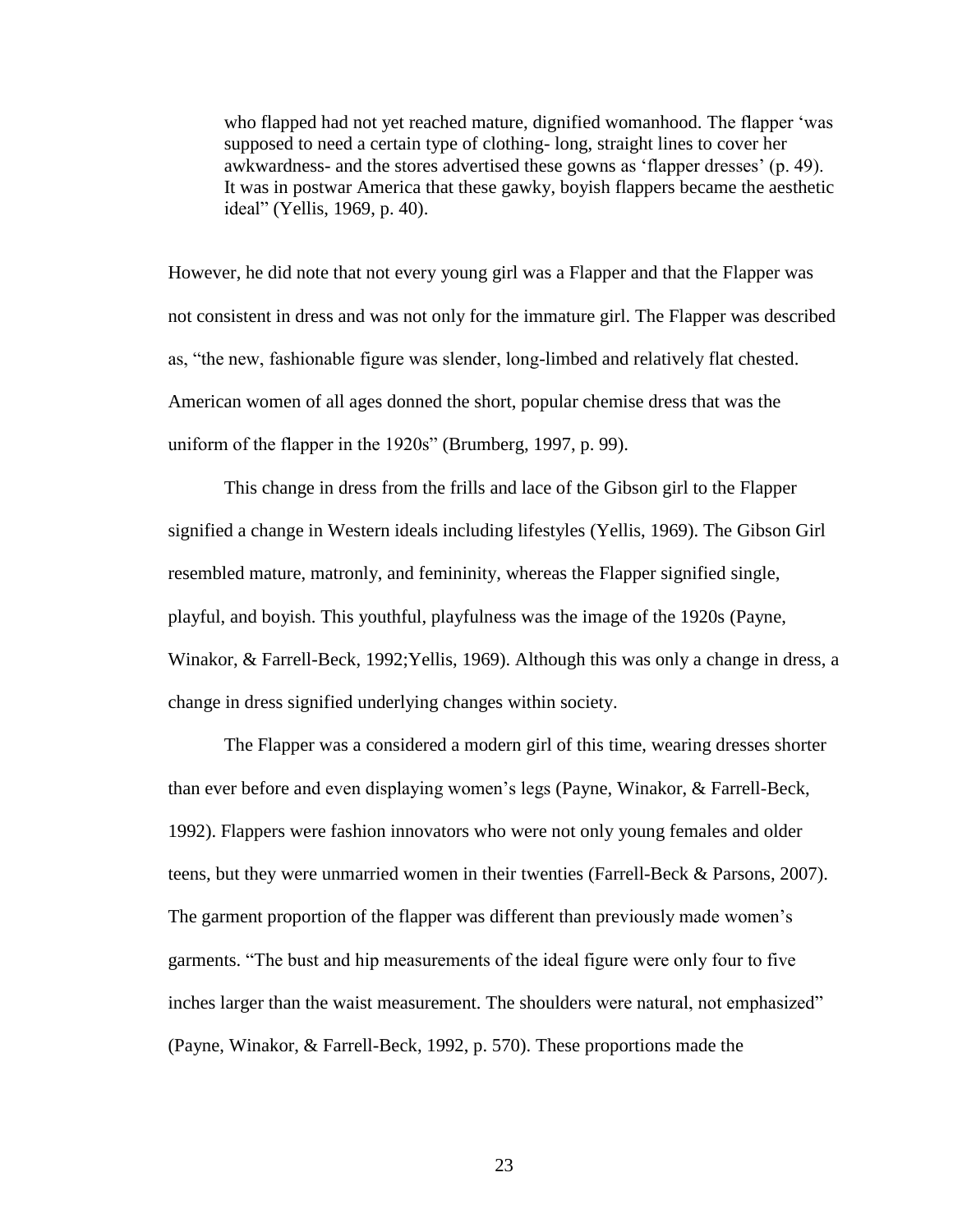> who flapped had not yet reached mature, dignified womanhood. The flapper 'was supposed to need a certain type of clothing- long, straight lines to cover her awkwardness- and the stores advertised these gowns as 'flapper dresses' (p. 49). It was in postwar America that these gawky, boyish flappers became the aesthetic ideal" (Yellis, 1969, p. 40).

However, he did note that not every young girl was a Flapper and that the Flapper was not consistent in dress and was not only for the immature girl. The Flapper was described as, "the new, fashionable figure was slender, long-limbed and relatively flat chested. American women of all ages donned the short, popular chemise dress that was the uniform of the flapper in the 1920s" (Brumberg, 1997, p. 99).

This change in dress from the frills and lace of the Gibson girl to the Flapper signified a change in Western ideals including lifestyles (Yellis, 1969). The Gibson Girl resembled mature, matronly, and femininity, whereas the Flapper signified single, playful, and boyish. This youthful, playfulness was the image of the 1920s (Payne, Winakor, & Farrell-Beck, 1992;Yellis, 1969). Although this was only a change in dress, a change in dress signified underlying changes within society.

The Flapper was a considered a modern girl of this time, wearing dresses shorter than ever before and even displaying women's legs (Payne, Winakor, & Farrell-Beck, 1992). Flappers were fashion innovators who were not only young females and older teens, but they were unmarried women in their twenties (Farrell-Beck & Parsons, 2007). The garment proportion of the flapper was different than previously made women's garments. "The bust and hip measurements of the ideal figure were only four to five inches larger than the waist measurement. The shoulders were natural, not emphasized" (Payne, Winakor, & Farrell-Beck, 1992, p. 570). These proportions made the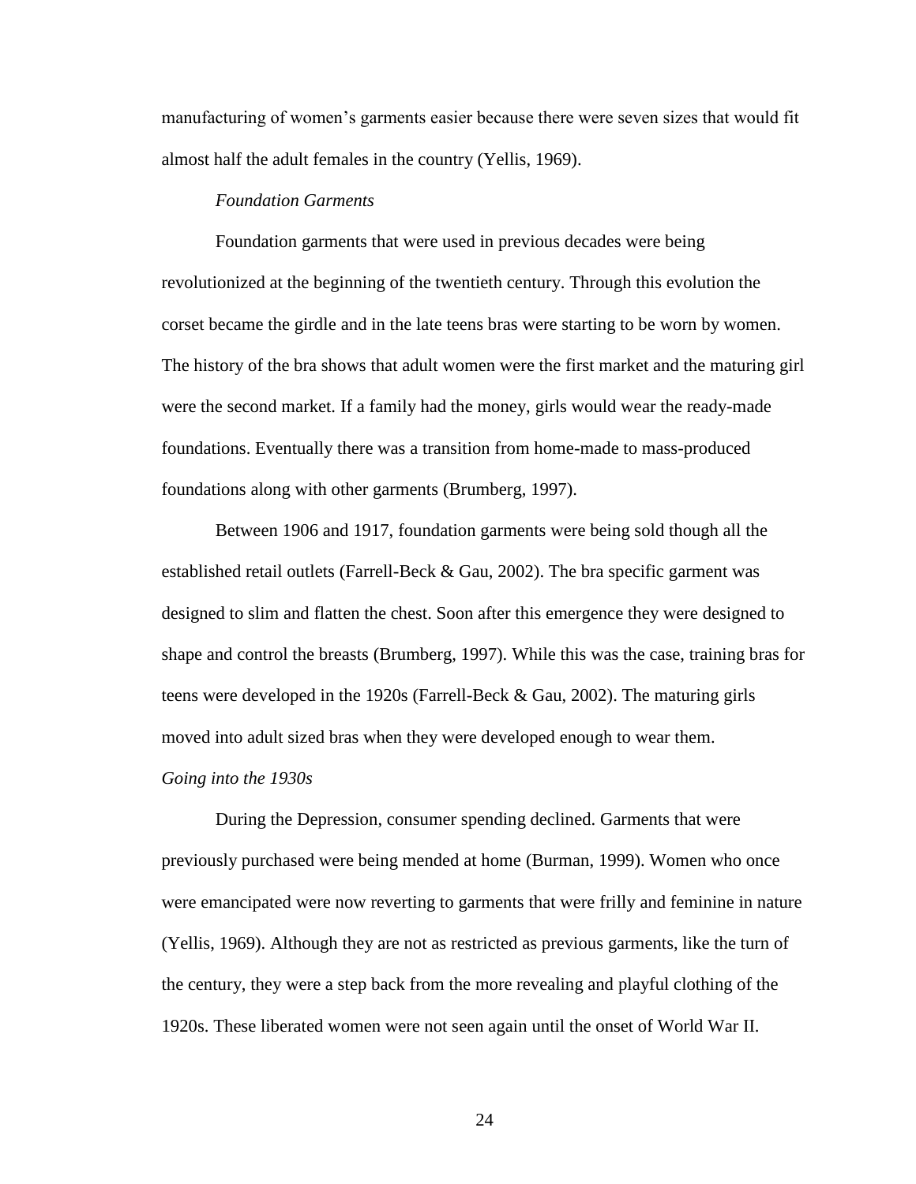manufacturing of women's garments easier because there were seven sizes that would fit almost half the adult females in the country (Yellis, 1969).

#### *Foundation Garments*

Foundation garments that were used in previous decades were being revolutionized at the beginning of the twentieth century. Through this evolution the corset became the girdle and in the late teens bras were starting to be worn by women. The history of the bra shows that adult women were the first market and the maturing girl were the second market. If a family had the money, girls would wear the ready-made foundations. Eventually there was a transition from home-made to mass-produced foundations along with other garments (Brumberg, 1997).

Between 1906 and 1917, foundation garments were being sold though all the established retail outlets (Farrell-Beck & Gau, 2002). The bra specific garment was designed to slim and flatten the chest. Soon after this emergence they were designed to shape and control the breasts (Brumberg, 1997). While this was the case, training bras for teens were developed in the 1920s (Farrell-Beck & Gau, 2002). The maturing girls moved into adult sized bras when they were developed enough to wear them.

### *Going into the 1930s*

During the Depression, consumer spending declined. Garments that were previously purchased were being mended at home (Burman, 1999). Women who once were emancipated were now reverting to garments that were frilly and feminine in nature (Yellis, 1969). Although they are not as restricted as previous garments, like the turn of the century, they were a step back from the more revealing and playful clothing of the 1920s. These liberated women were not seen again until the onset of World War II.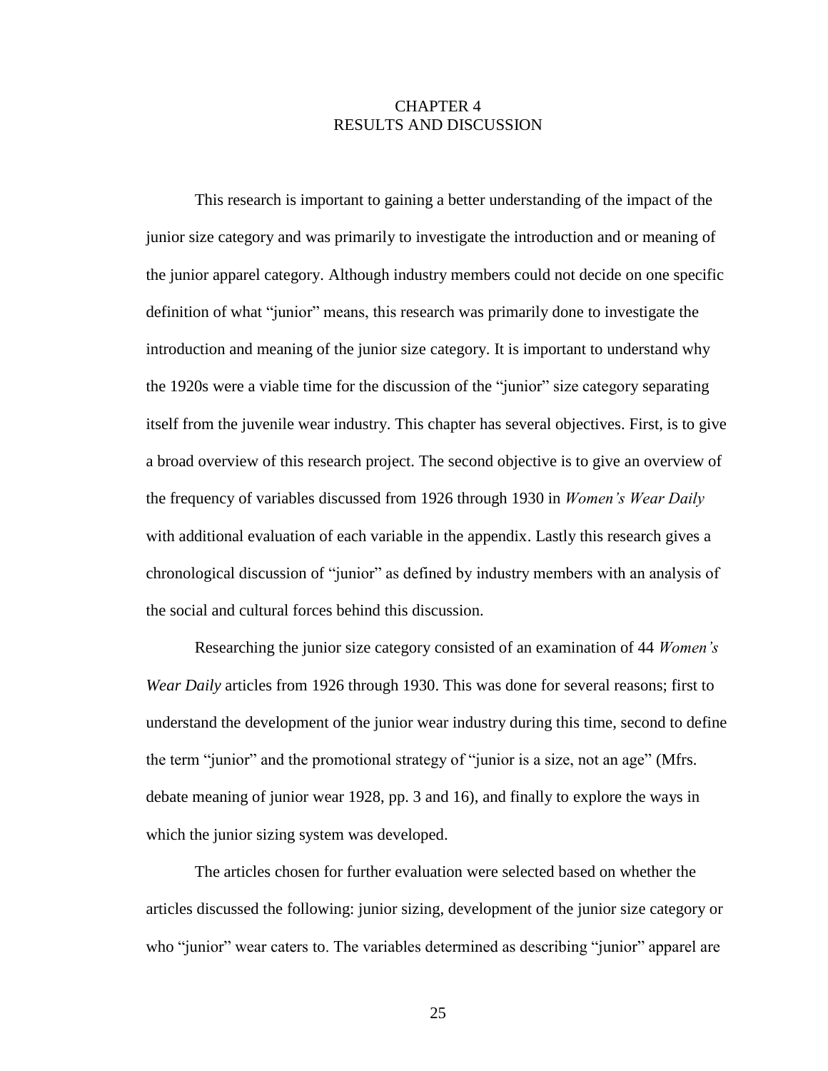# CHAPTER 4
# RESULTS AND DISCUSSION

This research is important to gaining a better understanding of the impact of the junior size category and was primarily to investigate the introduction and or meaning of the junior apparel category. Although industry members could not decide on one specific definition of what "junior" means, this research was primarily done to investigate the introduction and meaning of the junior size category. It is important to understand why the 1920s were a viable time for the discussion of the "junior" size category separating itself from the juvenile wear industry. This chapter has several objectives. First, is to give a broad overview of this research project. The second objective is to give an overview of the frequency of variables discussed from 1926 through 1930 in *Women's Wear Daily* with additional evaluation of each variable in the appendix. Lastly this research gives a chronological discussion of "junior" as defined by industry members with an analysis of the social and cultural forces behind this discussion.

Researching the junior size category consisted of an examination of 44 *Women's Wear Daily* articles from 1926 through 1930. This was done for several reasons; first to understand the development of the junior wear industry during this time, second to define the term "junior" and the promotional strategy of "junior is a size, not an age" (Mfrs. debate meaning of junior wear 1928, pp. 3 and 16), and finally to explore the ways in which the junior sizing system was developed.

The articles chosen for further evaluation were selected based on whether the articles discussed the following: junior sizing, development of the junior size category or who "junior" wear caters to. The variables determined as describing "junior" apparel are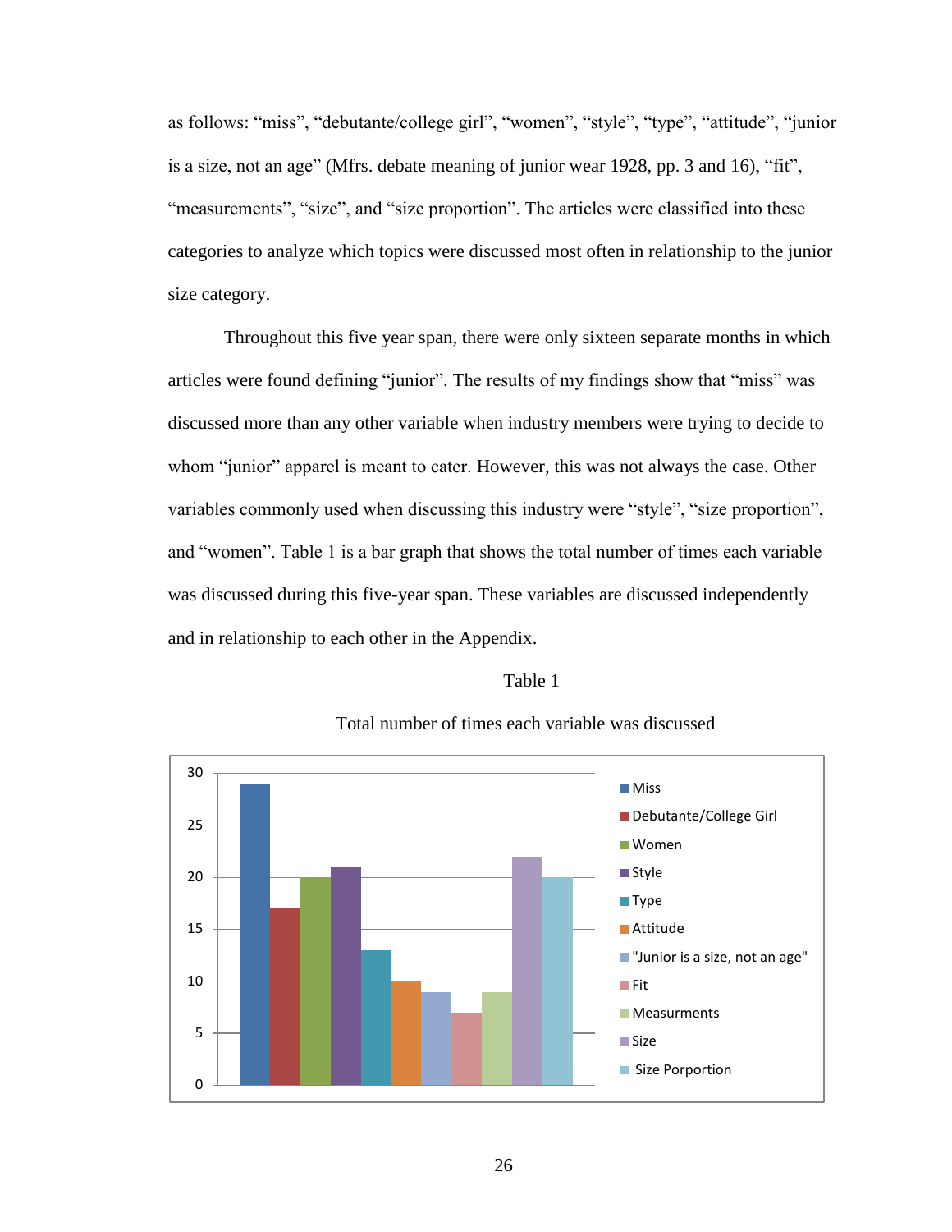as follows: "miss", "debutante/college girl", "women", "style", "type", "attitude", "junior is a size, not an age" (Mfrs. debate meaning of junior wear 1928, pp. 3 and 16), "fit", "measurements", "size", and "size proportion". The articles were classified into these categories to analyze which topics were discussed most often in relationship to the junior size category.

Throughout this five year span, there were only sixteen separate months in which articles were found defining "junior". The results of my findings show that "miss" was discussed more than any other variable when industry members were trying to decide to whom "junior" apparel is meant to cater. However, this was not always the case. Other variables commonly used when discussing this industry were "style", "size proportion", and "women". Table 1 is a bar graph that shows the total number of times each variable was discussed during this five-year span. These variables are discussed independently and in relationship to each other in the Appendix.

Table 1

Total number of times each variable was discussed

| Variable | Count |
|---|---|
| Miss | 29 |
| Debutante/College Girl | 17 |
| Women | 20 |
| Style | 21 |
| Type | 13 |
| Attitude | 10 |
| "Junior is a size, not an age" | 9 |
| Fit | 7 |
| Measurments | 9 |
| Size | 22 |
| Size Porportion | 20 |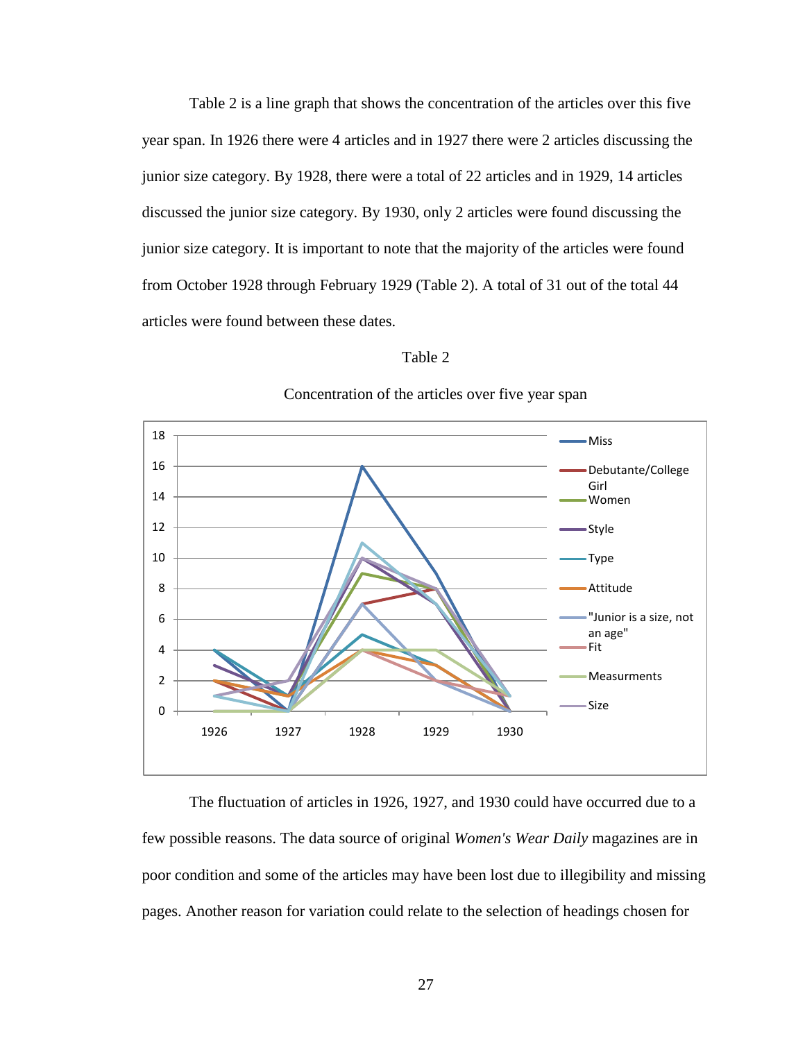Table 2 is a line graph that shows the concentration of the articles over this five year span. In 1926 there were 4 articles and in 1927 there were 2 articles discussing the junior size category. By 1928, there were a total of 22 articles and in 1929, 14 articles discussed the junior size category. By 1930, only 2 articles were found discussing the junior size category. It is important to note that the majority of the articles were found from October 1928 through February 1929 (Table 2). A total of 31 out of the total 44 articles were found between these dates.

Table 2

Concentration of the articles over five year span

The fluctuation of articles in 1926, 1927, and 1930 could have occurred due to a few possible reasons. The data source of original *Women's Wear Daily* magazines are in poor condition and some of the articles may have been lost due to illegibility and missing pages. Another reason for variation could relate to the selection of headings chosen for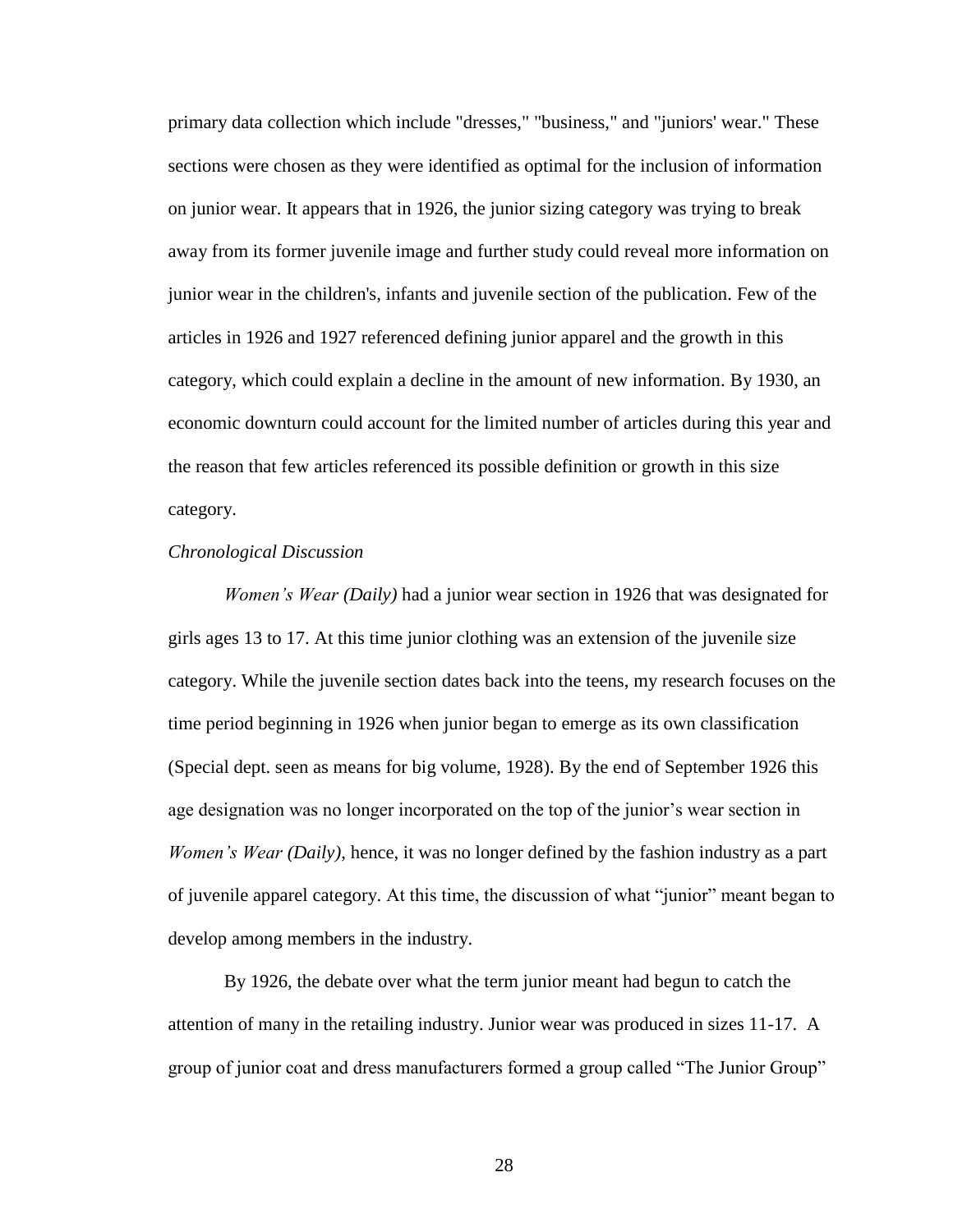primary data collection which include "dresses," "business," and "juniors' wear." These sections were chosen as they were identified as optimal for the inclusion of information on junior wear. It appears that in 1926, the junior sizing category was trying to break away from its former juvenile image and further study could reveal more information on junior wear in the children's, infants and juvenile section of the publication. Few of the articles in 1926 and 1927 referenced defining junior apparel and the growth in this category, which could explain a decline in the amount of new information. By 1930, an economic downturn could account for the limited number of articles during this year and the reason that few articles referenced its possible definition or growth in this size category.

*Chronological Discussion*

*Women's Wear (Daily)* had a junior wear section in 1926 that was designated for girls ages 13 to 17. At this time junior clothing was an extension of the juvenile size category. While the juvenile section dates back into the teens, my research focuses on the time period beginning in 1926 when junior began to emerge as its own classification (Special dept. seen as means for big volume, 1928). By the end of September 1926 this age designation was no longer incorporated on the top of the junior's wear section in *Women's Wear (Daily)*, hence, it was no longer defined by the fashion industry as a part of juvenile apparel category. At this time, the discussion of what "junior" meant began to develop among members in the industry.

By 1926, the debate over what the term junior meant had begun to catch the attention of many in the retailing industry. Junior wear was produced in sizes 11-17. A group of junior coat and dress manufacturers formed a group called "The Junior Group"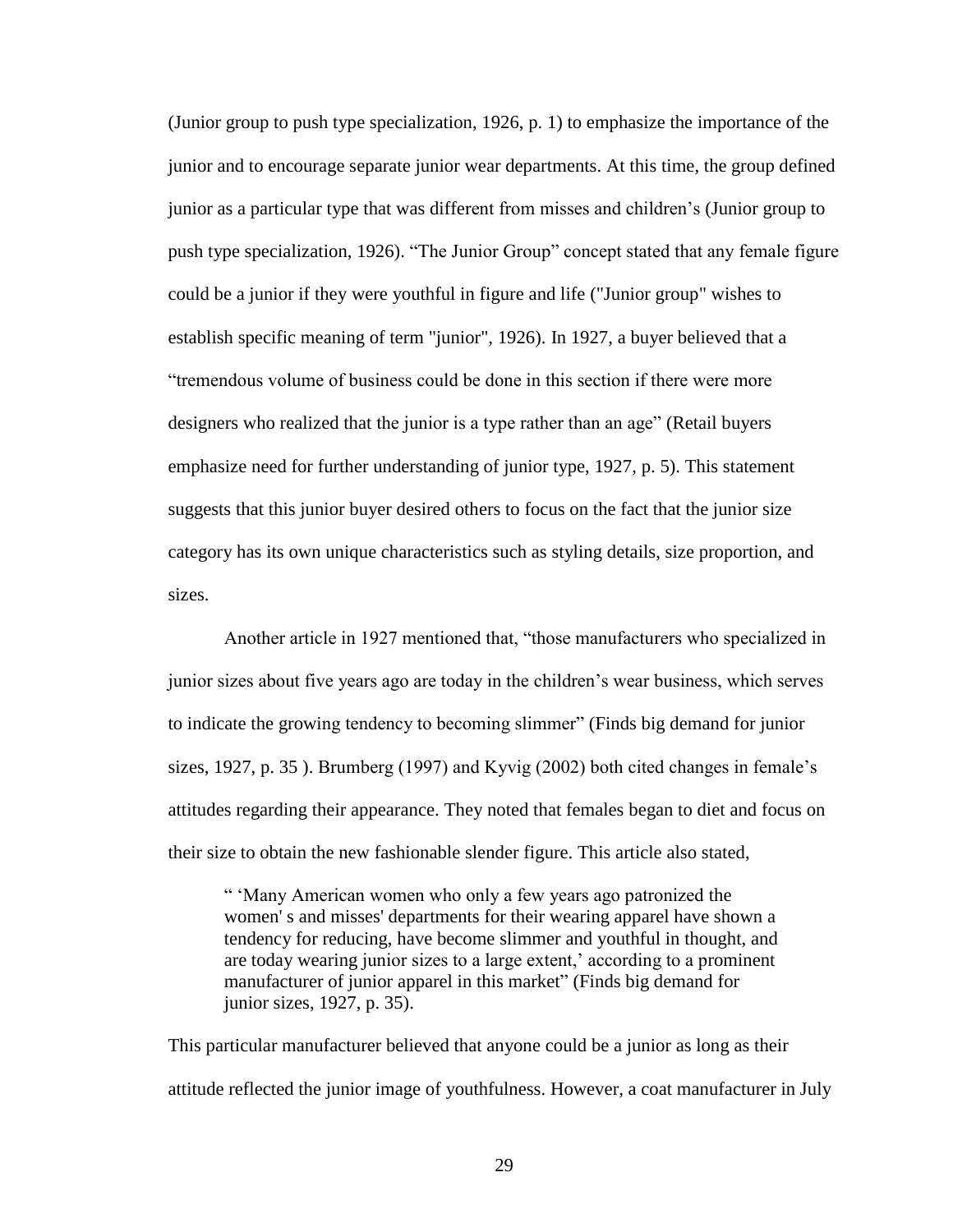(Junior group to push type specialization, 1926, p. 1) to emphasize the importance of the junior and to encourage separate junior wear departments. At this time, the group defined junior as a particular type that was different from misses and children's (Junior group to push type specialization, 1926). "The Junior Group" concept stated that any female figure could be a junior if they were youthful in figure and life ("Junior group" wishes to establish specific meaning of term "junior", 1926). In 1927, a buyer believed that a "tremendous volume of business could be done in this section if there were more designers who realized that the junior is a type rather than an age" (Retail buyers emphasize need for further understanding of junior type, 1927, p. 5). This statement suggests that this junior buyer desired others to focus on the fact that the junior size category has its own unique characteristics such as styling details, size proportion, and sizes.

Another article in 1927 mentioned that, "those manufacturers who specialized in junior sizes about five years ago are today in the children's wear business, which serves to indicate the growing tendency to becoming slimmer" (Finds big demand for junior sizes, 1927, p. 35 ). Brumberg (1997) and Kyvig (2002) both cited changes in female's attitudes regarding their appearance. They noted that females began to diet and focus on their size to obtain the new fashionable slender figure. This article also stated,

> " 'Many American women who only a few years ago patronized the women' s and misses' departments for their wearing apparel have shown a tendency for reducing, have become slimmer and youthful in thought, and are today wearing junior sizes to a large extent,' according to a prominent manufacturer of junior apparel in this market" (Finds big demand for junior sizes, 1927, p. 35).

This particular manufacturer believed that anyone could be a junior as long as their attitude reflected the junior image of youthfulness. However, a coat manufacturer in July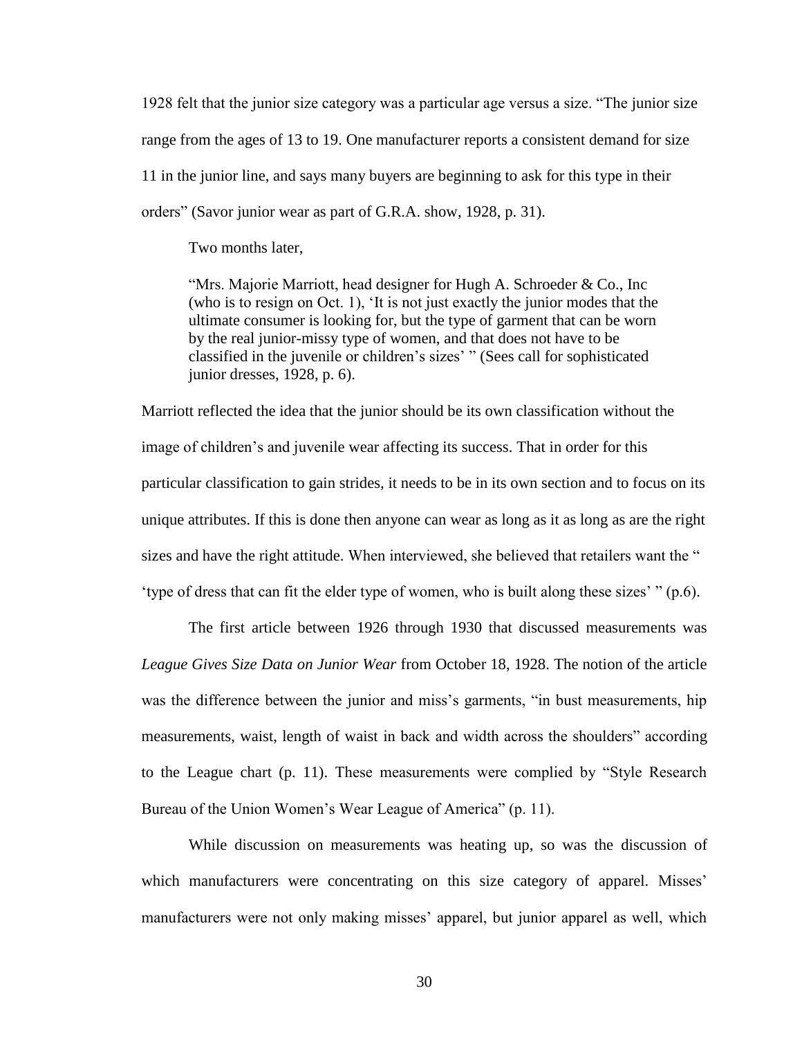1928 felt that the junior size category was a particular age versus a size. "The junior size range from the ages of 13 to 19. One manufacturer reports a consistent demand for size 11 in the junior line, and says many buyers are beginning to ask for this type in their orders" (Savor junior wear as part of G.R.A. show, 1928, p. 31).

Two months later,

> "Mrs. Majorie Marriott, head designer for Hugh A. Schroeder & Co., Inc (who is to resign on Oct. 1), 'It is not just exactly the junior modes that the ultimate consumer is looking for, but the type of garment that can be worn by the real junior-missy type of women, and that does not have to be classified in the juvenile or children's sizes' " (Sees call for sophisticated junior dresses, 1928, p. 6).

Marriott reflected the idea that the junior should be its own classification without the image of children's and juvenile wear affecting its success. That in order for this particular classification to gain strides, it needs to be in its own section and to focus on its unique attributes. If this is done then anyone can wear as long as it as long as are the right sizes and have the right attitude. When interviewed, she believed that retailers want the " 'type of dress that can fit the elder type of women, who is built along these sizes' " (p.6).

The first article between 1926 through 1930 that discussed measurements was *League Gives Size Data on Junior Wear* from October 18, 1928. The notion of the article was the difference between the junior and miss's garments, "in bust measurements, hip measurements, waist, length of waist in back and width across the shoulders" according to the League chart (p. 11). These measurements were complied by "Style Research Bureau of the Union Women's Wear League of America" (p. 11).

While discussion on measurements was heating up, so was the discussion of which manufacturers were concentrating on this size category of apparel. Misses' manufacturers were not only making misses' apparel, but junior apparel as well, which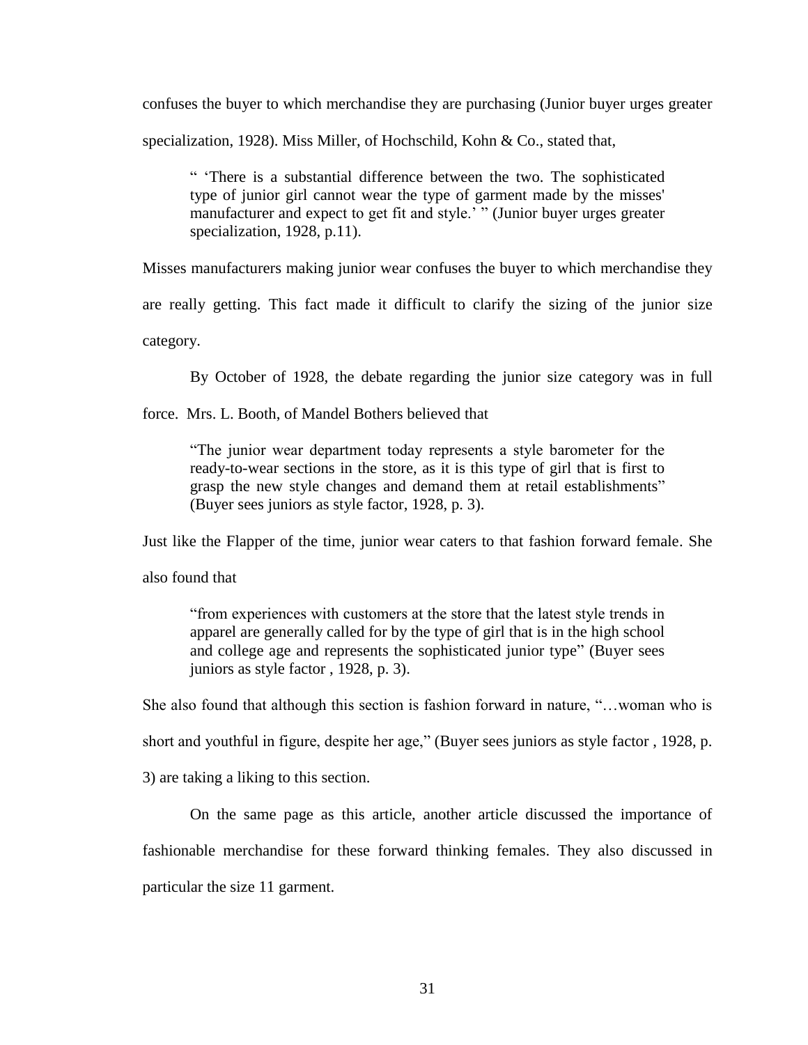confuses the buyer to which merchandise they are purchasing (Junior buyer urges greater specialization, 1928). Miss Miller, of Hochschild, Kohn & Co., stated that,

> " 'There is a substantial difference between the two. The sophisticated type of junior girl cannot wear the type of garment made by the misses' manufacturer and expect to get fit and style.' " (Junior buyer urges greater specialization, 1928, p.11).

Misses manufacturers making junior wear confuses the buyer to which merchandise they are really getting. This fact made it difficult to clarify the sizing of the junior size category.

By October of 1928, the debate regarding the junior size category was in full force. Mrs. L. Booth, of Mandel Bothers believed that

> "The junior wear department today represents a style barometer for the ready-to-wear sections in the store, as it is this type of girl that is first to grasp the new style changes and demand them at retail establishments" (Buyer sees juniors as style factor, 1928, p. 3).

Just like the Flapper of the time, junior wear caters to that fashion forward female. She also found that

> "from experiences with customers at the store that the latest style trends in apparel are generally called for by the type of girl that is in the high school and college age and represents the sophisticated junior type" (Buyer sees juniors as style factor , 1928, p. 3).

She also found that although this section is fashion forward in nature, "…woman who is short and youthful in figure, despite her age," (Buyer sees juniors as style factor , 1928, p. 3) are taking a liking to this section.

On the same page as this article, another article discussed the importance of fashionable merchandise for these forward thinking females. They also discussed in particular the size 11 garment.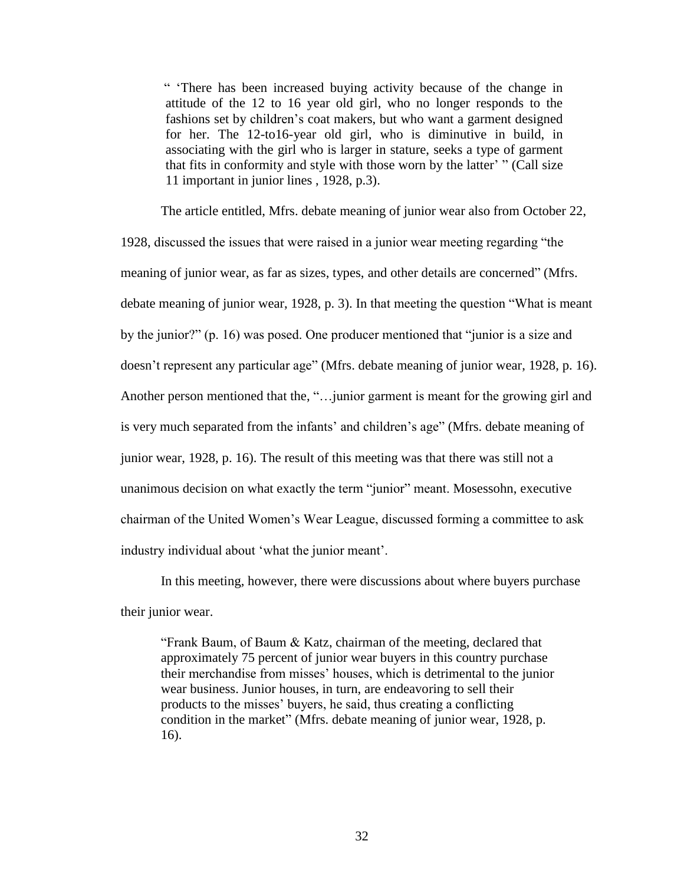> “ ‘There has been increased buying activity because of the change in attitude of the 12 to 16 year old girl, who no longer responds to the fashions set by children’s coat makers, but who want a garment designed for her. The 12-to16-year old girl, who is diminutive in build, in associating with the girl who is larger in stature, seeks a type of garment that fits in conformity and style with those worn by the latter’ ” (Call size 11 important in junior lines , 1928, p.3).

The article entitled, Mfrs. debate meaning of junior wear also from October 22, 1928, discussed the issues that were raised in a junior wear meeting regarding “the meaning of junior wear, as far as sizes, types, and other details are concerned” (Mfrs. debate meaning of junior wear, 1928, p. 3). In that meeting the question “What is meant by the junior?” (p. 16) was posed. One producer mentioned that “junior is a size and doesn’t represent any particular age” (Mfrs. debate meaning of junior wear, 1928, p. 16). Another person mentioned that the, “…junior garment is meant for the growing girl and is very much separated from the infants’ and children’s age” (Mfrs. debate meaning of junior wear, 1928, p. 16). The result of this meeting was that there was still not a unanimous decision on what exactly the term “junior” meant. Mosessohn, executive chairman of the United Women’s Wear League, discussed forming a committee to ask industry individual about ‘what the junior meant’.

In this meeting, however, there were discussions about where buyers purchase their junior wear.

> “Frank Baum, of Baum & Katz, chairman of the meeting, declared that approximately 75 percent of junior wear buyers in this country purchase their merchandise from misses’ houses, which is detrimental to the junior wear business. Junior houses, in turn, are endeavoring to sell their products to the misses’ buyers, he said, thus creating a conflicting condition in the market” (Mfrs. debate meaning of junior wear, 1928, p. 16).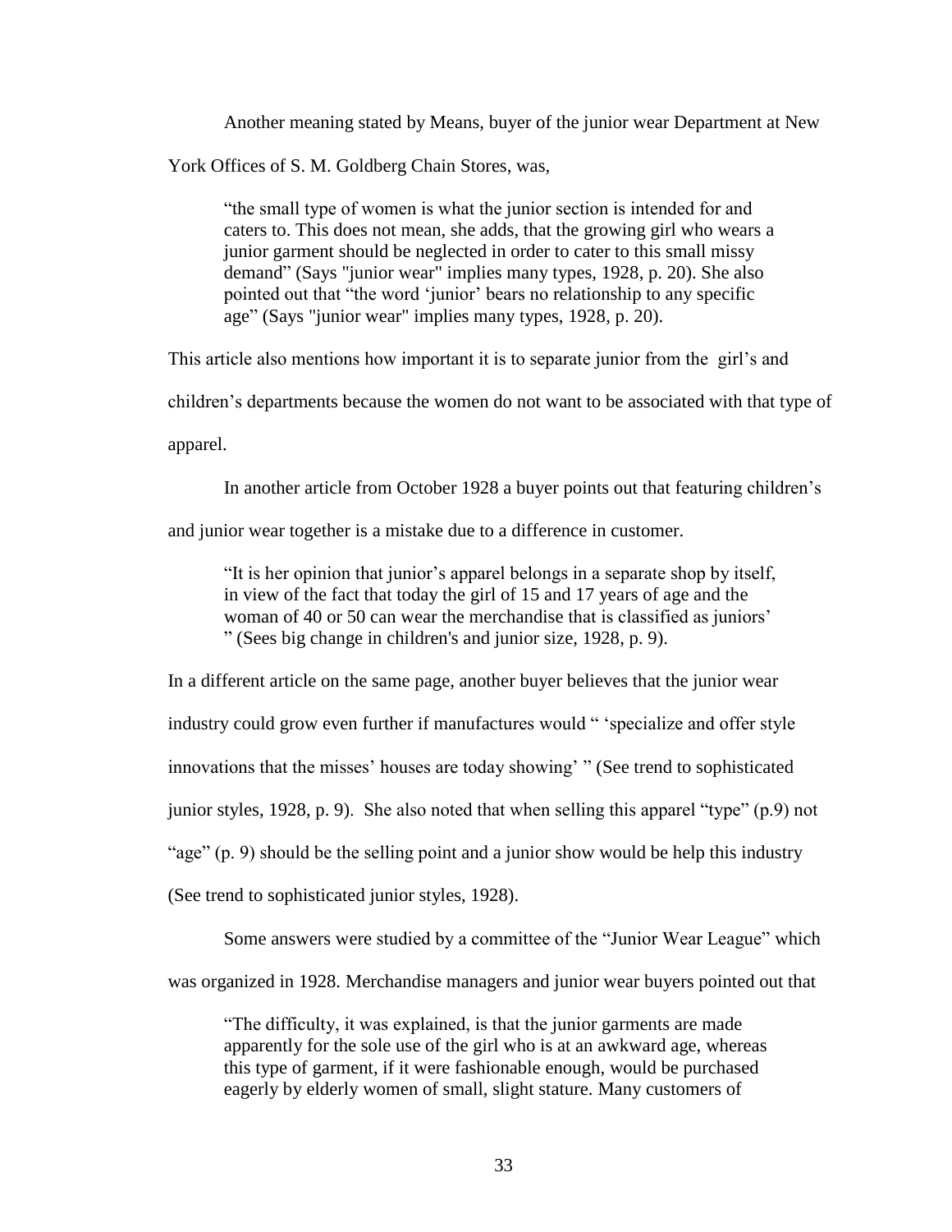Another meaning stated by Means, buyer of the junior wear Department at New York Offices of S. M. Goldberg Chain Stores, was,

> "the small type of women is what the junior section is intended for and caters to. This does not mean, she adds, that the growing girl who wears a junior garment should be neglected in order to cater to this small missy demand" (Says "junior wear" implies many types, 1928, p. 20). She also pointed out that "the word 'junior' bears no relationship to any specific age" (Says "junior wear" implies many types, 1928, p. 20).

This article also mentions how important it is to separate junior from the girl's and children's departments because the women do not want to be associated with that type of apparel.

In another article from October 1928 a buyer points out that featuring children's and junior wear together is a mistake due to a difference in customer.

> "It is her opinion that junior's apparel belongs in a separate shop by itself, in view of the fact that today the girl of 15 and 17 years of age and the woman of 40 or 50 can wear the merchandise that is classified as juniors' " (Sees big change in children's and junior size, 1928, p. 9).

In a different article on the same page, another buyer believes that the junior wear industry could grow even further if manufactures would " 'specialize and offer style innovations that the misses' houses are today showing' " (See trend to sophisticated junior styles, 1928, p. 9). She also noted that when selling this apparel "type" (p.9) not "age" (p. 9) should be the selling point and a junior show would be help this industry (See trend to sophisticated junior styles, 1928).

Some answers were studied by a committee of the "Junior Wear League" which was organized in 1928. Merchandise managers and junior wear buyers pointed out that

> "The difficulty, it was explained, is that the junior garments are made apparently for the sole use of the girl who is at an awkward age, whereas this type of garment, if it were fashionable enough, would be purchased eagerly by elderly women of small, slight stature. Many customers of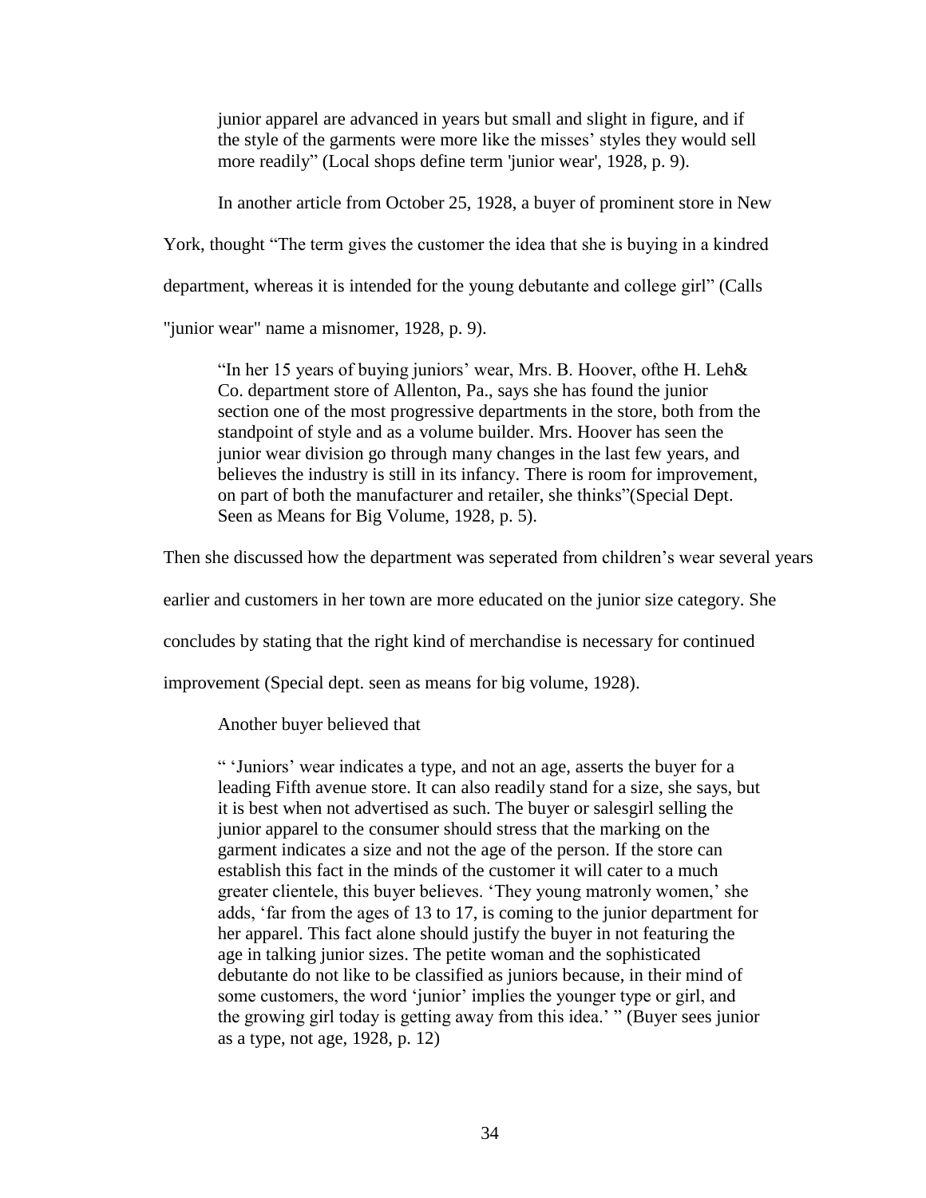> junior apparel are advanced in years but small and slight in figure, and if the style of the garments were more like the misses' styles they would sell more readily" (Local shops define term 'junior wear', 1928, p. 9).

In another article from October 25, 1928, a buyer of prominent store in New York, thought "The term gives the customer the idea that she is buying in a kindred department, whereas it is intended for the young debutante and college girl" (Calls "junior wear" name a misnomer, 1928, p. 9).

> "In her 15 years of buying juniors' wear, Mrs. B. Hoover, ofthe H. Leh& Co. department store of Allenton, Pa., says she has found the junior section one of the most progressive departments in the store, both from the standpoint of style and as a volume builder. Mrs. Hoover has seen the junior wear division go through many changes in the last few years, and believes the industry is still in its infancy. There is room for improvement, on part of both the manufacturer and retailer, she thinks"(Special Dept. Seen as Means for Big Volume, 1928, p. 5).

Then she discussed how the department was seperated from children's wear several years earlier and customers in her town are more educated on the junior size category. She concludes by stating that the right kind of merchandise is necessary for continued improvement (Special dept. seen as means for big volume, 1928).

Another buyer believed that

> " 'Juniors' wear indicates a type, and not an age, asserts the buyer for a leading Fifth avenue store. It can also readily stand for a size, she says, but it is best when not advertised as such. The buyer or salesgirl selling the junior apparel to the consumer should stress that the marking on the garment indicates a size and not the age of the person. If the store can establish this fact in the minds of the customer it will cater to a much greater clientele, this buyer believes. 'They young matronly women,' she adds, 'far from the ages of 13 to 17, is coming to the junior department for her apparel. This fact alone should justify the buyer in not featuring the age in talking junior sizes. The petite woman and the sophisticated debutante do not like to be classified as juniors because, in their mind of some customers, the word 'junior' implies the younger type or girl, and the growing girl today is getting away from this idea.' " (Buyer sees junior as a type, not age, 1928, p. 12)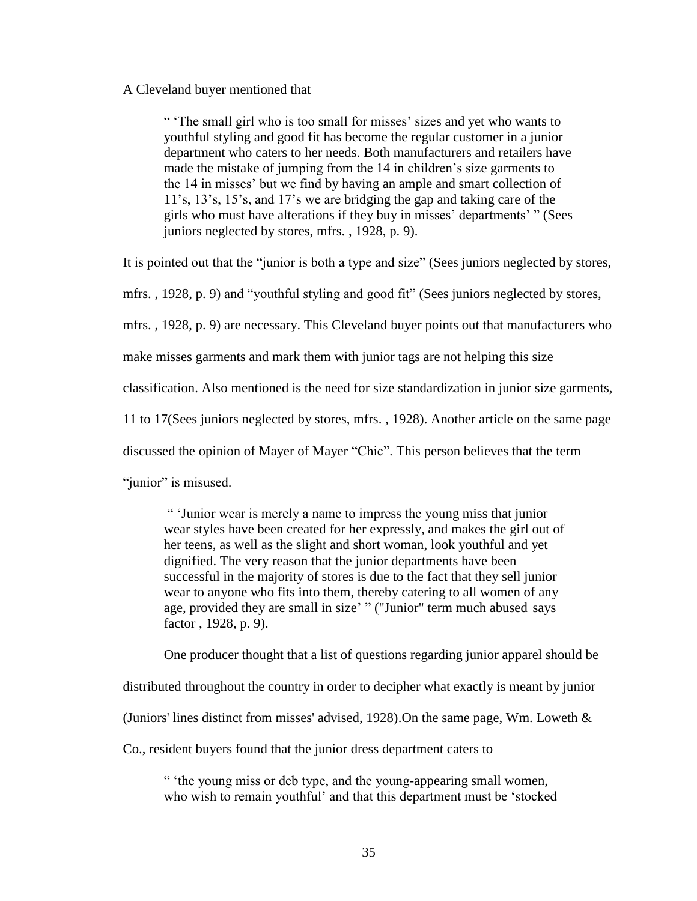A Cleveland buyer mentioned that

> " 'The small girl who is too small for misses' sizes and yet who wants to youthful styling and good fit has become the regular customer in a junior department who caters to her needs. Both manufacturers and retailers have made the mistake of jumping from the 14 in children's size garments to the 14 in misses' but we find by having an ample and smart collection of 11's, 13's, 15's, and 17's we are bridging the gap and taking care of the girls who must have alterations if they buy in misses' departments' " (Sees juniors neglected by stores, mfrs. , 1928, p. 9).

It is pointed out that the "junior is both a type and size" (Sees juniors neglected by stores, mfrs. , 1928, p. 9) and "youthful styling and good fit" (Sees juniors neglected by stores, mfrs. , 1928, p. 9) are necessary. This Cleveland buyer points out that manufacturers who make misses garments and mark them with junior tags are not helping this size classification. Also mentioned is the need for size standardization in junior size garments, 11 to 17(Sees juniors neglected by stores, mfrs. , 1928). Another article on the same page discussed the opinion of Mayer of Mayer "Chic". This person believes that the term "junior" is misused.

> " 'Junior wear is merely a name to impress the young miss that junior wear styles have been created for her expressly, and makes the girl out of her teens, as well as the slight and short woman, look youthful and yet dignified. The very reason that the junior departments have been successful in the majority of stores is due to the fact that they sell junior wear to anyone who fits into them, thereby catering to all women of any age, provided they are small in size' " ("Junior" term much abused says factor , 1928, p. 9).

One producer thought that a list of questions regarding junior apparel should be distributed throughout the country in order to decipher what exactly is meant by junior (Juniors' lines distinct from misses' advised, 1928).On the same page, Wm. Loweth & Co., resident buyers found that the junior dress department caters to

> " 'the young miss or deb type, and the young-appearing small women, who wish to remain youthful' and that this department must be 'stocked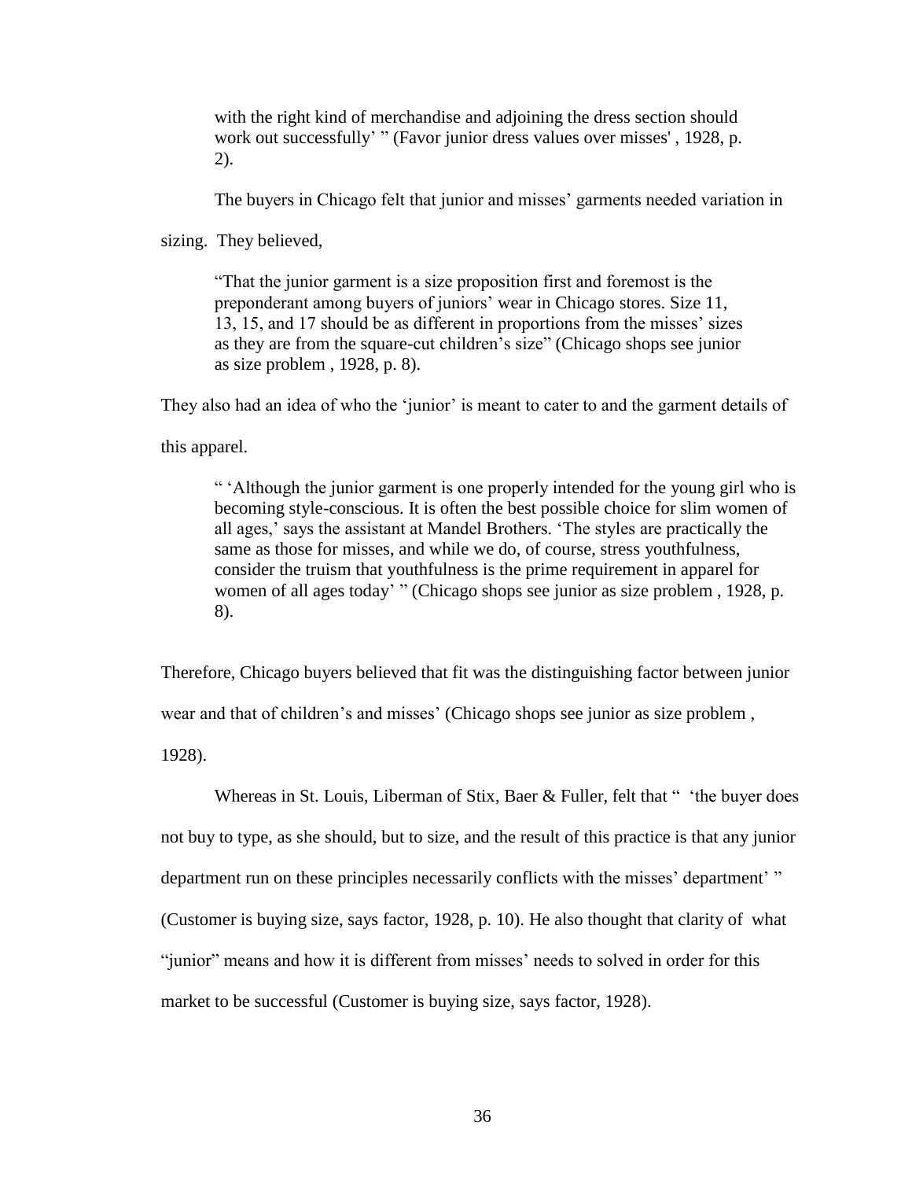> with the right kind of merchandise and adjoining the dress section should work out successfully' " (Favor junior dress values over misses' , 1928, p. 2).

The buyers in Chicago felt that junior and misses' garments needed variation in sizing. They believed,

> "That the junior garment is a size proposition first and foremost is the preponderant among buyers of juniors' wear in Chicago stores. Size 11, 13, 15, and 17 should be as different in proportions from the misses' sizes as they are from the square-cut children's size" (Chicago shops see junior as size problem , 1928, p. 8).

They also had an idea of who the 'junior' is meant to cater to and the garment details of this apparel.

> " 'Although the junior garment is one properly intended for the young girl who is becoming style-conscious. It is often the best possible choice for slim women of all ages,' says the assistant at Mandel Brothers. 'The styles are practically the same as those for misses, and while we do, of course, stress youthfulness, consider the truism that youthfulness is the prime requirement in apparel for women of all ages today' " (Chicago shops see junior as size problem , 1928, p. 8).

Therefore, Chicago buyers believed that fit was the distinguishing factor between junior wear and that of children's and misses' (Chicago shops see junior as size problem , 1928).

Whereas in St. Louis, Liberman of Stix, Baer & Fuller, felt that " 'the buyer does not buy to type, as she should, but to size, and the result of this practice is that any junior department run on these principles necessarily conflicts with the misses' department' " (Customer is buying size, says factor, 1928, p. 10). He also thought that clarity of what "junior" means and how it is different from misses' needs to solved in order for this market to be successful (Customer is buying size, says factor, 1928).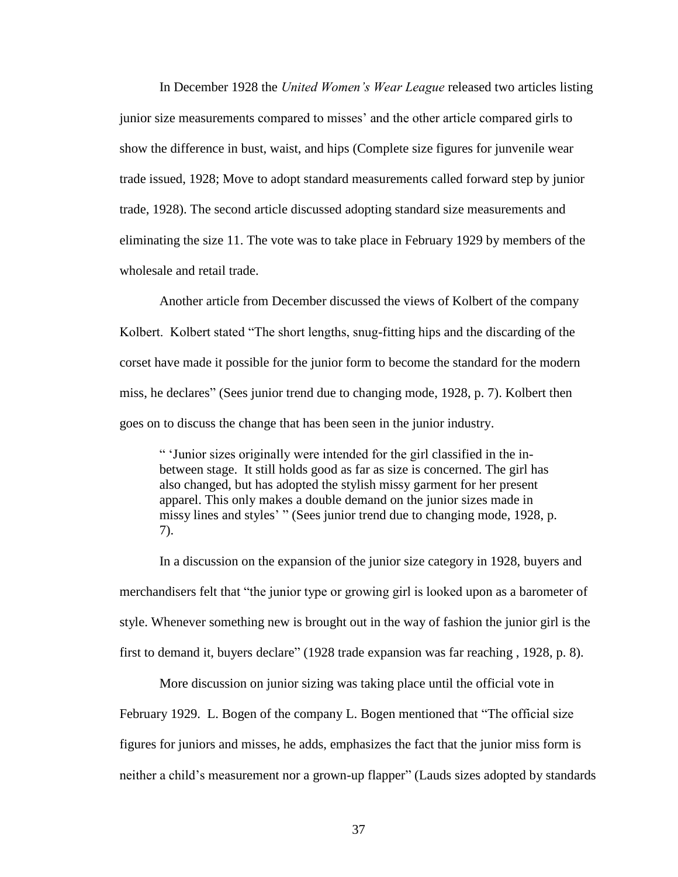In December 1928 the *United Women's Wear League* released two articles listing junior size measurements compared to misses' and the other article compared girls to show the difference in bust, waist, and hips (Complete size figures for junvenile wear trade issued, 1928; Move to adopt standard measurements called forward step by junior trade, 1928). The second article discussed adopting standard size measurements and eliminating the size 11. The vote was to take place in February 1929 by members of the wholesale and retail trade.

Another article from December discussed the views of Kolbert of the company Kolbert. Kolbert stated "The short lengths, snug-fitting hips and the discarding of the corset have made it possible for the junior form to become the standard for the modern miss, he declares" (Sees junior trend due to changing mode, 1928, p. 7). Kolbert then goes on to discuss the change that has been seen in the junior industry.

> " 'Junior sizes originally were intended for the girl classified in the in-between stage. It still holds good as far as size is concerned. The girl has also changed, but has adopted the stylish missy garment for her present apparel. This only makes a double demand on the junior sizes made in missy lines and styles' " (Sees junior trend due to changing mode, 1928, p. 7).

In a discussion on the expansion of the junior size category in 1928, buyers and merchandisers felt that "the junior type or growing girl is looked upon as a barometer of style. Whenever something new is brought out in the way of fashion the junior girl is the first to demand it, buyers declare" (1928 trade expansion was far reaching , 1928, p. 8).

More discussion on junior sizing was taking place until the official vote in February 1929. L. Bogen of the company L. Bogen mentioned that "The official size figures for juniors and misses, he adds, emphasizes the fact that the junior miss form is neither a child's measurement nor a grown-up flapper" (Lauds sizes adopted by standards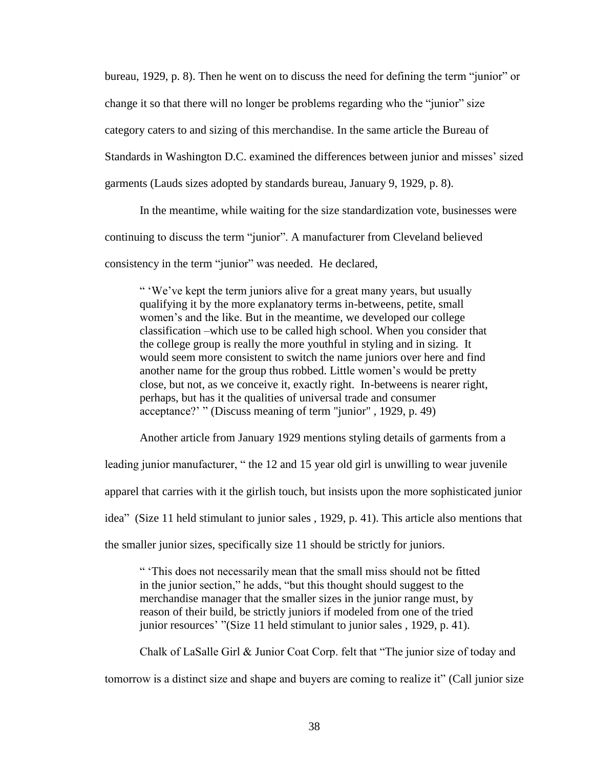bureau, 1929, p. 8). Then he went on to discuss the need for defining the term "junior" or change it so that there will no longer be problems regarding who the "junior" size category caters to and sizing of this merchandise. In the same article the Bureau of Standards in Washington D.C. examined the differences between junior and misses' sized garments (Lauds sizes adopted by standards bureau, January 9, 1929, p. 8).

In the meantime, while waiting for the size standardization vote, businesses were continuing to discuss the term "junior". A manufacturer from Cleveland believed consistency in the term "junior" was needed. He declared,

> " 'We've kept the term juniors alive for a great many years, but usually qualifying it by the more explanatory terms in-betweens, petite, small women's and the like. But in the meantime, we developed our college classification –which use to be called high school. When you consider that the college group is really the more youthful in styling and in sizing. It would seem more consistent to switch the name juniors over here and find another name for the group thus robbed. Little women's would be pretty close, but not, as we conceive it, exactly right. In-betweens is nearer right, perhaps, but has it the qualities of universal trade and consumer acceptance?' " (Discuss meaning of term "junior" , 1929, p. 49)

Another article from January 1929 mentions styling details of garments from a leading junior manufacturer, " the 12 and 15 year old girl is unwilling to wear juvenile apparel that carries with it the girlish touch, but insists upon the more sophisticated junior idea" (Size 11 held stimulant to junior sales , 1929, p. 41). This article also mentions that the smaller junior sizes, specifically size 11 should be strictly for juniors.

> " 'This does not necessarily mean that the small miss should not be fitted in the junior section," he adds, "but this thought should suggest to the merchandise manager that the smaller sizes in the junior range must, by reason of their build, be strictly juniors if modeled from one of the tried junior resources' "(Size 11 held stimulant to junior sales , 1929, p. 41).

Chalk of LaSalle Girl & Junior Coat Corp. felt that "The junior size of today and tomorrow is a distinct size and shape and buyers are coming to realize it" (Call junior size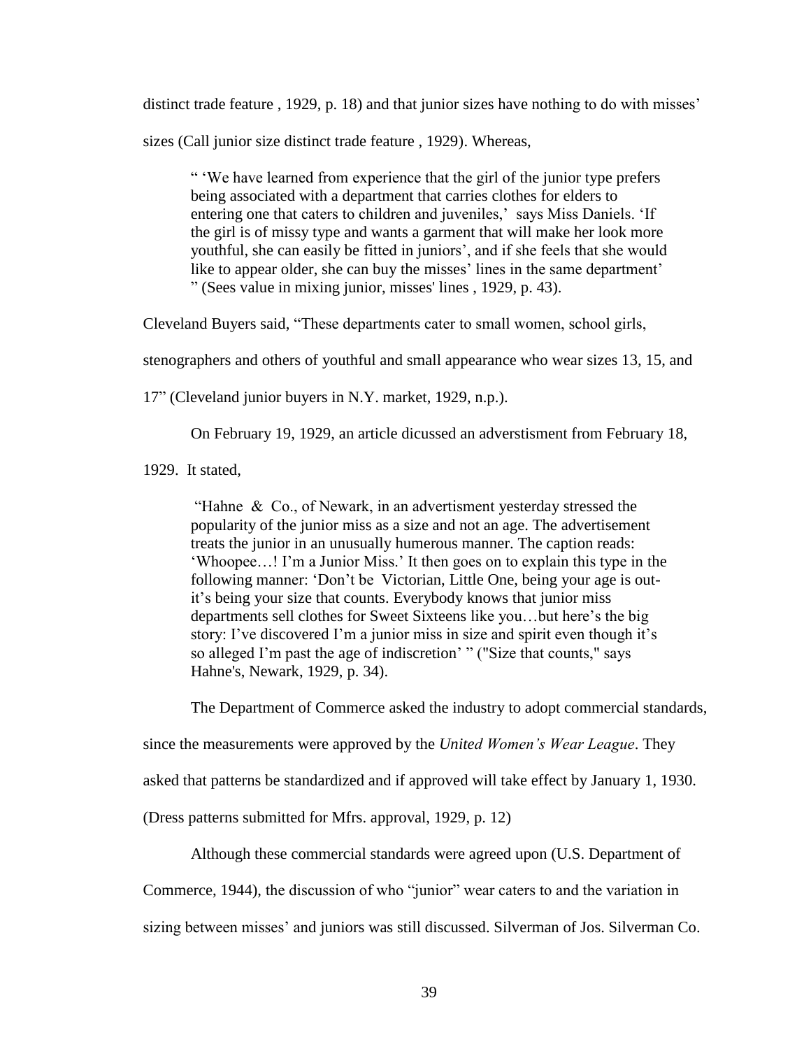distinct trade feature , 1929, p. 18) and that junior sizes have nothing to do with misses' sizes (Call junior size distinct trade feature , 1929). Whereas,

> " 'We have learned from experience that the girl of the junior type prefers being associated with a department that carries clothes for elders to entering one that caters to children and juveniles,' says Miss Daniels. 'If the girl is of missy type and wants a garment that will make her look more youthful, she can easily be fitted in juniors', and if she feels that she would like to appear older, she can buy the misses' lines in the same department' " (Sees value in mixing junior, misses' lines , 1929, p. 43).

Cleveland Buyers said, "These departments cater to small women, school girls, stenographers and others of youthful and small appearance who wear sizes 13, 15, and 17" (Cleveland junior buyers in N.Y. market, 1929, n.p.).

On February 19, 1929, an article dicussed an adverstisment from February 18, 1929. It stated,

> "Hahne & Co., of Newark, in an advertisment yesterday stressed the popularity of the junior miss as a size and not an age. The advertisement treats the junior in an unusually humerous manner. The caption reads: 'Whoopee…! I'm a Junior Miss.' It then goes on to explain this type in the following manner: 'Don't be Victorian, Little One, being your age is out- it's being your size that counts. Everybody knows that junior miss departments sell clothes for Sweet Sixteens like you…but here's the big story: I've discovered I'm a junior miss in size and spirit even though it's so alleged I'm past the age of indiscretion' " ("Size that counts," says Hahne's, Newark, 1929, p. 34).

The Department of Commerce asked the industry to adopt commercial standards, since the measurements were approved by the *United Women's Wear League*. They asked that patterns be standardized and if approved will take effect by January 1, 1930. (Dress patterns submitted for Mfrs. approval, 1929, p. 12)

Although these commercial standards were agreed upon (U.S. Department of Commerce, 1944), the discussion of who "junior" wear caters to and the variation in sizing between misses' and juniors was still discussed. Silverman of Jos. Silverman Co.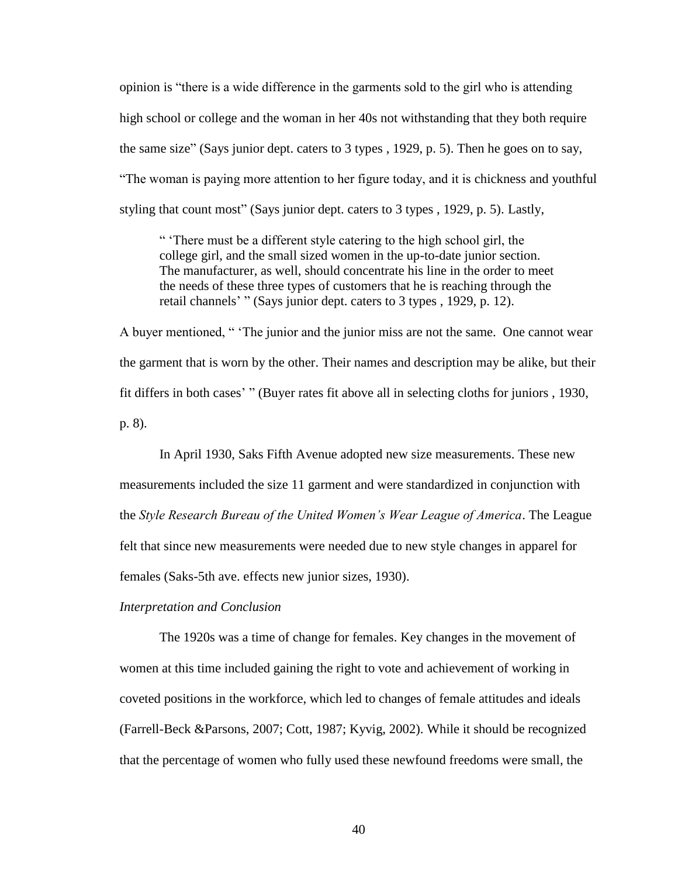opinion is "there is a wide difference in the garments sold to the girl who is attending high school or college and the woman in her 40s not withstanding that they both require the same size" (Says junior dept. caters to 3 types , 1929, p. 5). Then he goes on to say, "The woman is paying more attention to her figure today, and it is chickness and youthful styling that count most" (Says junior dept. caters to 3 types , 1929, p. 5). Lastly,

> " 'There must be a different style catering to the high school girl, the college girl, and the small sized women in the up-to-date junior section. The manufacturer, as well, should concentrate his line in the order to meet the needs of these three types of customers that he is reaching through the retail channels' " (Says junior dept. caters to 3 types , 1929, p. 12).

A buyer mentioned, " 'The junior and the junior miss are not the same. One cannot wear the garment that is worn by the other. Their names and description may be alike, but their fit differs in both cases' " (Buyer rates fit above all in selecting cloths for juniors , 1930, p. 8).

In April 1930, Saks Fifth Avenue adopted new size measurements. These new measurements included the size 11 garment and were standardized in conjunction with the *Style Research Bureau of the United Women's Wear League of America*. The League felt that since new measurements were needed due to new style changes in apparel for females (Saks-5th ave. effects new junior sizes, 1930).

*Interpretation and Conclusion*

The 1920s was a time of change for females. Key changes in the movement of women at this time included gaining the right to vote and achievement of working in coveted positions in the workforce, which led to changes of female attitudes and ideals (Farrell-Beck &Parsons, 2007; Cott, 1987; Kyvig, 2002). While it should be recognized that the percentage of women who fully used these newfound freedoms were small, the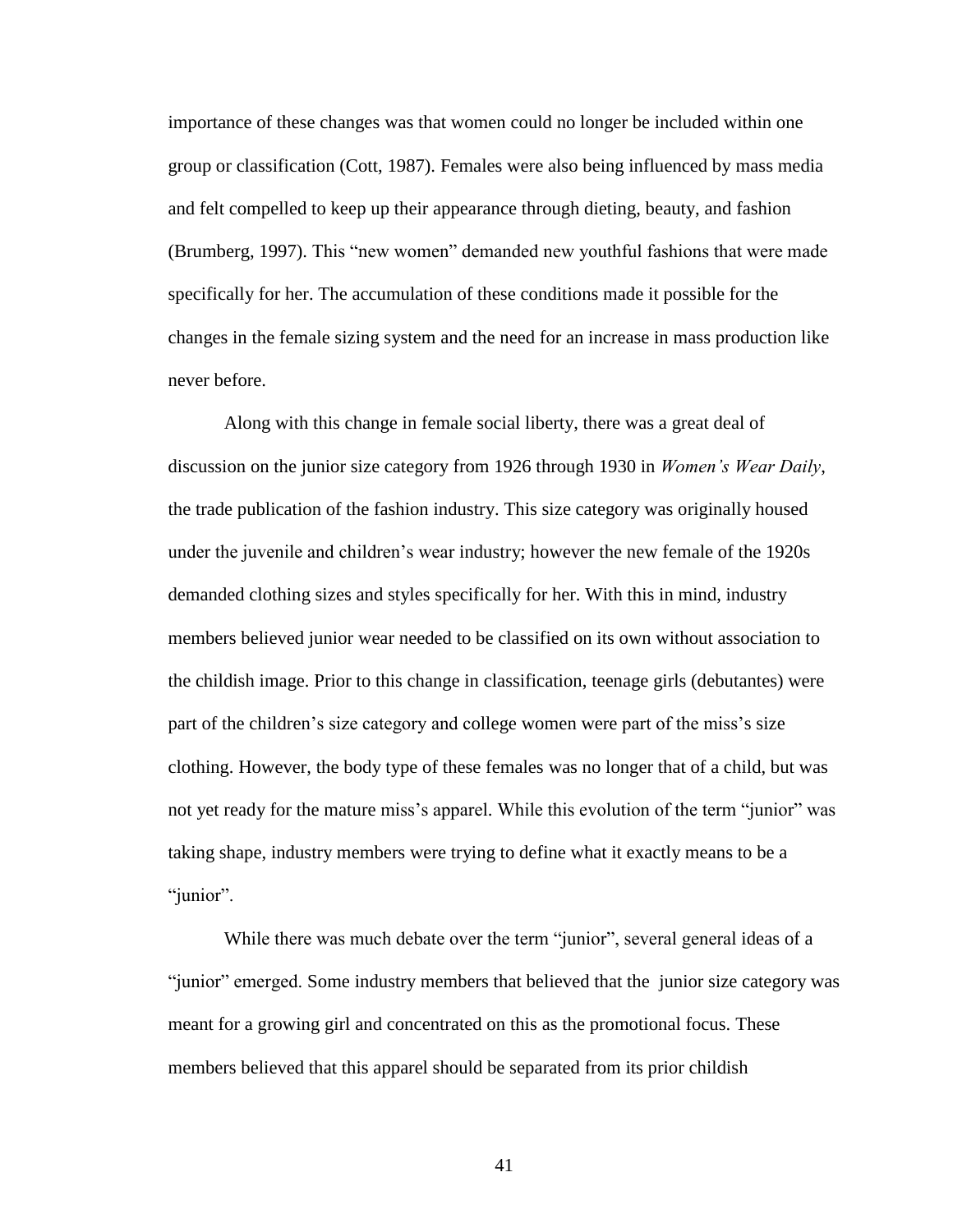importance of these changes was that women could no longer be included within one group or classification (Cott, 1987). Females were also being influenced by mass media and felt compelled to keep up their appearance through dieting, beauty, and fashion (Brumberg, 1997). This "new women" demanded new youthful fashions that were made specifically for her. The accumulation of these conditions made it possible for the changes in the female sizing system and the need for an increase in mass production like never before.

Along with this change in female social liberty, there was a great deal of discussion on the junior size category from 1926 through 1930 in *Women's Wear Daily*, the trade publication of the fashion industry. This size category was originally housed under the juvenile and children's wear industry; however the new female of the 1920s demanded clothing sizes and styles specifically for her. With this in mind, industry members believed junior wear needed to be classified on its own without association to the childish image. Prior to this change in classification, teenage girls (debutantes) were part of the children's size category and college women were part of the miss's size clothing. However, the body type of these females was no longer that of a child, but was not yet ready for the mature miss's apparel. While this evolution of the term "junior" was taking shape, industry members were trying to define what it exactly means to be a "junior".

While there was much debate over the term "junior", several general ideas of a "junior" emerged. Some industry members that believed that the junior size category was meant for a growing girl and concentrated on this as the promotional focus. These members believed that this apparel should be separated from its prior childish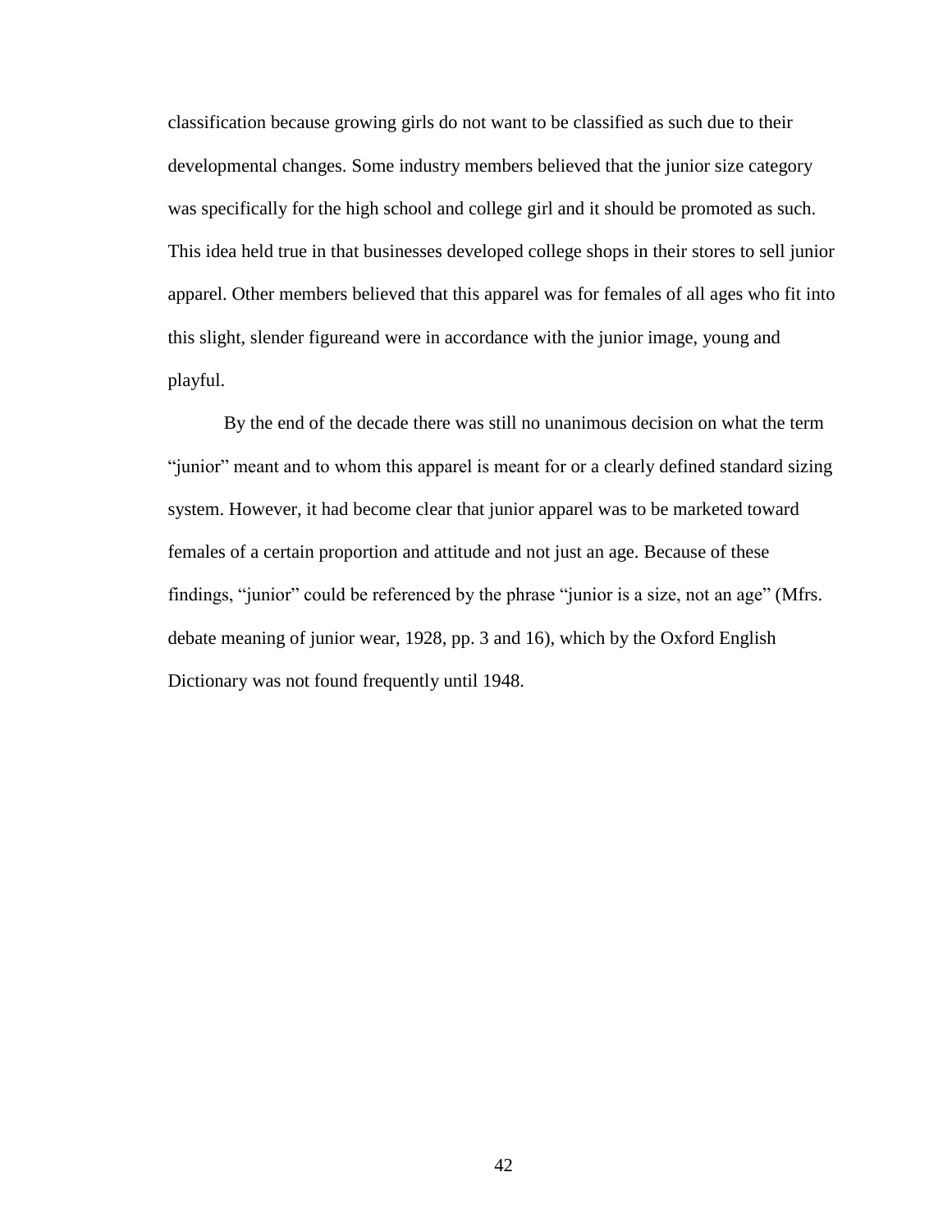classification because growing girls do not want to be classified as such due to their developmental changes. Some industry members believed that the junior size category was specifically for the high school and college girl and it should be promoted as such. This idea held true in that businesses developed college shops in their stores to sell junior apparel. Other members believed that this apparel was for females of all ages who fit into this slight, slender figureand were in accordance with the junior image, young and playful.

By the end of the decade there was still no unanimous decision on what the term "junior" meant and to whom this apparel is meant for or a clearly defined standard sizing system. However, it had become clear that junior apparel was to be marketed toward females of a certain proportion and attitude and not just an age. Because of these findings, "junior" could be referenced by the phrase "junior is a size, not an age" (Mfrs. debate meaning of junior wear, 1928, pp. 3 and 16), which by the Oxford English Dictionary was not found frequently until 1948.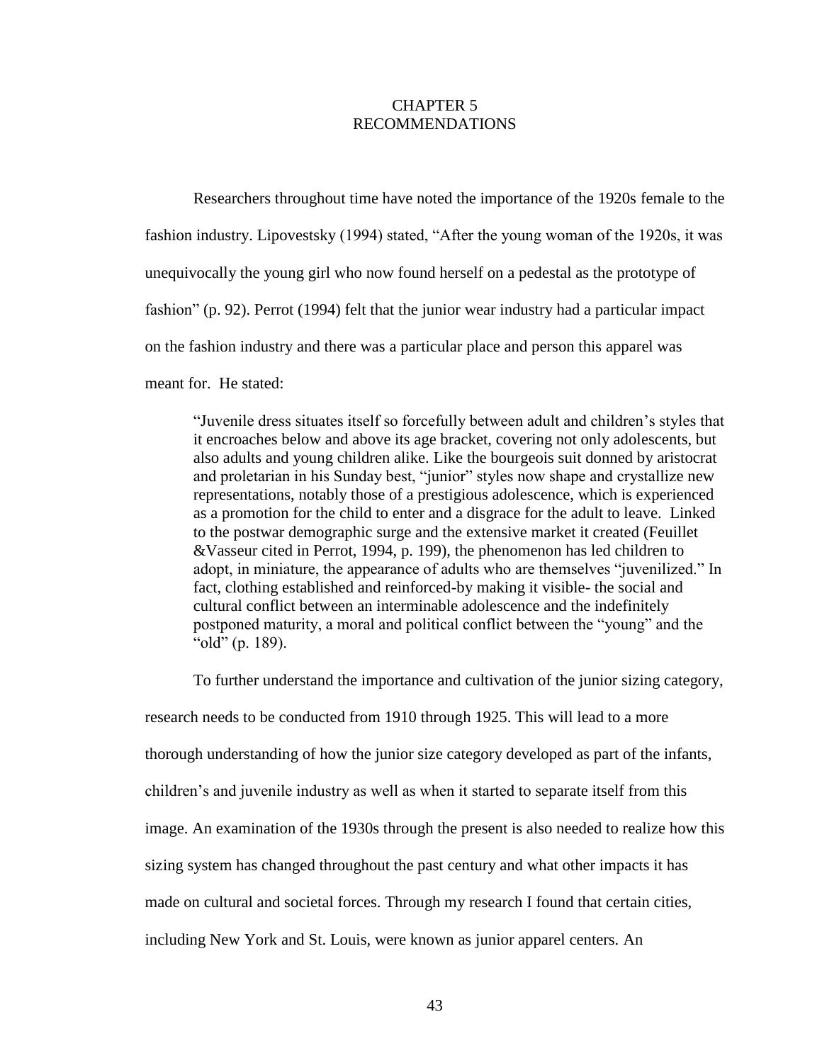# CHAPTER 5
# RECOMMENDATIONS

Researchers throughout time have noted the importance of the 1920s female to the fashion industry. Lipovestsky (1994) stated, "After the young woman of the 1920s, it was unequivocally the young girl who now found herself on a pedestal as the prototype of fashion" (p. 92). Perrot (1994) felt that the junior wear industry had a particular impact on the fashion industry and there was a particular place and person this apparel was meant for. He stated:

> "Juvenile dress situates itself so forcefully between adult and children's styles that it encroaches below and above its age bracket, covering not only adolescents, but also adults and young children alike. Like the bourgeois suit donned by aristocrat and proletarian in his Sunday best, "junior" styles now shape and crystallize new representations, notably those of a prestigious adolescence, which is experienced as a promotion for the child to enter and a disgrace for the adult to leave. Linked to the postwar demographic surge and the extensive market it created (Feuillet &Vasseur cited in Perrot, 1994, p. 199), the phenomenon has led children to adopt, in miniature, the appearance of adults who are themselves "juvenilized." In fact, clothing established and reinforced-by making it visible- the social and cultural conflict between an interminable adolescence and the indefinitely postponed maturity, a moral and political conflict between the "young" and the "old" (p. 189).

To further understand the importance and cultivation of the junior sizing category, research needs to be conducted from 1910 through 1925. This will lead to a more thorough understanding of how the junior size category developed as part of the infants, children's and juvenile industry as well as when it started to separate itself from this image. An examination of the 1930s through the present is also needed to realize how this sizing system has changed throughout the past century and what other impacts it has made on cultural and societal forces. Through my research I found that certain cities, including New York and St. Louis, were known as junior apparel centers. An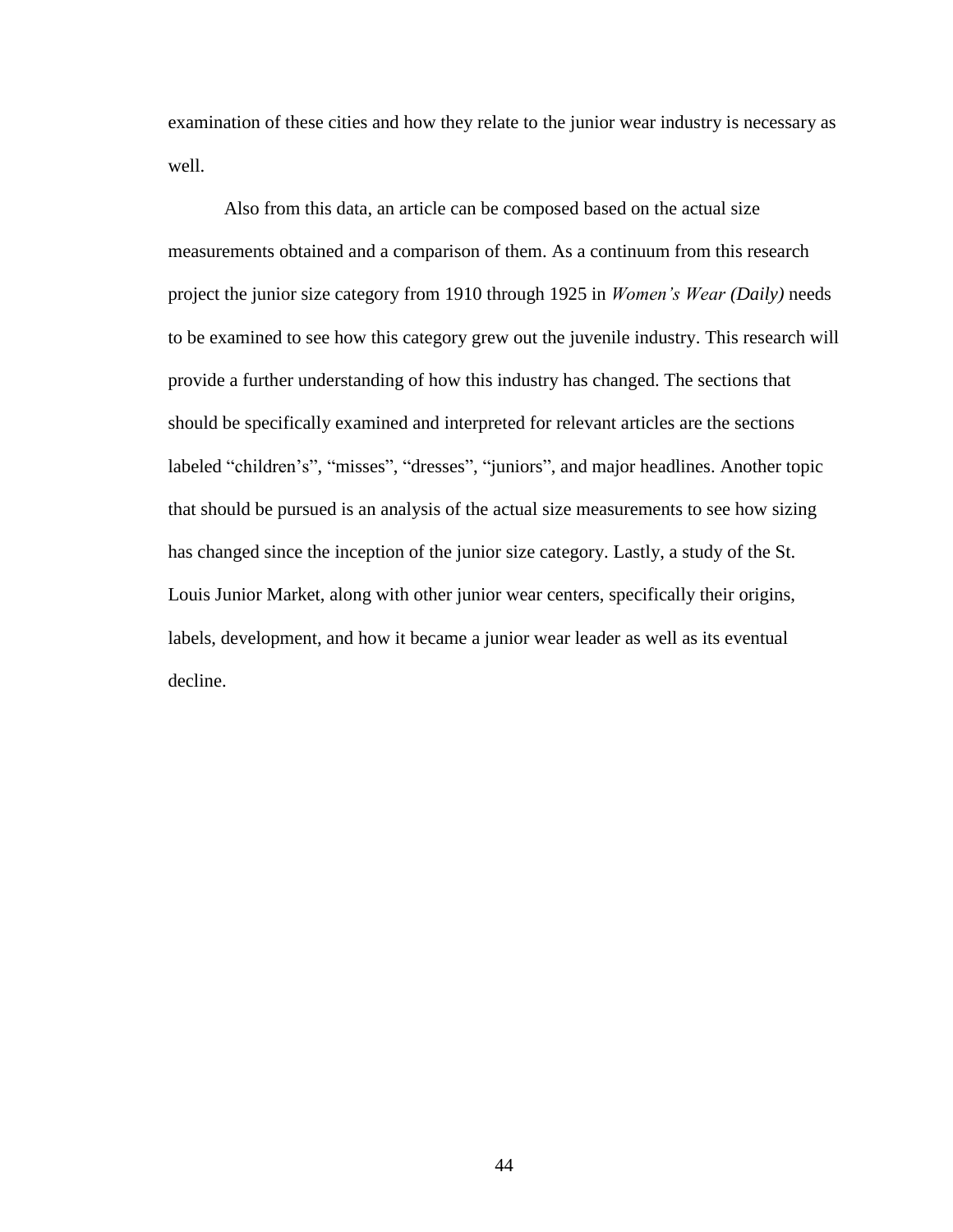examination of these cities and how they relate to the junior wear industry is necessary as well.

Also from this data, an article can be composed based on the actual size measurements obtained and a comparison of them. As a continuum from this research project the junior size category from 1910 through 1925 in *Women's Wear (Daily)* needs to be examined to see how this category grew out the juvenile industry. This research will provide a further understanding of how this industry has changed. The sections that should be specifically examined and interpreted for relevant articles are the sections labeled "children's", "misses", "dresses", "juniors", and major headlines. Another topic that should be pursued is an analysis of the actual size measurements to see how sizing has changed since the inception of the junior size category. Lastly, a study of the St. Louis Junior Market, along with other junior wear centers, specifically their origins, labels, development, and how it became a junior wear leader as well as its eventual decline.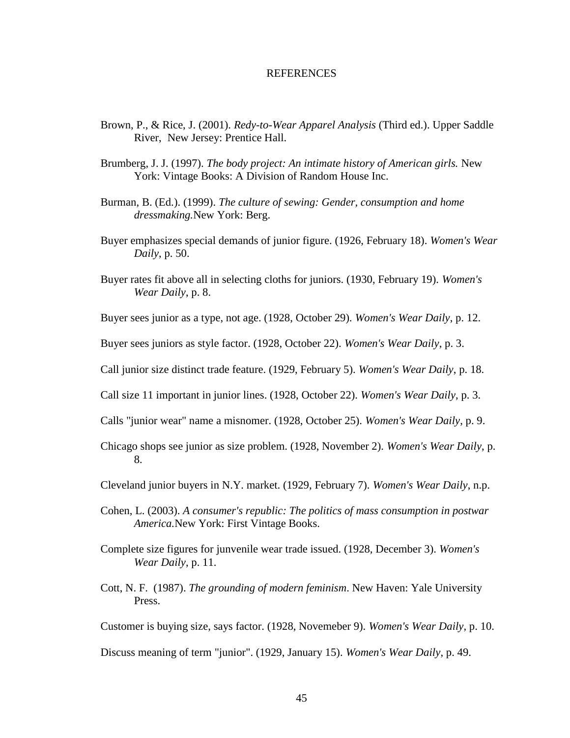# REFERENCES

Brown, P., & Rice, J. (2001). *Redy-to-Wear Apparel Analysis* (Third ed.). Upper Saddle River, New Jersey: Prentice Hall.

Brumberg, J. J. (1997). *The body project: An intimate history of American girls.* New York: Vintage Books: A Division of Random House Inc.

Burman, B. (Ed.). (1999). *The culture of sewing: Gender, consumption and home dressmaking.*New York: Berg.

Buyer emphasizes special demands of junior figure. (1926, February 18). *Women's Wear Daily*, p. 50.

Buyer rates fit above all in selecting cloths for juniors. (1930, February 19). *Women's Wear Daily*, p. 8.

Buyer sees junior as a type, not age. (1928, October 29). *Women's Wear Daily*, p. 12.

Buyer sees juniors as style factor. (1928, October 22). *Women's Wear Daily*, p. 3.

Call junior size distinct trade feature. (1929, February 5). *Women's Wear Daily*, p. 18.

Call size 11 important in junior lines. (1928, October 22). *Women's Wear Daily*, p. 3.

Calls "junior wear" name a misnomer. (1928, October 25). *Women's Wear Daily*, p. 9.

Chicago shops see junior as size problem. (1928, November 2). *Women's Wear Daily*, p. 8.

Cleveland junior buyers in N.Y. market. (1929, February 7). *Women's Wear Daily*, n.p.

Cohen, L. (2003). *A consumer's republic: The politics of mass consumption in postwar America.*New York: First Vintage Books.

Complete size figures for junvenile wear trade issued. (1928, December 3). *Women's Wear Daily*, p. 11.

Cott, N. F. (1987). *The grounding of modern feminism*. New Haven: Yale University Press.

Customer is buying size, says factor. (1928, Novemeber 9). *Women's Wear Daily*, p. 10.

Discuss meaning of term "junior". (1929, January 15). *Women's Wear Daily*, p. 49.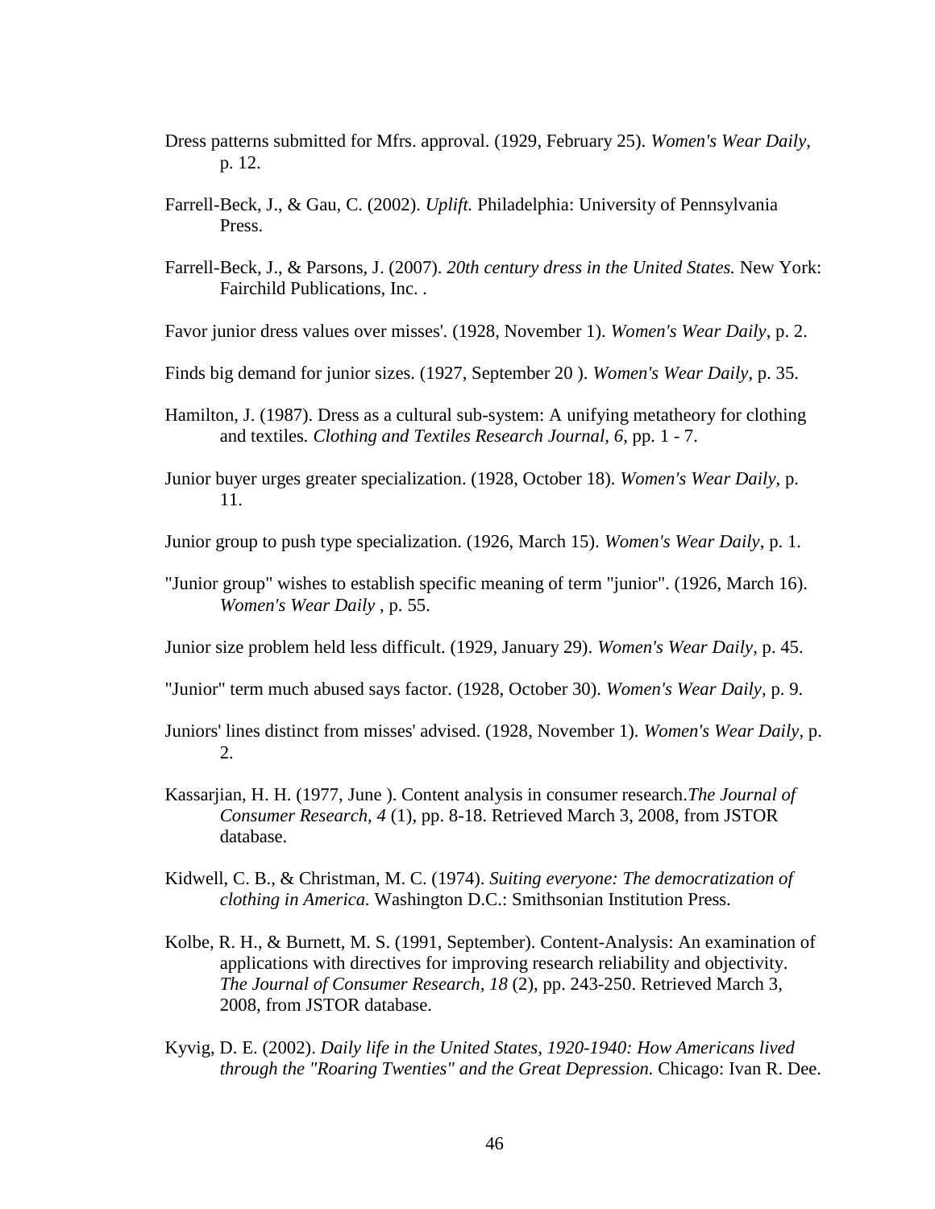Dress patterns submitted for Mfrs. approval. (1929, February 25). *Women's Wear Daily*, p. 12.

Farrell-Beck, J., & Gau, C. (2002). *Uplift.* Philadelphia: University of Pennsylvania Press.

Farrell-Beck, J., & Parsons, J. (2007). *20th century dress in the United States.* New York: Fairchild Publications, Inc. .

Favor junior dress values over misses'. (1928, November 1). *Women's Wear Daily*, p. 2.

Finds big demand for junior sizes. (1927, September 20 ). *Women's Wear Daily*, p. 35.

Hamilton, J. (1987). Dress as a cultural sub-system: A unifying metatheory for clothing and textiles. *Clothing and Textiles Research Journal*, *6*, pp. 1 - 7.

Junior buyer urges greater specialization. (1928, October 18). *Women's Wear Daily*, p. 11.

Junior group to push type specialization. (1926, March 15). *Women's Wear Daily*, p. 1.

"Junior group" wishes to establish specific meaning of term "junior". (1926, March 16). *Women's Wear Daily* , p. 55.

Junior size problem held less difficult. (1929, January 29). *Women's Wear Daily*, p. 45.

"Junior" term much abused says factor. (1928, October 30). *Women's Wear Daily*, p. 9.

Juniors' lines distinct from misses' advised. (1928, November 1). *Women's Wear Daily*, p. 2.

Kassarjian, H. H. (1977, June ). Content analysis in consumer research.*The Journal of Consumer Research, 4* (1), pp. 8-18. Retrieved March 3, 2008, from JSTOR database.

Kidwell, C. B., & Christman, M. C. (1974). *Suiting everyone: The democratization of clothing in America.* Washington D.C.: Smithsonian Institution Press.

Kolbe, R. H., & Burnett, M. S. (1991, September). Content-Analysis: An examination of applications with directives for improving research reliability and objectivity. *The Journal of Consumer Research, 18* (2), pp. 243-250. Retrieved March 3, 2008, from JSTOR database.

Kyvig, D. E. (2002). *Daily life in the United States, 1920-1940: How Americans lived through the "Roaring Twenties" and the Great Depression.* Chicago: Ivan R. Dee.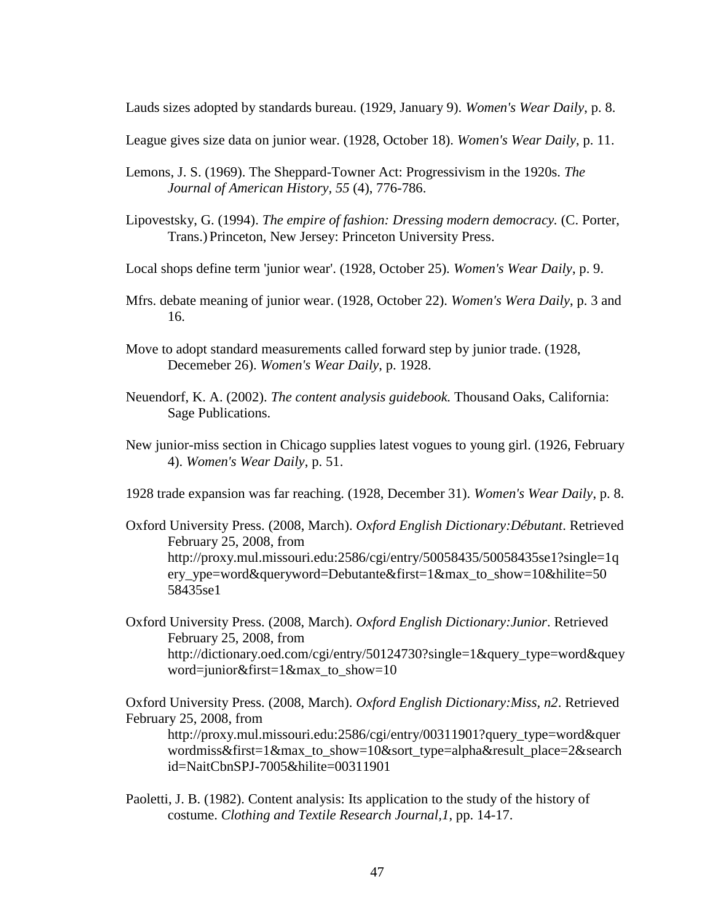Lauds sizes adopted by standards bureau. (1929, January 9). *Women's Wear Daily*, p. 8.

League gives size data on junior wear. (1928, October 18). *Women's Wear Daily*, p. 11.

Lemons, J. S. (1969). The Sheppard-Towner Act: Progressivism in the 1920s. *The Journal of American History, 55* (4), 776-786.

Lipovestsky, G. (1994). *The empire of fashion: Dressing modern democracy.* (C. Porter, Trans.) Princeton, New Jersey: Princeton University Press.

Local shops define term 'junior wear'. (1928, October 25). *Women's Wear Daily*, p. 9.

Mfrs. debate meaning of junior wear. (1928, October 22). *Women's Wera Daily*, p. 3 and 16.

Move to adopt standard measurements called forward step by junior trade. (1928, Decemeber 26). *Women's Wear Daily*, p. 1928.

Neuendorf, K. A. (2002). *The content analysis guidebook.* Thousand Oaks, California: Sage Publications.

New junior-miss section in Chicago supplies latest vogues to young girl. (1926, February 4). *Women's Wear Daily*, p. 51.

1928 trade expansion was far reaching. (1928, December 31). *Women's Wear Daily*, p. 8.

Oxford University Press. (2008, March). *Oxford English Dictionary:Débutant*. Retrieved February 25, 2008, from http://proxy.mul.missouri.edu:2586/cgi/entry/50058435/50058435se1?single=1query_ype=word&queryword=Debutante&first=1&max_to_show=10&hilite=5058435se1

Oxford University Press. (2008, March). *Oxford English Dictionary:Junior*. Retrieved February 25, 2008, from http://dictionary.oed.com/cgi/entry/50124730?single=1&query_type=word&queryword=junior&first=1&max_to_show=10

Oxford University Press. (2008, March). *Oxford English Dictionary:Miss, n2*. Retrieved February 25, 2008, from http://proxy.mul.missouri.edu:2586/cgi/entry/00311901?query_type=word&querwordmiss&first=1&max_to_show=10&sort_type=alpha&result_place=2&searchid=NaitCbnSPJ-7005&hilite=00311901

Paoletti, J. B. (1982). Content analysis: Its application to the study of the history of costume. *Clothing and Textile Research Journal,1*, pp. 14-17.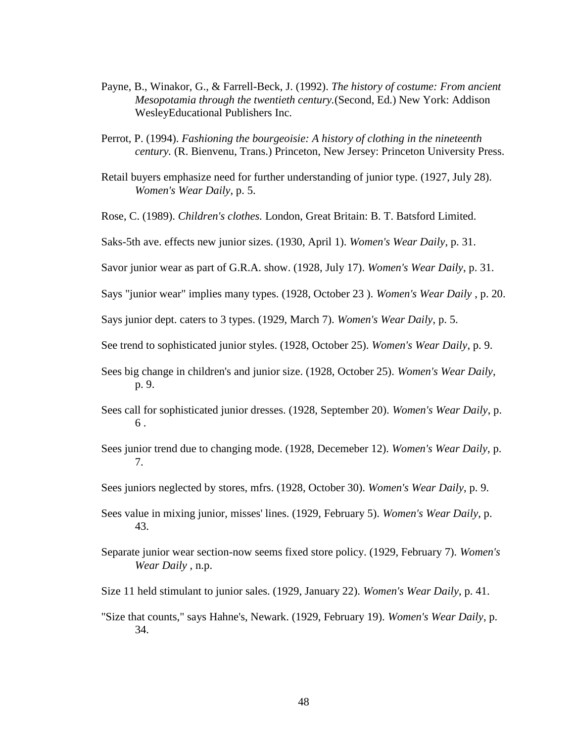Payne, B., Winakor, G., & Farrell-Beck, J. (1992). *The history of costume: From ancient Mesopotamia through the twentieth century.*(Second, Ed.) New York: Addison WesleyEducational Publishers Inc.

Perrot, P. (1994). *Fashioning the bourgeoisie: A history of clothing in the nineteenth century.* (R. Bienvenu, Trans.) Princeton, New Jersey: Princeton University Press.

Retail buyers emphasize need for further understanding of junior type. (1927, July 28). *Women's Wear Daily*, p. 5.

Rose, C. (1989). *Children's clothes.* London, Great Britain: B. T. Batsford Limited.

Saks-5th ave. effects new junior sizes. (1930, April 1). *Women's Wear Daily*, p. 31.

Savor junior wear as part of G.R.A. show. (1928, July 17). *Women's Wear Daily*, p. 31.

Says "junior wear" implies many types. (1928, October 23 ). *Women's Wear Daily* , p. 20.

Says junior dept. caters to 3 types. (1929, March 7). *Women's Wear Daily*, p. 5.

See trend to sophisticated junior styles. (1928, October 25). *Women's Wear Daily*, p. 9.

Sees big change in children's and junior size. (1928, October 25). *Women's Wear Daily*, p. 9.

Sees call for sophisticated junior dresses. (1928, September 20). *Women's Wear Daily*, p. 6 .

Sees junior trend due to changing mode. (1928, Decemeber 12). *Women's Wear Daily*, p. 7.

Sees juniors neglected by stores, mfrs. (1928, October 30). *Women's Wear Daily*, p. 9.

Sees value in mixing junior, misses' lines. (1929, February 5). *Women's Wear Daily*, p. 43.

Separate junior wear section-now seems fixed store policy. (1929, February 7). *Women's Wear Daily* , n.p.

Size 11 held stimulant to junior sales. (1929, January 22). *Women's Wear Daily*, p. 41.

"Size that counts," says Hahne's, Newark. (1929, February 19). *Women's Wear Daily*, p. 34.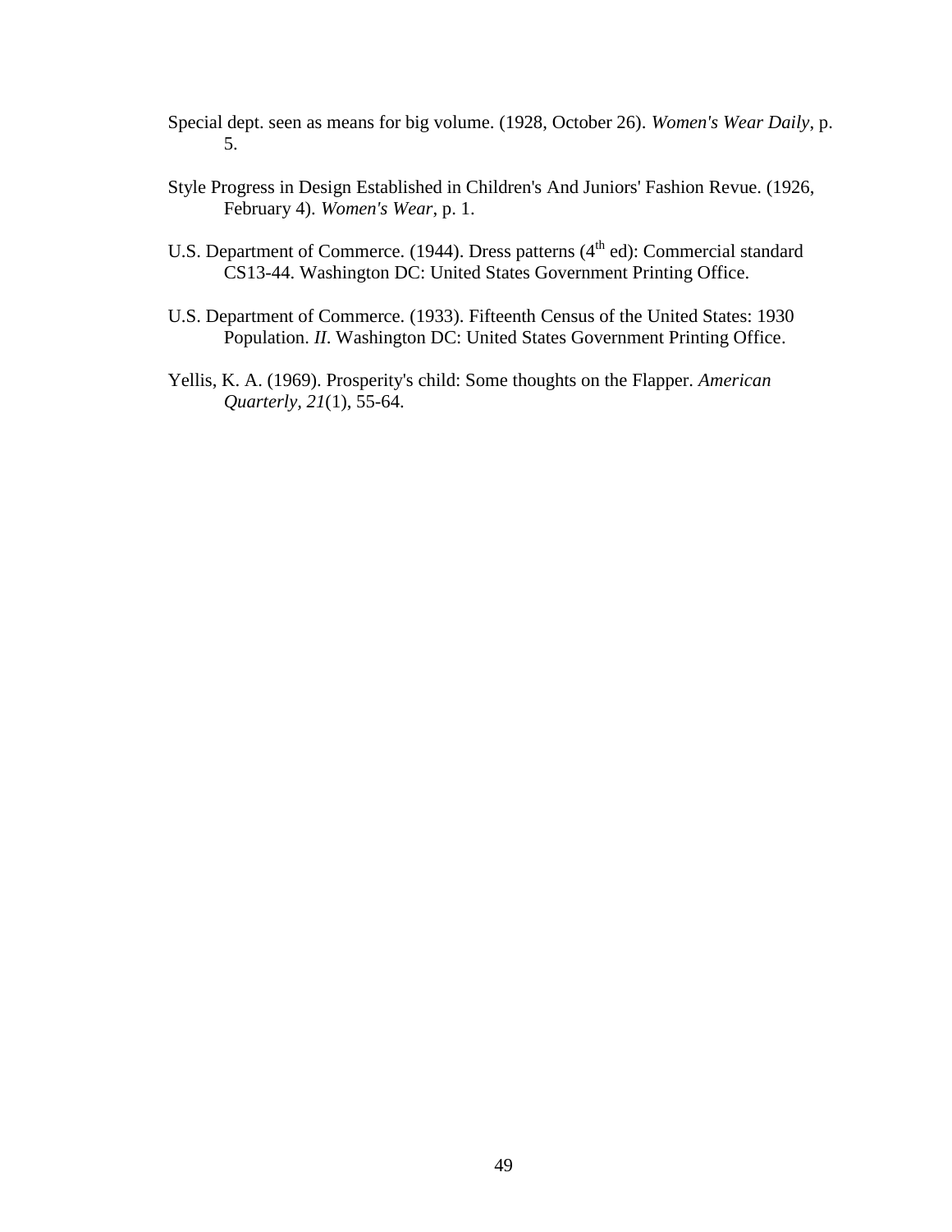Special dept. seen as means for big volume. (1928, October 26). *Women's Wear Daily*, p. 5.

Style Progress in Design Established in Children's And Juniors' Fashion Revue. (1926, February 4). *Women's Wear*, p. 1.

U.S. Department of Commerce. (1944). Dress patterns (4th ed): Commercial standard CS13-44. Washington DC: United States Government Printing Office.

U.S. Department of Commerce. (1933). Fifteenth Census of the United States: 1930 Population. *II*. Washington DC: United States Government Printing Office.

Yellis, K. A. (1969). Prosperity's child: Some thoughts on the Flapper. *American Quarterly, 21*(1), 55-64.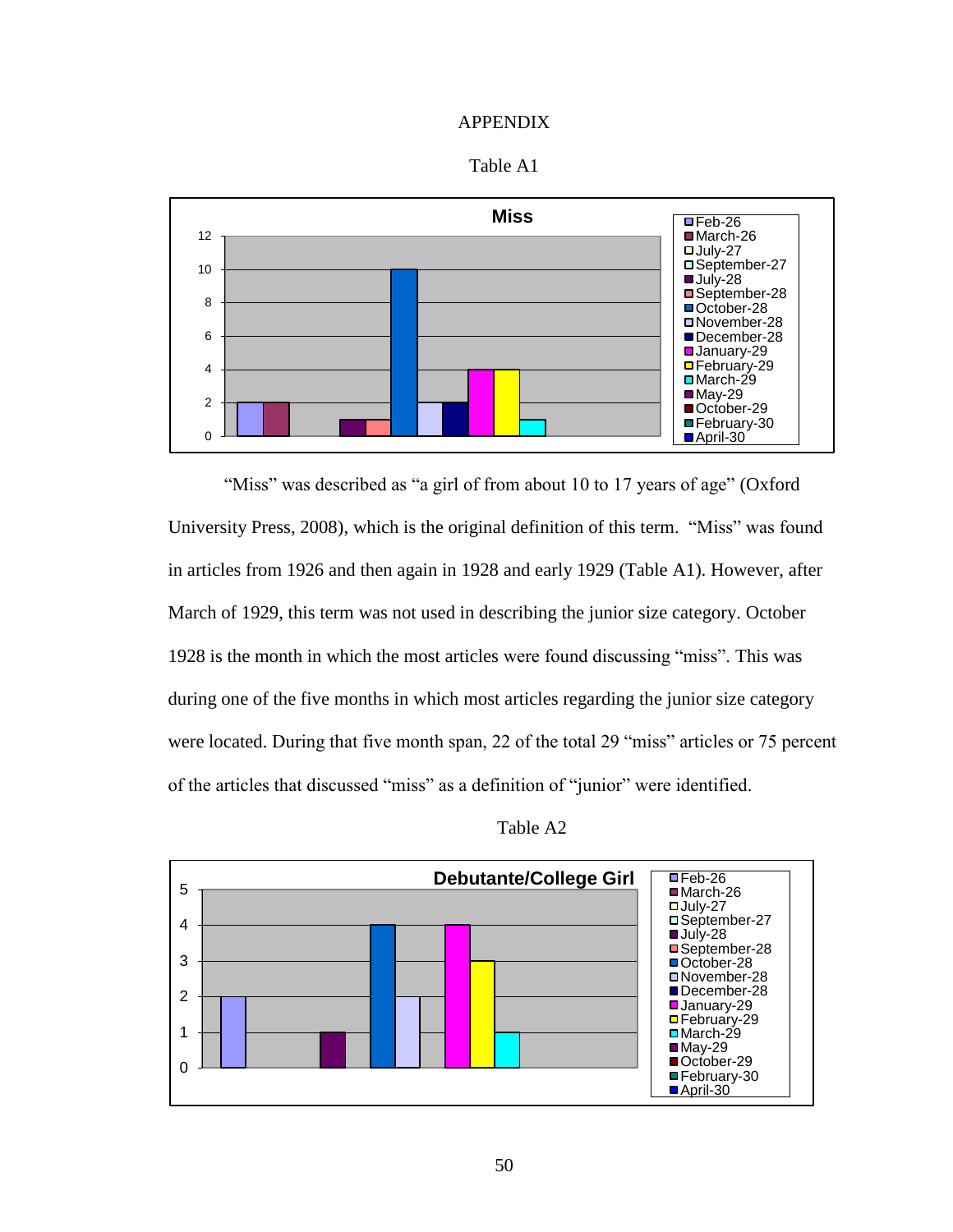# APPENDIX

Table A1

| Month | Miss |
|---|---|
| Feb-26 | 2 |
| March-26 | 2 |
| July-27 | 0 |
| September-27 | 0 |
| July-28 | 1 |
| September-28 | 1 |
| October-28 | 10 |
| November-28 | 2 |
| December-28 | 2 |
| January-29 | 4 |
| February-29 | 4 |
| March-29 | 1 |
| May-29 | 0 |
| October-29 | 0 |
| February-30 | 0 |
| April-30 | 0 |

"Miss" was described as "a girl of from about 10 to 17 years of age" (Oxford University Press, 2008), which is the original definition of this term. "Miss" was found in articles from 1926 and then again in 1928 and early 1929 (Table A1). However, after March of 1929, this term was not used in describing the junior size category. October 1928 is the month in which the most articles were found discussing "miss". This was during one of the five months in which most articles regarding the junior size category were located. During that five month span, 22 of the total 29 "miss" articles or 75 percent of the articles that discussed "miss" as a definition of "junior" were identified.

Table A2

| Month | Debutante/College Girl |
|---|---|
| Feb-26 | 2 |
| March-26 | 0 |
| July-27 | 0 |
| September-27 | 0 |
| July-28 | 1 |
| September-28 | 0 |
| October-28 | 4 |
| November-28 | 2 |
| December-28 | 0 |
| January-29 | 4 |
| February-29 | 3 |
| March-29 | 1 |
| May-29 | 0 |
| October-29 | 0 |
| February-30 | 0 |
| April-30 | 0 |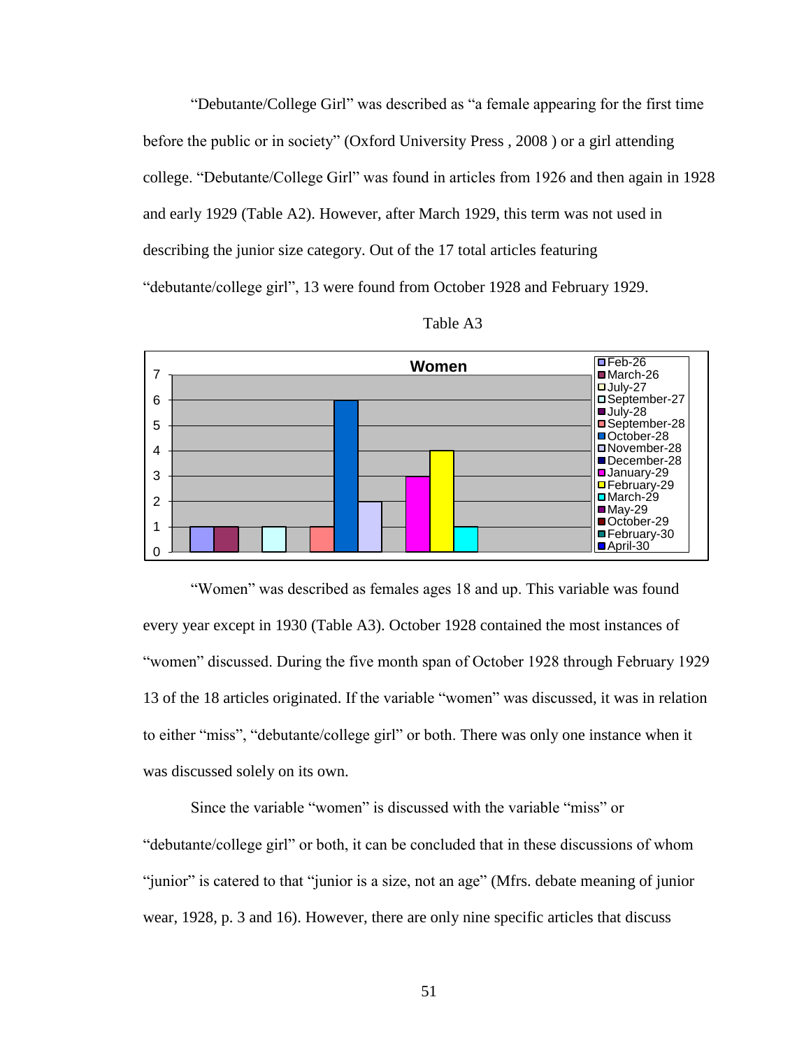"Debutante/College Girl" was described as "a female appearing for the first time before the public or in society" (Oxford University Press , 2008 ) or a girl attending college. "Debutante/College Girl" was found in articles from 1926 and then again in 1928 and early 1929 (Table A2). However, after March 1929, this term was not used in describing the junior size category. Out of the 17 total articles featuring "debutante/college girl", 13 were found from October 1928 and February 1929.

Table A3

**Women**

| Month | Count |
|---|---|
| Feb-26 | 1 |
| March-26 | 1 |
| July-27 | 0 |
| September-27 | 1 |
| July-28 | 0 |
| September-28 | 1 |
| October-28 | 6 |
| November-28 | 2 |
| December-28 | 0 |
| January-29 | 3 |
| February-29 | 4 |
| March-29 | 1 |
| May-29 | 0 |
| October-29 | 0 |
| February-30 | 0 |
| April-30 | 0 |

"Women" was described as females ages 18 and up. This variable was found every year except in 1930 (Table A3). October 1928 contained the most instances of "women" discussed. During the five month span of October 1928 through February 1929 13 of the 18 articles originated. If the variable "women" was discussed, it was in relation to either "miss", "debutante/college girl" or both. There was only one instance when it was discussed solely on its own.

Since the variable "women" is discussed with the variable "miss" or "debutante/college girl" or both, it can be concluded that in these discussions of whom "junior" is catered to that "junior is a size, not an age" (Mfrs. debate meaning of junior wear, 1928, p. 3 and 16). However, there are only nine specific articles that discuss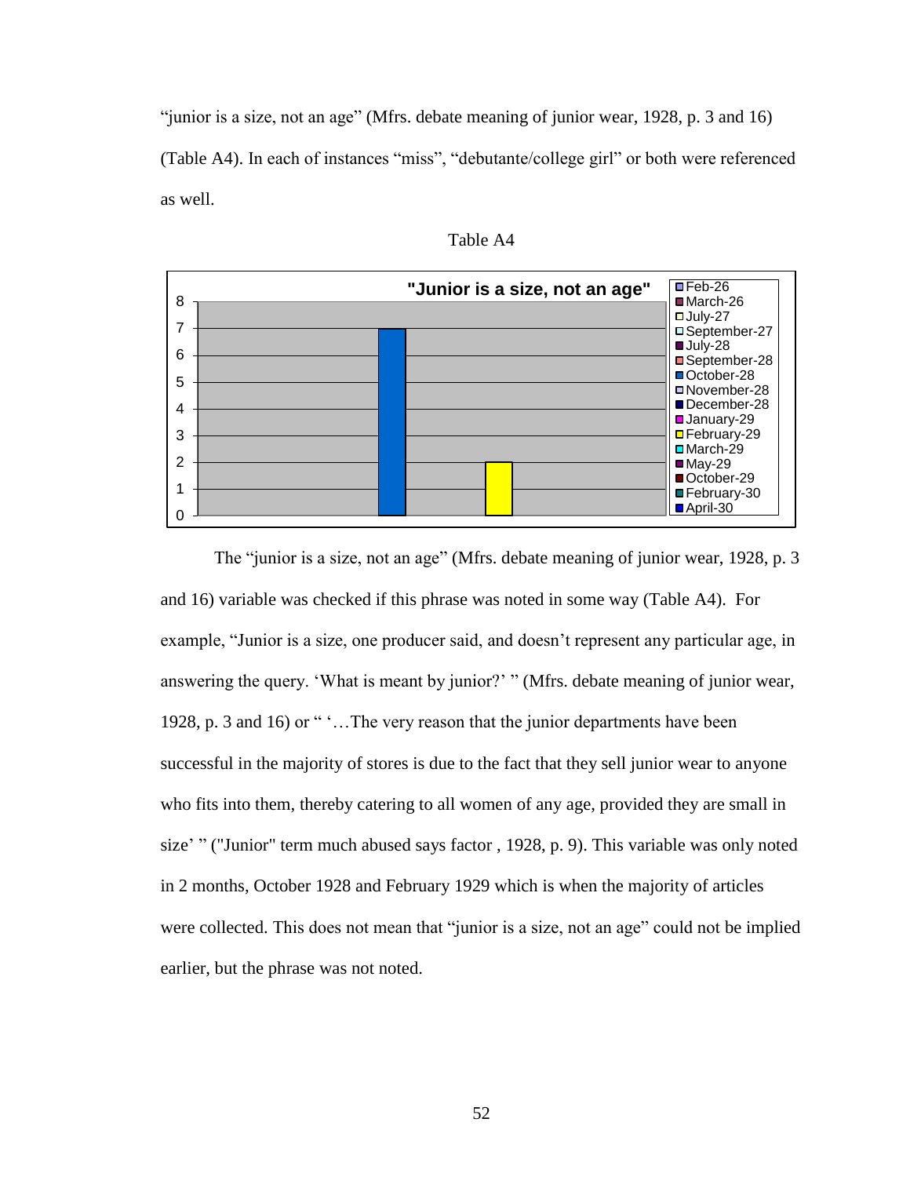"junior is a size, not an age" (Mfrs. debate meaning of junior wear, 1928, p. 3 and 16) (Table A4). In each of instances "miss", "debutante/college girl" or both were referenced as well.

Table A4

**"Junior is a size, not an age"**

| Month | Count |
|---|---|
| Feb-26 | |
| March-26 | |
| July-27 | |
| September-27 | |
| July-28 | |
| September-28 | |
| October-28 | 7 |
| November-28 | |
| December-28 | |
| January-29 | |
| February-29 | 2 |
| March-29 | |
| May-29 | |
| October-29 | |
| February-30 | |
| April-30 | |

The "junior is a size, not an age" (Mfrs. debate meaning of junior wear, 1928, p. 3 and 16) variable was checked if this phrase was noted in some way (Table A4). For example, "Junior is a size, one producer said, and doesn't represent any particular age, in answering the query. 'What is meant by junior?' " (Mfrs. debate meaning of junior wear, 1928, p. 3 and 16) or " '…The very reason that the junior departments have been successful in the majority of stores is due to the fact that they sell junior wear to anyone who fits into them, thereby catering to all women of any age, provided they are small in size' " ("Junior" term much abused says factor , 1928, p. 9). This variable was only noted in 2 months, October 1928 and February 1929 which is when the majority of articles were collected. This does not mean that "junior is a size, not an age" could not be implied earlier, but the phrase was not noted.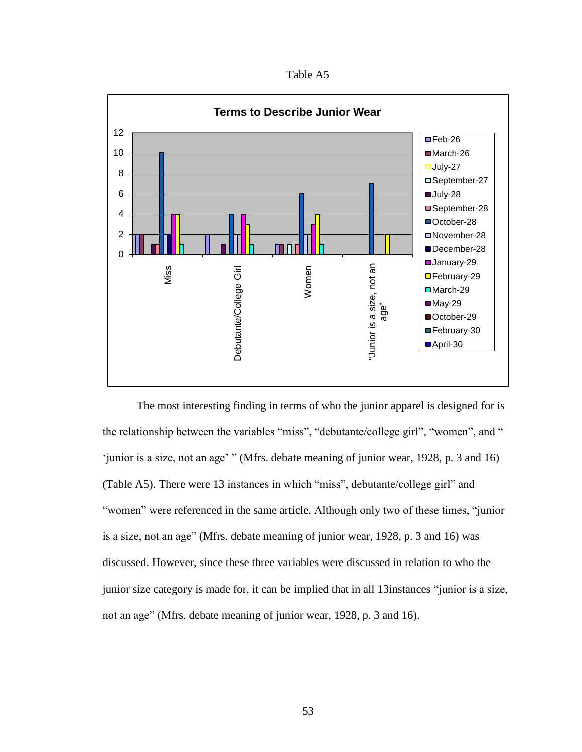Table A5

The most interesting finding in terms of who the junior apparel is designed for is the relationship between the variables "miss", "debutante/college girl", "women", and " 'junior is a size, not an age' " (Mfrs. debate meaning of junior wear, 1928, p. 3 and 16) (Table A5). There were 13 instances in which "miss", debutante/college girl" and "women" were referenced in the same article. Although only two of these times, "junior is a size, not an age" (Mfrs. debate meaning of junior wear, 1928, p. 3 and 16) was discussed. However, since these three variables were discussed in relation to who the junior size category is made for, it can be implied that in all 13instances "junior is a size, not an age" (Mfrs. debate meaning of junior wear, 1928, p. 3 and 16).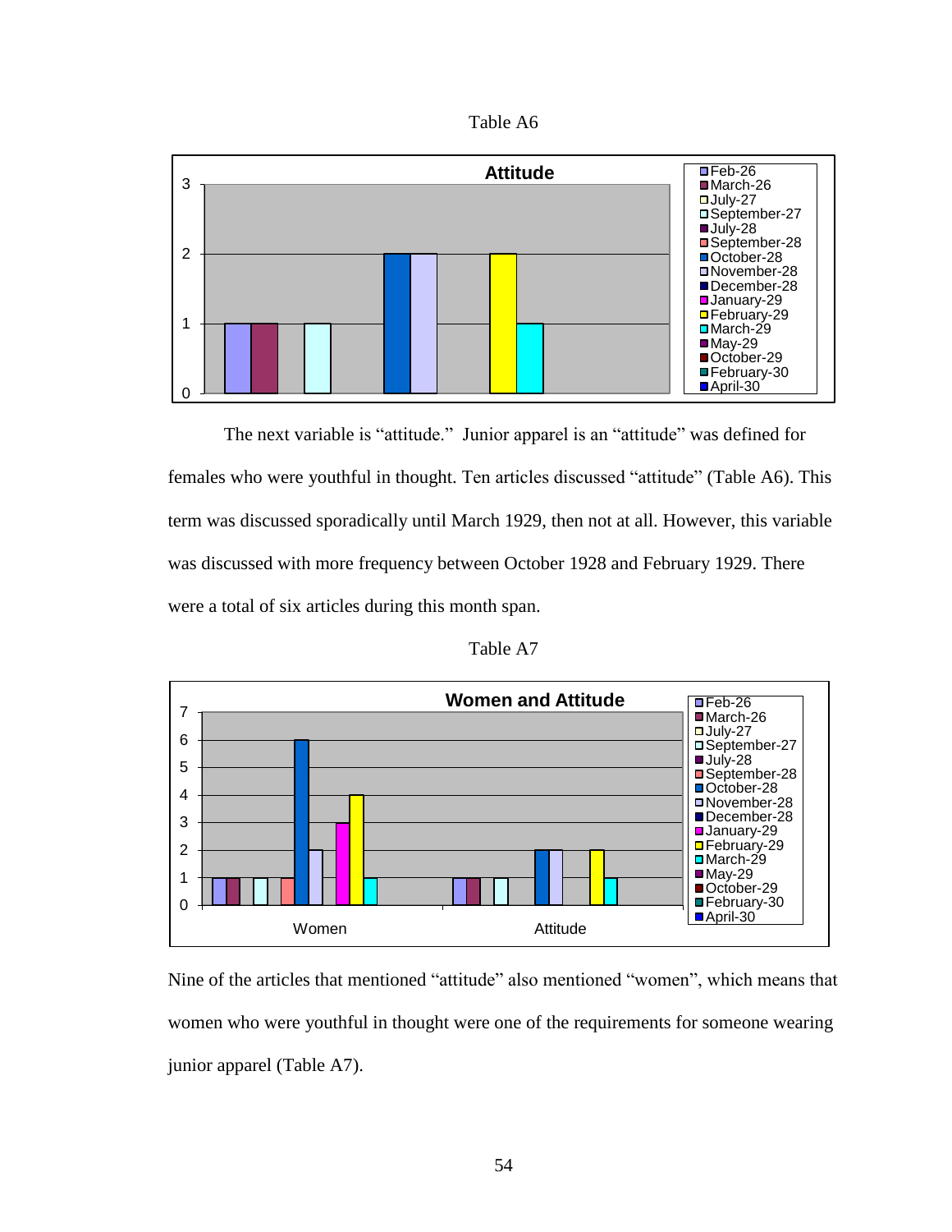Table A6

The next variable is "attitude." Junior apparel is an "attitude" was defined for females who were youthful in thought. Ten articles discussed "attitude" (Table A6). This term was discussed sporadically until March 1929, then not at all. However, this variable was discussed with more frequency between October 1928 and February 1929. There were a total of six articles during this month span.

Table A7

Nine of the articles that mentioned "attitude" also mentioned "women", which means that women who were youthful in thought were one of the requirements for someone wearing junior apparel (Table A7).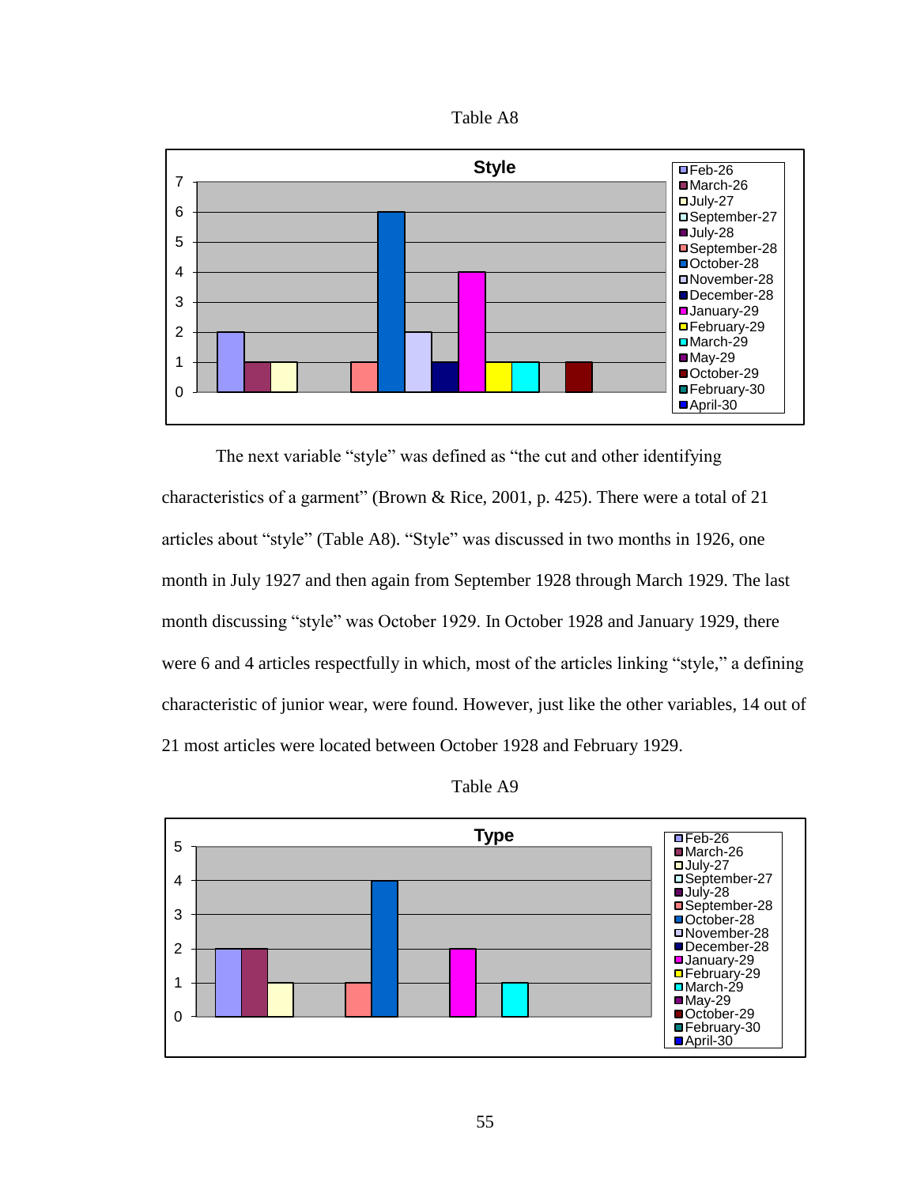Table A8

The next variable "style" was defined as "the cut and other identifying characteristics of a garment" (Brown & Rice, 2001, p. 425). There were a total of 21 articles about "style" (Table A8). "Style" was discussed in two months in 1926, one month in July 1927 and then again from September 1928 through March 1929. The last month discussing "style" was October 1929. In October 1928 and January 1929, there were 6 and 4 articles respectfully in which, most of the articles linking "style," a defining characteristic of junior wear, were found. However, just like the other variables, 14 out of 21 most articles were located between October 1928 and February 1929.

Table A9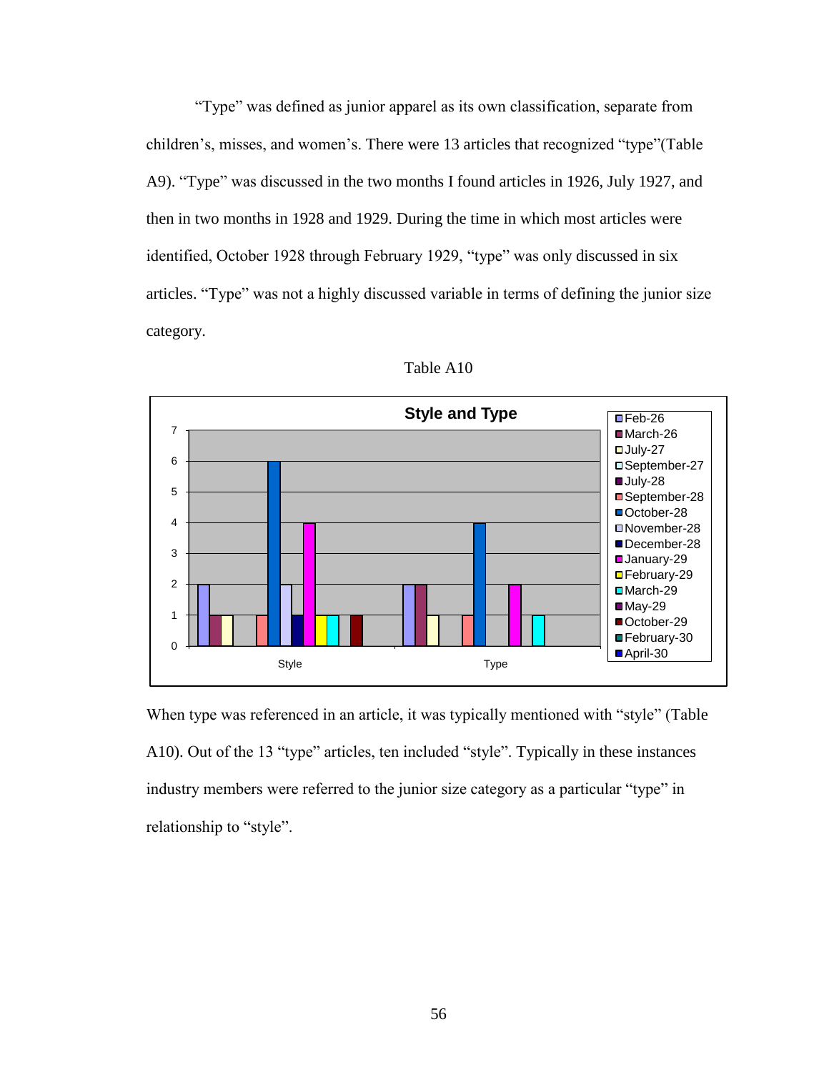"Type" was defined as junior apparel as its own classification, separate from children's, misses, and women's. There were 13 articles that recognized "type"(Table A9). "Type" was discussed in the two months I found articles in 1926, July 1927, and then in two months in 1928 and 1929. During the time in which most articles were identified, October 1928 through February 1929, "type" was only discussed in six articles. "Type" was not a highly discussed variable in terms of defining the junior size category.

Table A10

**Style and Type**

| Month | Style | Type |
|---|---|---|
| Feb-26 | 2 | 2 |
| March-26 | 1 | 2 |
| July-27 | 1 | 1 |
| September-27 | 0 | 0 |
| July-28 | 0 | 0 |
| September-28 | 1 | 1 |
| October-28 | 6 | 4 |
| November-28 | 2 | 0 |
| December-28 | 1 | 0 |
| January-29 | 4 | 2 |
| February-29 | 1 | 0 |
| March-29 | 1 | 1 |
| May-29 | 0 | 0 |
| October-29 | 1 | 0 |
| February-30 | 0 | 0 |
| April-30 | 0 | 0 |

When type was referenced in an article, it was typically mentioned with "style" (Table A10). Out of the 13 "type" articles, ten included "style". Typically in these instances industry members were referred to the junior size category as a particular "type" in relationship to "style".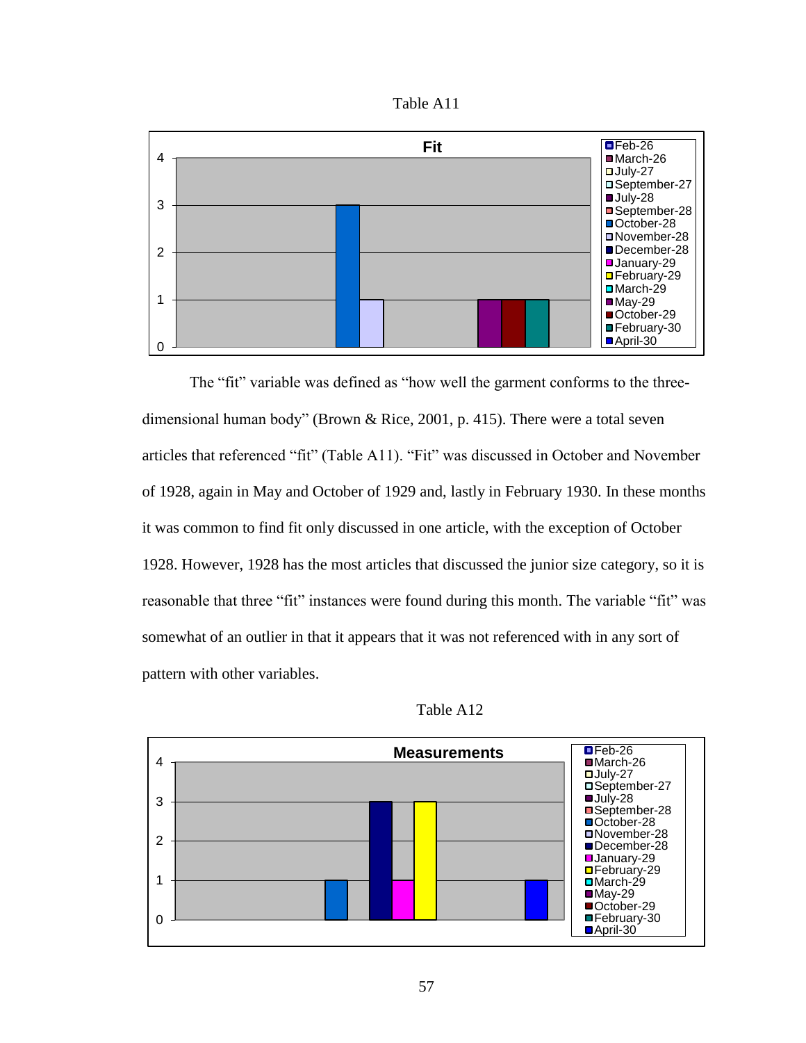Table A11

The "fit" variable was defined as "how well the garment conforms to the three-dimensional human body" (Brown & Rice, 2001, p. 415). There were a total seven articles that referenced "fit" (Table A11). "Fit" was discussed in October and November of 1928, again in May and October of 1929 and, lastly in February 1930. In these months it was common to find fit only discussed in one article, with the exception of October 1928. However, 1928 has the most articles that discussed the junior size category, so it is reasonable that three "fit" instances were found during this month. The variable "fit" was somewhat of an outlier in that it appears that it was not referenced with in any sort of pattern with other variables.

Table A12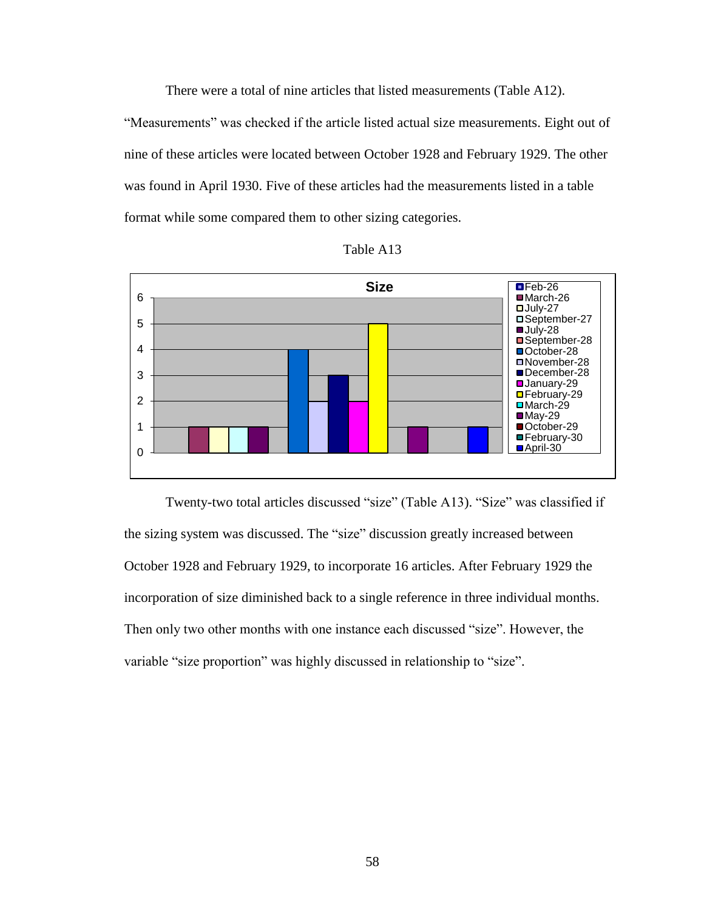There were a total of nine articles that listed measurements (Table A12). "Measurements" was checked if the article listed actual size measurements. Eight out of nine of these articles were located between October 1928 and February 1929. The other was found in April 1930. Five of these articles had the measurements listed in a table format while some compared them to other sizing categories.

Table A13

**Size**

| Month | Count |
|---|---|
| Feb-26 | 0 |
| March-26 | 1 |
| July-27 | 1 |
| September-27 | 1 |
| July-28 | 1 |
| September-28 | 0 |
| October-28 | 4 |
| November-28 | 2 |
| December-28 | 3 |
| January-29 | 2 |
| February-29 | 5 |
| March-29 | 0 |
| May-29 | 1 |
| October-29 | 0 |
| February-30 | 0 |
| April-30 | 1 |

Twenty-two total articles discussed "size" (Table A13). "Size" was classified if the sizing system was discussed. The "size" discussion greatly increased between October 1928 and February 1929, to incorporate 16 articles. After February 1929 the incorporation of size diminished back to a single reference in three individual months. Then only two other months with one instance each discussed "size". However, the variable "size proportion" was highly discussed in relationship to "size".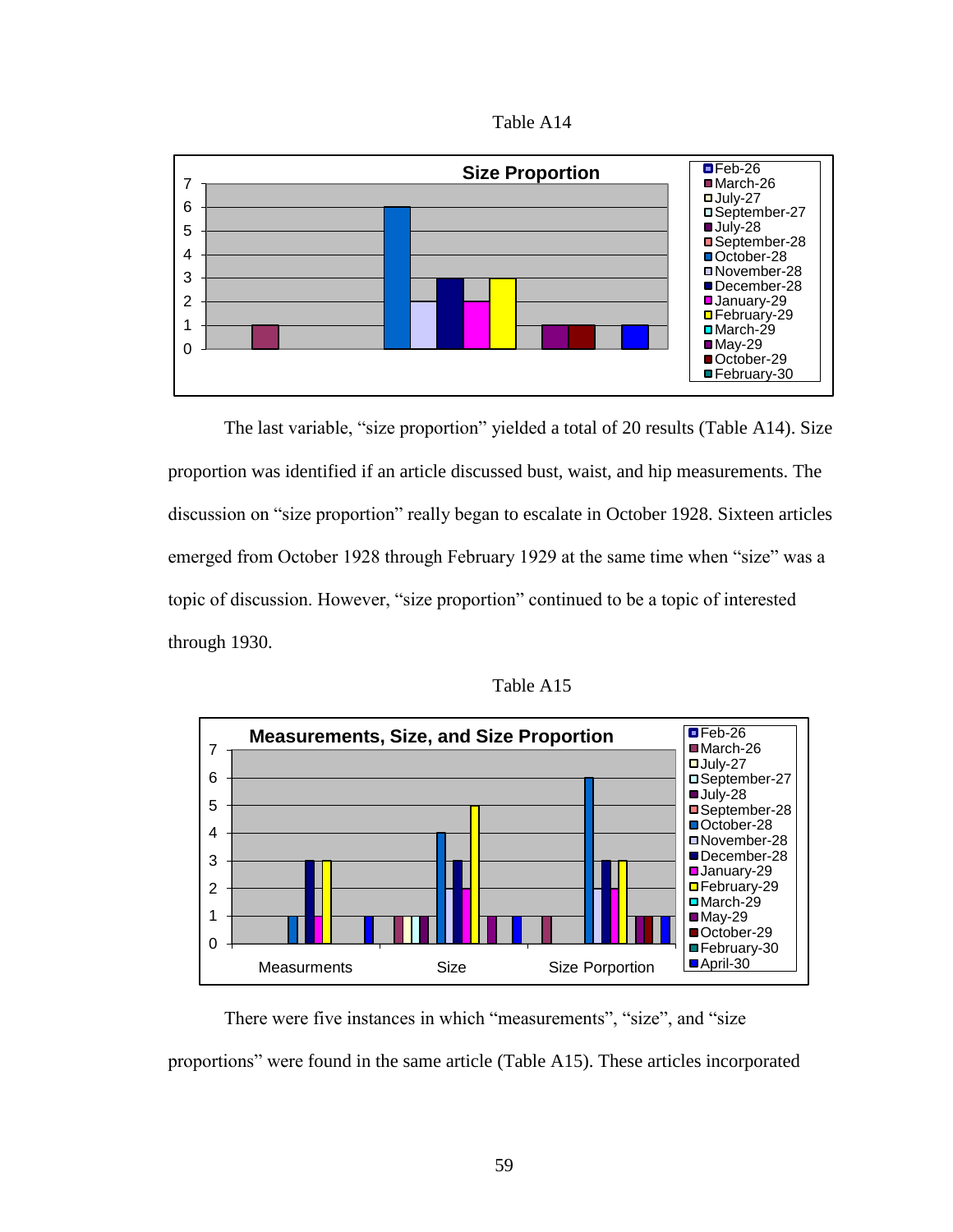Table A14

The last variable, "size proportion" yielded a total of 20 results (Table A14). Size proportion was identified if an article discussed bust, waist, and hip measurements. The discussion on "size proportion" really began to escalate in October 1928. Sixteen articles emerged from October 1928 through February 1929 at the same time when "size" was a topic of discussion. However, "size proportion" continued to be a topic of interested through 1930.

Table A15

There were five instances in which "measurements", "size", and "size proportions" were found in the same article (Table A15). These articles incorporated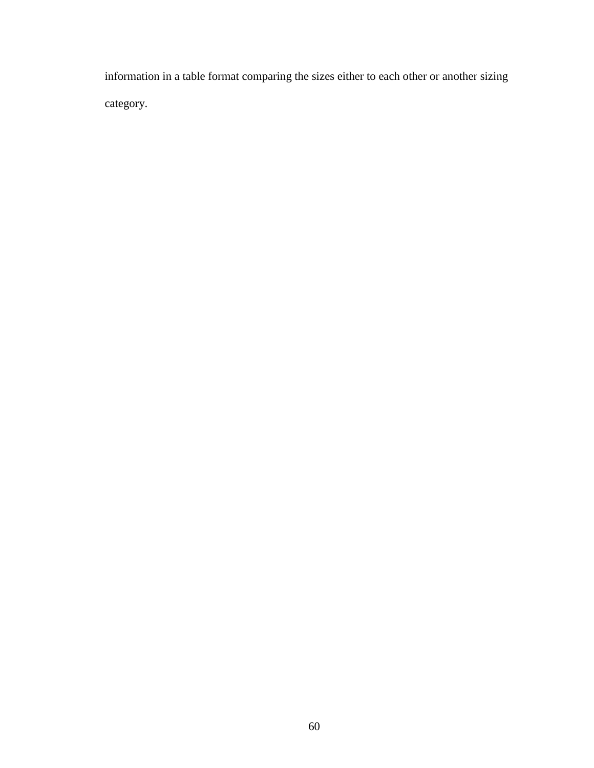information in a table format comparing the sizes either to each other or another sizing category.